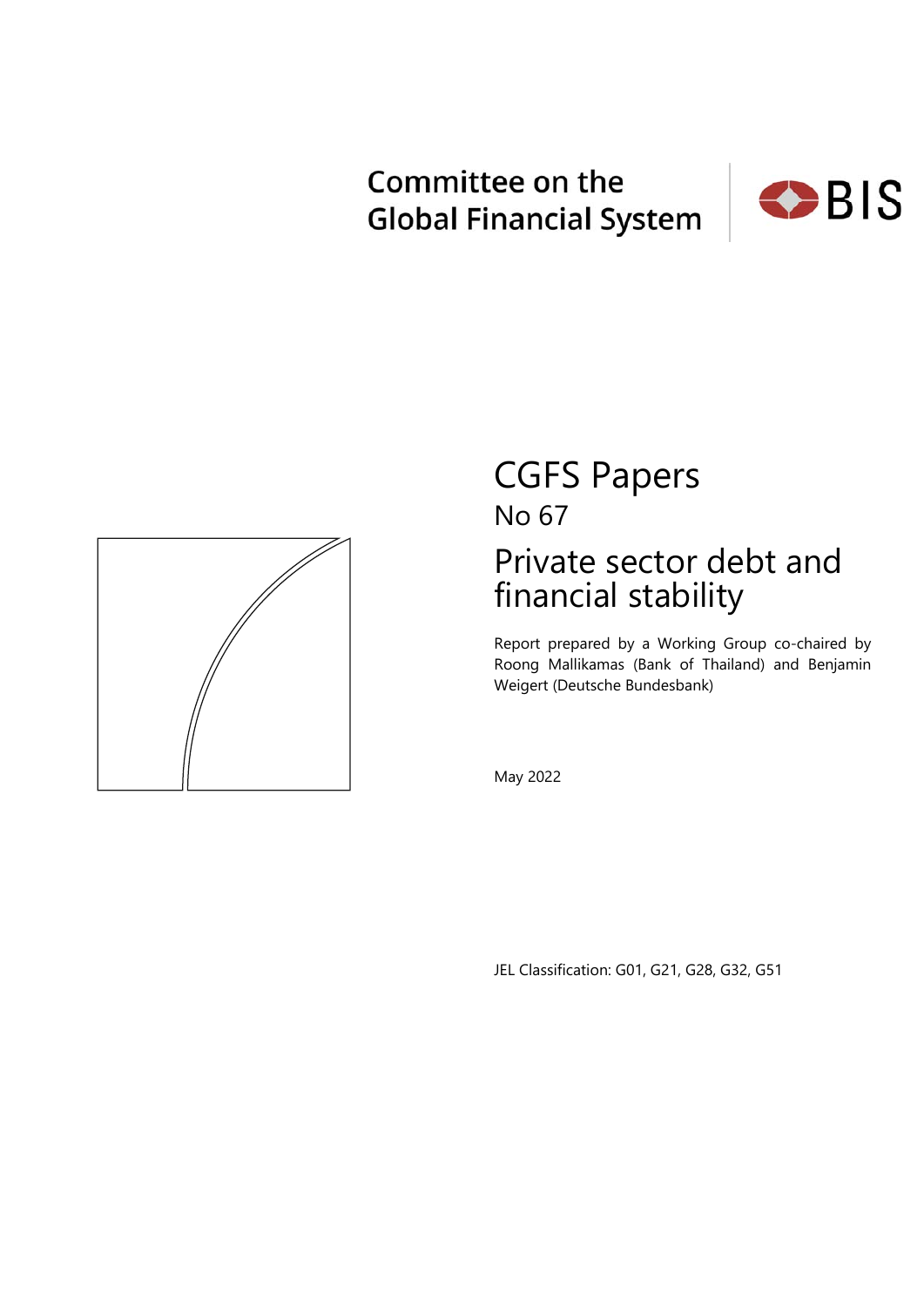Committee on the
Global Financial System

BIS

# CGFS Papers

## No 67

# Private sector debt and financial stability

Report prepared by a Working Group co-chaired by Roong Mallikamas (Bank of Thailand) and Benjamin Weigert (Deutsche Bundesbank)

May 2022

JEL Classification: G01, G21, G28, G32, G51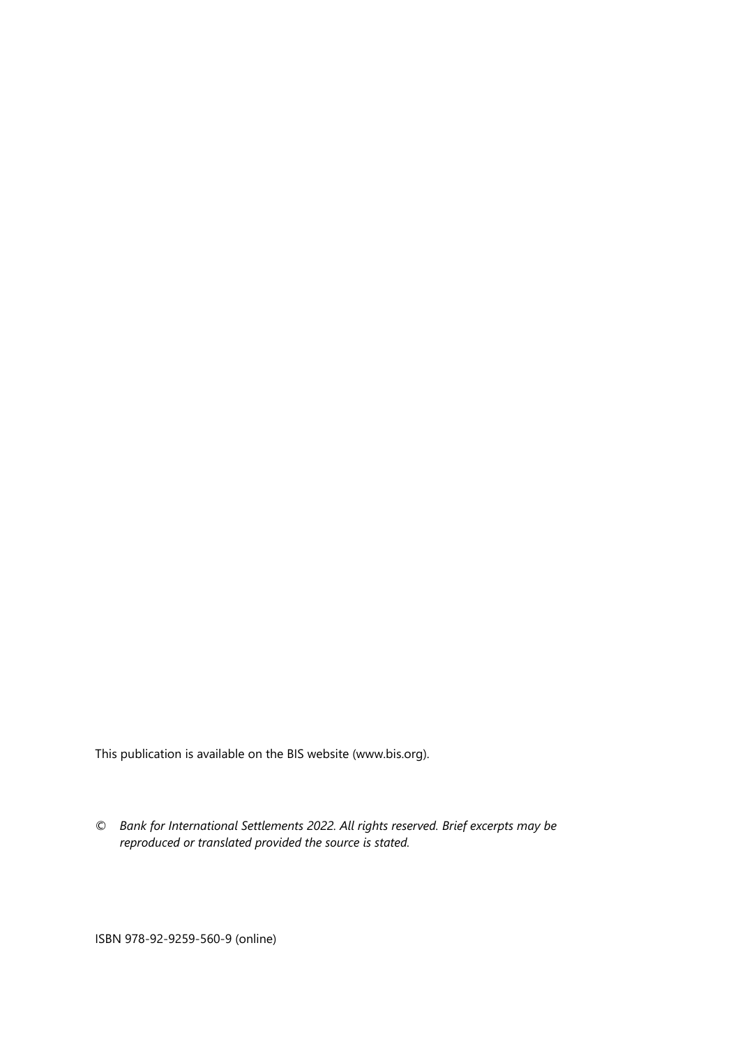This publication is available on the BIS website (www.bis.org).

© *Bank for International Settlements 2022. All rights reserved. Brief excerpts may be reproduced or translated provided the source is stated.*

ISBN 978-92-9259-560-9 (online)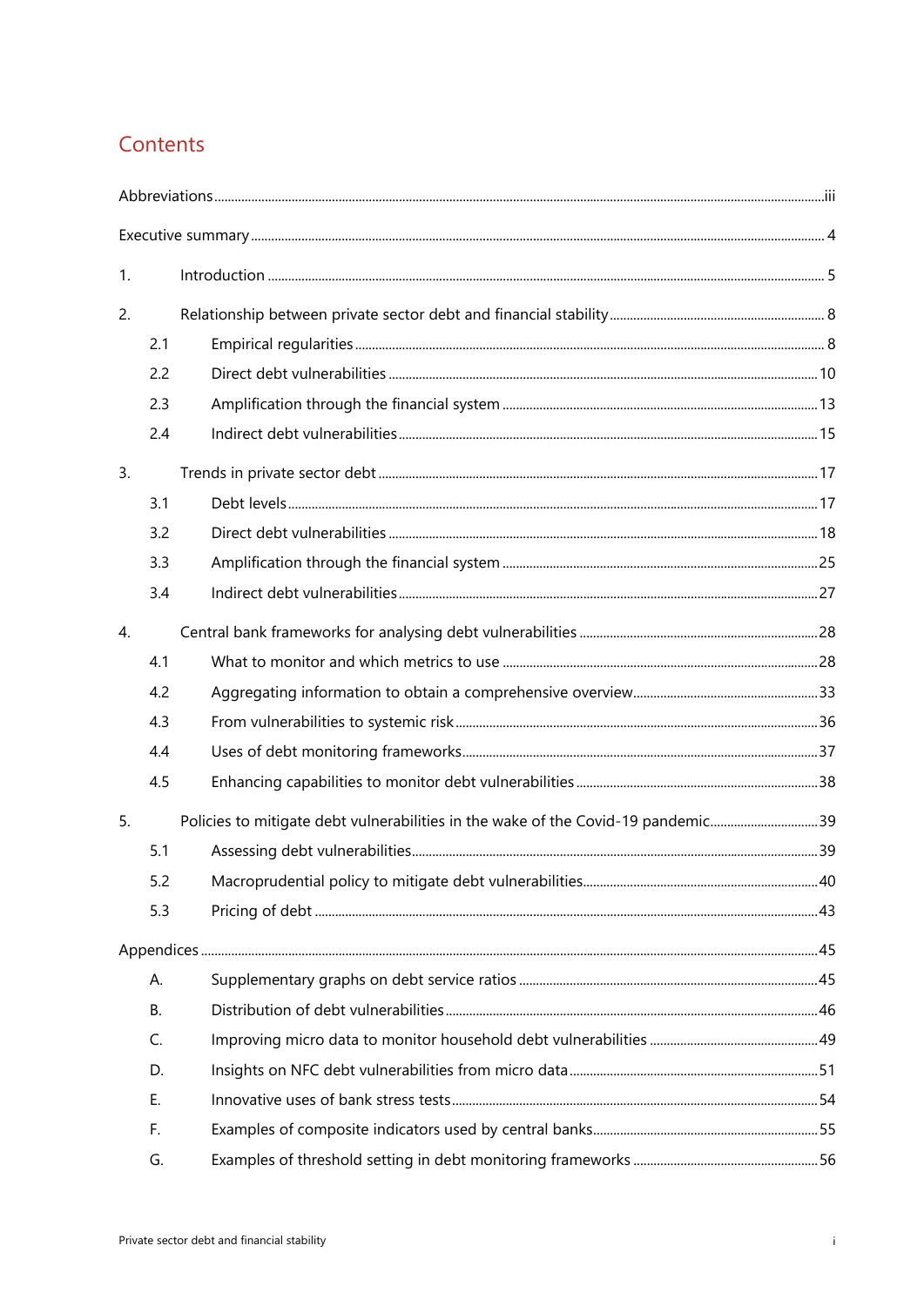# Contents

Abbreviations ... iii

Executive summary ... 4

1. Introduction ... 5

2. Relationship between private sector debt and financial stability ... 8
   - 2.1 Empirical regularities ... 8
   - 2.2 Direct debt vulnerabilities ... 10
   - 2.3 Amplification through the financial system ... 13
   - 2.4 Indirect debt vulnerabilities ... 15

3. Trends in private sector debt ... 17
   - 3.1 Debt levels ... 17
   - 3.2 Direct debt vulnerabilities ... 18
   - 3.3 Amplification through the financial system ... 25
   - 3.4 Indirect debt vulnerabilities ... 27

4. Central bank frameworks for analysing debt vulnerabilities ... 28
   - 4.1 What to monitor and which metrics to use ... 28
   - 4.2 Aggregating information to obtain a comprehensive overview ... 33
   - 4.3 From vulnerabilities to systemic risk ... 36
   - 4.4 Uses of debt monitoring frameworks ... 37
   - 4.5 Enhancing capabilities to monitor debt vulnerabilities ... 38

5. Policies to mitigate debt vulnerabilities in the wake of the Covid-19 pandemic ... 39
   - 5.1 Assessing debt vulnerabilities ... 39
   - 5.2 Macroprudential policy to mitigate debt vulnerabilities ... 40
   - 5.3 Pricing of debt ... 43

Appendices ... 45
   - A. Supplementary graphs on debt service ratios ... 45
   - B. Distribution of debt vulnerabilities ... 46
   - C. Improving micro data to monitor household debt vulnerabilities ... 49
   - D. Insights on NFC debt vulnerabilities from micro data ... 51
   - E. Innovative uses of bank stress tests ... 54
   - F. Examples of composite indicators used by central banks ... 55
   - G. Examples of threshold setting in debt monitoring frameworks ... 56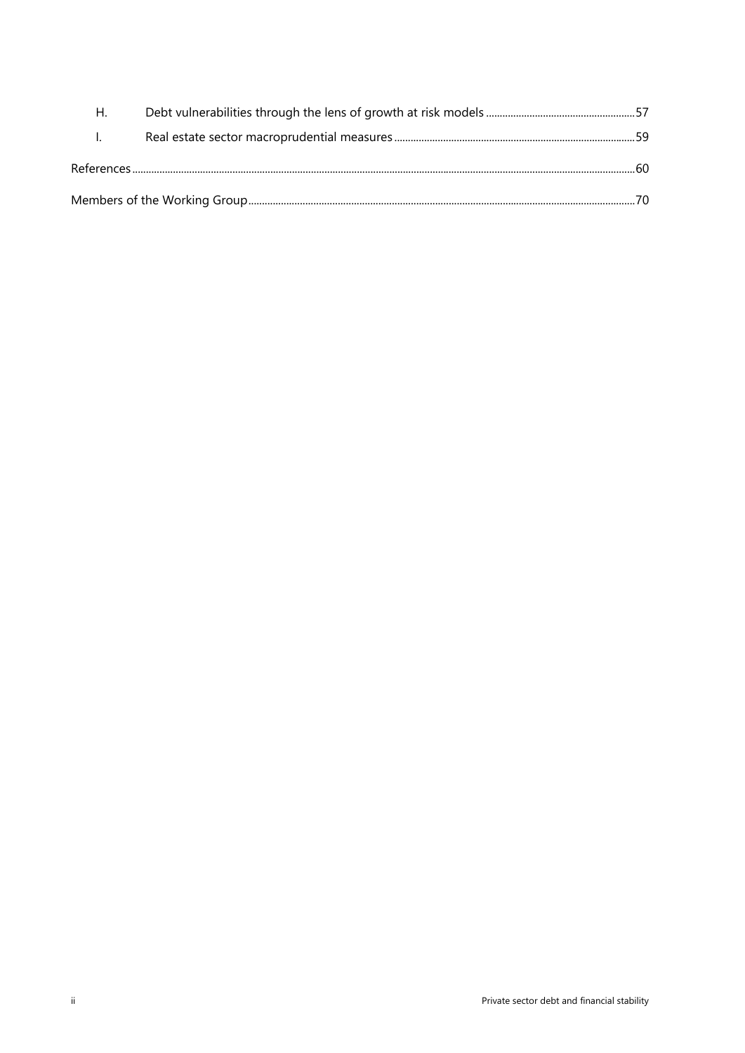H. Debt vulnerabilities through the lens of growth at risk models ..... 57

I. Real estate sector macroprudential measures ..... 59

References ..... 60

Members of the Working Group ..... 70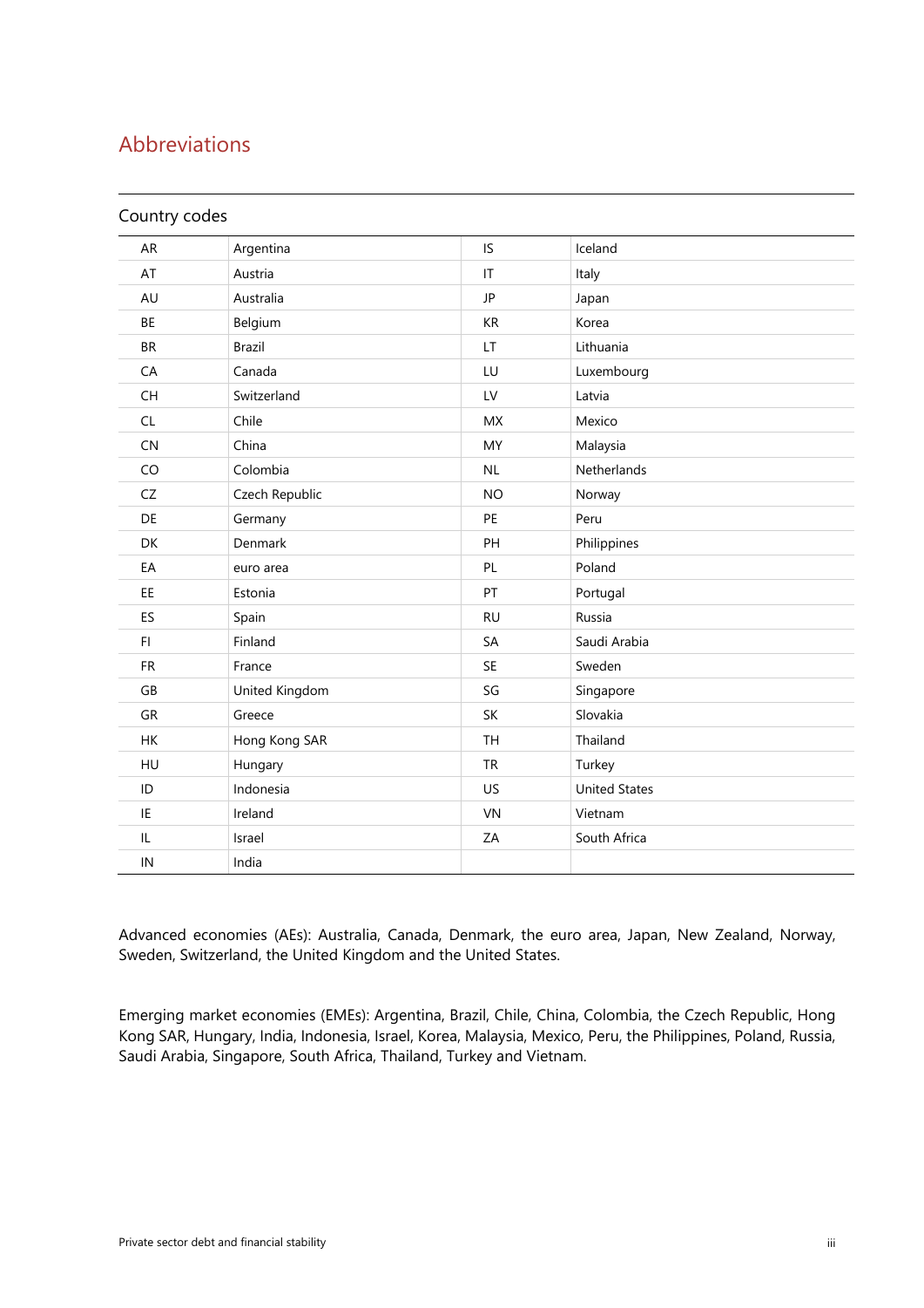# Abbreviations

## Country codes

| | | | |
|---|---|---|---|
| AR | Argentina | IS | Iceland |
| AT | Austria | IT | Italy |
| AU | Australia | JP | Japan |
| BE | Belgium | KR | Korea |
| BR | Brazil | LT | Lithuania |
| CA | Canada | LU | Luxembourg |
| CH | Switzerland | LV | Latvia |
| CL | Chile | MX | Mexico |
| CN | China | MY | Malaysia |
| CO | Colombia | NL | Netherlands |
| CZ | Czech Republic | NO | Norway |
| DE | Germany | PE | Peru |
| DK | Denmark | PH | Philippines |
| EA | euro area | PL | Poland |
| EE | Estonia | PT | Portugal |
| ES | Spain | RU | Russia |
| FI | Finland | SA | Saudi Arabia |
| FR | France | SE | Sweden |
| GB | United Kingdom | SG | Singapore |
| GR | Greece | SK | Slovakia |
| HK | Hong Kong SAR | TH | Thailand |
| HU | Hungary | TR | Turkey |
| ID | Indonesia | US | United States |
| IE | Ireland | VN | Vietnam |
| IL | Israel | ZA | South Africa |
| IN | India | | |

Advanced economies (AEs): Australia, Canada, Denmark, the euro area, Japan, New Zealand, Norway, Sweden, Switzerland, the United Kingdom and the United States.

Emerging market economies (EMEs): Argentina, Brazil, Chile, China, Colombia, the Czech Republic, Hong Kong SAR, Hungary, India, Indonesia, Israel, Korea, Malaysia, Mexico, Peru, the Philippines, Poland, Russia, Saudi Arabia, Singapore, South Africa, Thailand, Turkey and Vietnam.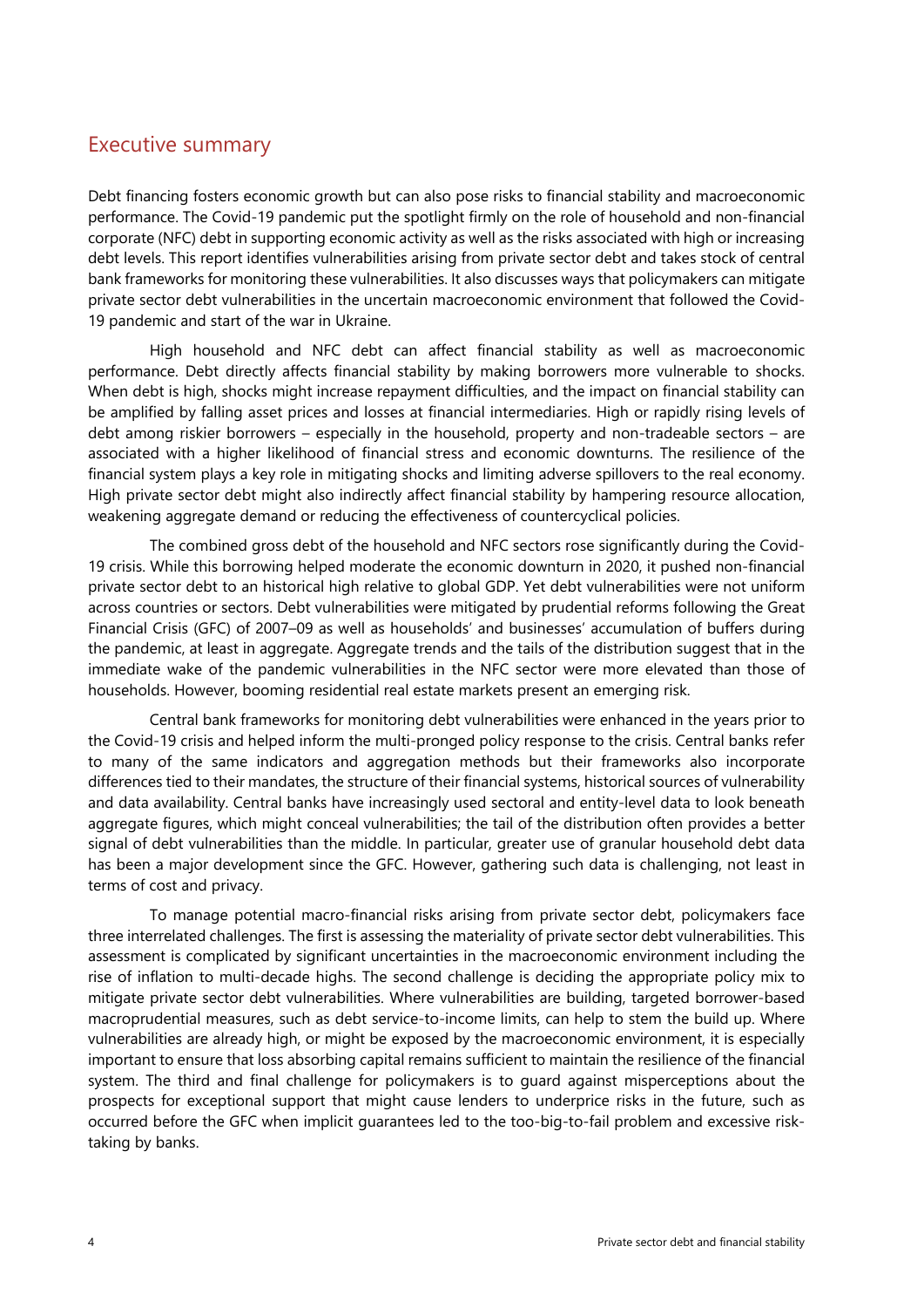## Executive summary

Debt financing fosters economic growth but can also pose risks to financial stability and macroeconomic performance. The Covid-19 pandemic put the spotlight firmly on the role of household and non-financial corporate (NFC) debt in supporting economic activity as well as the risks associated with high or increasing debt levels. This report identifies vulnerabilities arising from private sector debt and takes stock of central bank frameworks for monitoring these vulnerabilities. It also discusses ways that policymakers can mitigate private sector debt vulnerabilities in the uncertain macroeconomic environment that followed the Covid-19 pandemic and start of the war in Ukraine.

High household and NFC debt can affect financial stability as well as macroeconomic performance. Debt directly affects financial stability by making borrowers more vulnerable to shocks. When debt is high, shocks might increase repayment difficulties, and the impact on financial stability can be amplified by falling asset prices and losses at financial intermediaries. High or rapidly rising levels of debt among riskier borrowers – especially in the household, property and non-tradeable sectors – are associated with a higher likelihood of financial stress and economic downturns. The resilience of the financial system plays a key role in mitigating shocks and limiting adverse spillovers to the real economy. High private sector debt might also indirectly affect financial stability by hampering resource allocation, weakening aggregate demand or reducing the effectiveness of countercyclical policies.

The combined gross debt of the household and NFC sectors rose significantly during the Covid-19 crisis. While this borrowing helped moderate the economic downturn in 2020, it pushed non-financial private sector debt to an historical high relative to global GDP. Yet debt vulnerabilities were not uniform across countries or sectors. Debt vulnerabilities were mitigated by prudential reforms following the Great Financial Crisis (GFC) of 2007–09 as well as households' and businesses' accumulation of buffers during the pandemic, at least in aggregate. Aggregate trends and the tails of the distribution suggest that in the immediate wake of the pandemic vulnerabilities in the NFC sector were more elevated than those of households. However, booming residential real estate markets present an emerging risk.

Central bank frameworks for monitoring debt vulnerabilities were enhanced in the years prior to the Covid-19 crisis and helped inform the multi-pronged policy response to the crisis. Central banks refer to many of the same indicators and aggregation methods but their frameworks also incorporate differences tied to their mandates, the structure of their financial systems, historical sources of vulnerability and data availability. Central banks have increasingly used sectoral and entity-level data to look beneath aggregate figures, which might conceal vulnerabilities; the tail of the distribution often provides a better signal of debt vulnerabilities than the middle. In particular, greater use of granular household debt data has been a major development since the GFC. However, gathering such data is challenging, not least in terms of cost and privacy.

To manage potential macro-financial risks arising from private sector debt, policymakers face three interrelated challenges. The first is assessing the materiality of private sector debt vulnerabilities. This assessment is complicated by significant uncertainties in the macroeconomic environment including the rise of inflation to multi-decade highs. The second challenge is deciding the appropriate policy mix to mitigate private sector debt vulnerabilities. Where vulnerabilities are building, targeted borrower-based macroprudential measures, such as debt service-to-income limits, can help to stem the build up. Where vulnerabilities are already high, or might be exposed by the macroeconomic environment, it is especially important to ensure that loss absorbing capital remains sufficient to maintain the resilience of the financial system. The third and final challenge for policymakers is to guard against misperceptions about the prospects for exceptional support that might cause lenders to underprice risks in the future, such as occurred before the GFC when implicit guarantees led to the too-big-to-fail problem and excessive risk-taking by banks.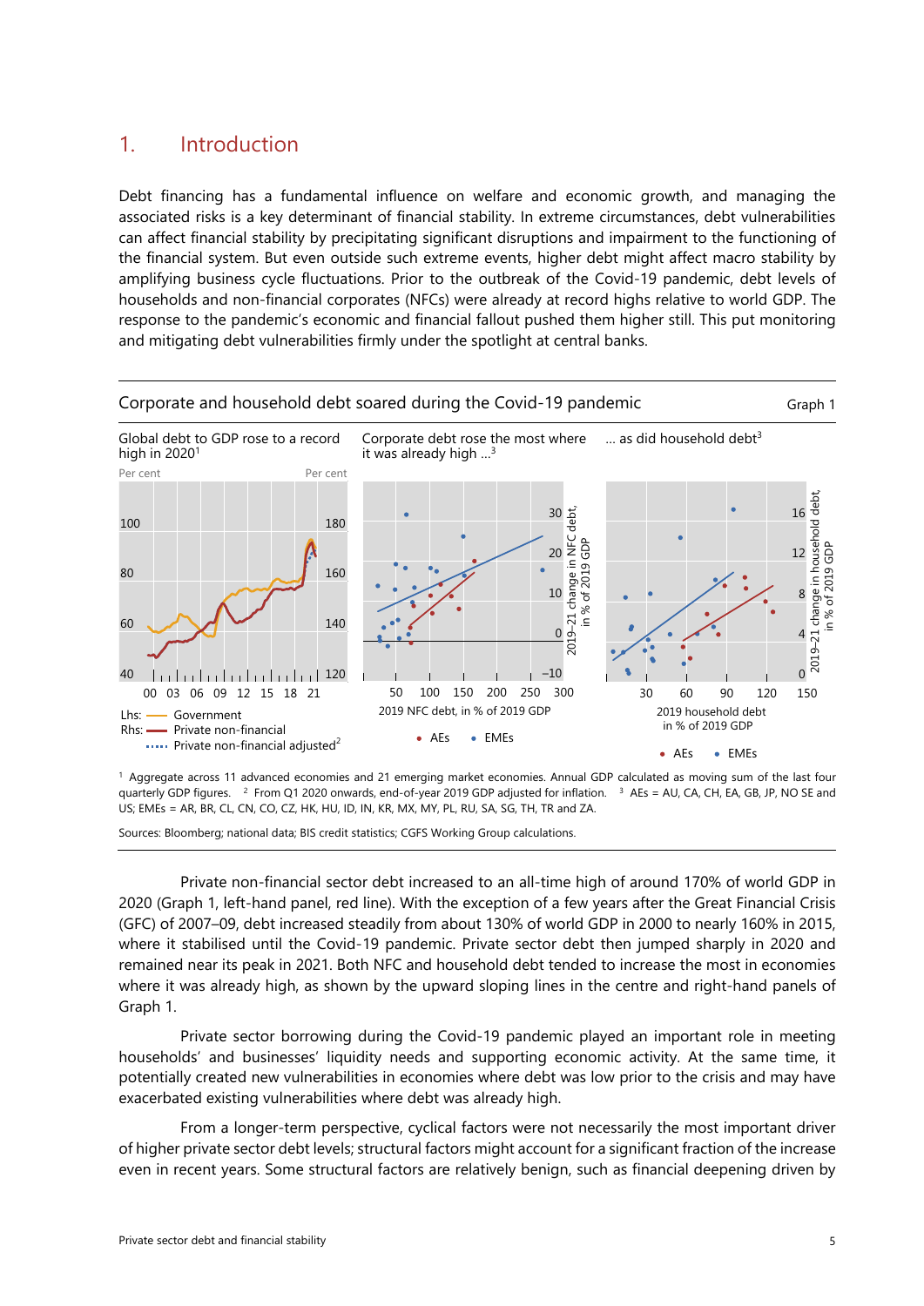## 1. Introduction

Debt financing has a fundamental influence on welfare and economic growth, and managing the associated risks is a key determinant of financial stability. In extreme circumstances, debt vulnerabilities can affect financial stability by precipitating significant disruptions and impairment to the functioning of the financial system. But even outside such extreme events, higher debt might affect macro stability by amplifying business cycle fluctuations. Prior to the outbreak of the Covid-19 pandemic, debt levels of households and non-financial corporates (NFCs) were already at record highs relative to world GDP. The response to the pandemic's economic and financial fallout pushed them higher still. This put monitoring and mitigating debt vulnerabilities firmly under the spotlight at central banks.

Corporate and household debt soared during the Covid-19 pandemic

Graph 1

Global debt to GDP rose to a record high in 2020[1]

Per cent

Per cent

100
80
60
40

180
160
140
120

00 03 06 09 12 15 18 21

Lhs: Government
Rhs: Private non-financial
Private non-financial adjusted[2]

Corporate debt rose the most where it was already high ...[3]

30
20
10
0
–10

2019–21 change in NFC debt, in % of 2019 GDP

50 100 150 200 250 300

2019 NFC debt, in % of 2019 GDP

AEs EMEs

... as did household debt[3]

16
12
8
4
0

2019–21 change in household debt, in % of 2019 GDP

30 60 90 120 150

2019 household debt in % of 2019 GDP

AEs EMEs

[1] Aggregate across 11 advanced economies and 21 emerging market economies. Annual GDP calculated as moving sum of the last four quarterly GDP figures. [2] From Q1 2020 onwards, end-of-year 2019 GDP adjusted for inflation. [3] AEs = AU, CA, CH, EA, GB, JP, NO SE and US; EMEs = AR, BR, CL, CN, CO, CZ, HK, HU, ID, IN, KR, MX, MY, PL, RU, SA, SG, TH, TR and ZA.

Sources: Bloomberg; national data; BIS credit statistics; CGFS Working Group calculations.

Private non-financial sector debt increased to an all-time high of around 170% of world GDP in 2020 (Graph 1, left-hand panel, red line). With the exception of a few years after the Great Financial Crisis (GFC) of 2007–09, debt increased steadily from about 130% of world GDP in 2000 to nearly 160% in 2015, where it stabilised until the Covid-19 pandemic. Private sector debt then jumped sharply in 2020 and remained near its peak in 2021. Both NFC and household debt tended to increase the most in economies where it was already high, as shown by the upward sloping lines in the centre and right-hand panels of Graph 1.

Private sector borrowing during the Covid-19 pandemic played an important role in meeting households' and businesses' liquidity needs and supporting economic activity. At the same time, it potentially created new vulnerabilities in economies where debt was low prior to the crisis and may have exacerbated existing vulnerabilities where debt was already high.

From a longer-term perspective, cyclical factors were not necessarily the most important driver of higher private sector debt levels; structural factors might account for a significant fraction of the increase even in recent years. Some structural factors are relatively benign, such as financial deepening driven by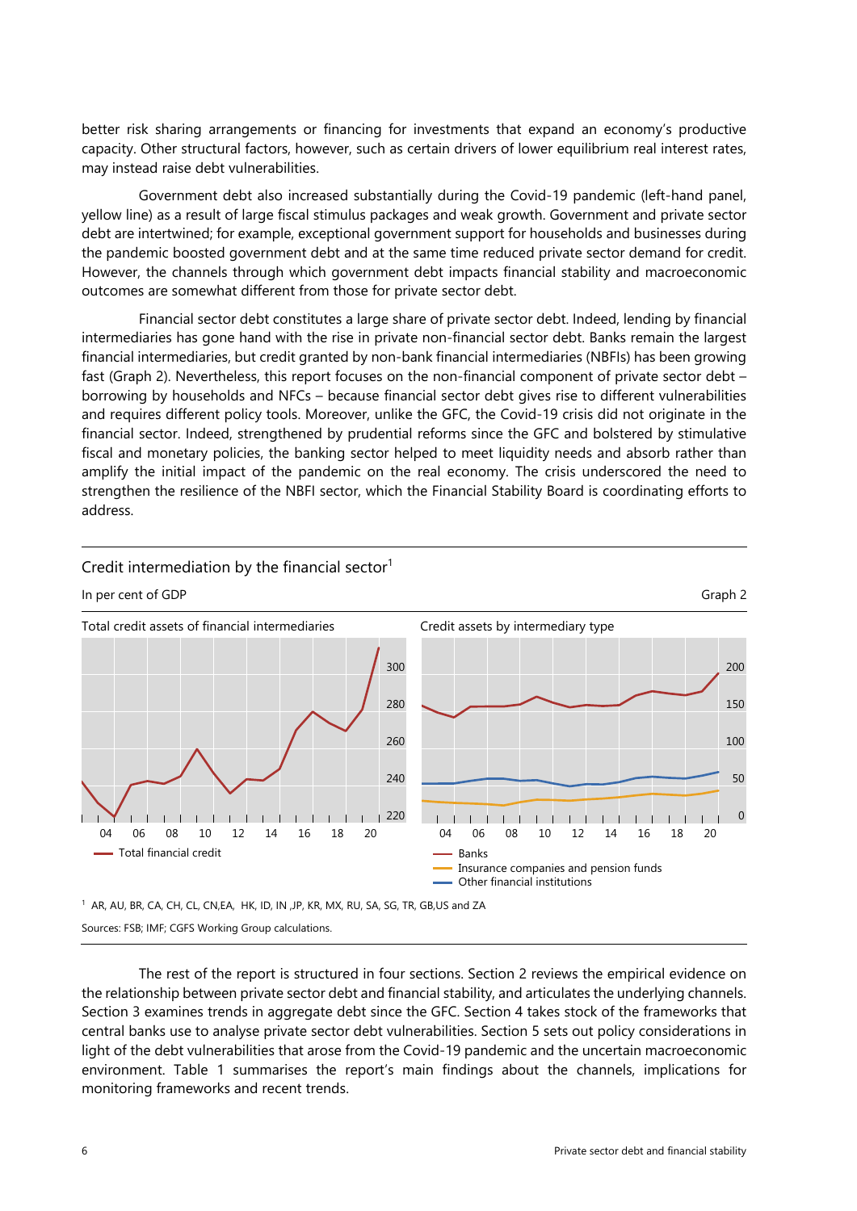better risk sharing arrangements or financing for investments that expand an economy's productive capacity. Other structural factors, however, such as certain drivers of lower equilibrium real interest rates, may instead raise debt vulnerabilities.

Government debt also increased substantially during the Covid-19 pandemic (left-hand panel, yellow line) as a result of large fiscal stimulus packages and weak growth. Government and private sector debt are intertwined; for example, exceptional government support for households and businesses during the pandemic boosted government debt and at the same time reduced private sector demand for credit. However, the channels through which government debt impacts financial stability and macroeconomic outcomes are somewhat different from those for private sector debt.

Financial sector debt constitutes a large share of private sector debt. Indeed, lending by financial intermediaries has gone hand with the rise in private non-financial sector debt. Banks remain the largest financial intermediaries, but credit granted by non-bank financial intermediaries (NBFIs) has been growing fast (Graph 2). Nevertheless, this report focuses on the non-financial component of private sector debt – borrowing by households and NFCs – because financial sector debt gives rise to different vulnerabilities and requires different policy tools. Moreover, unlike the GFC, the Covid-19 crisis did not originate in the financial sector. Indeed, strengthened by prudential reforms since the GFC and bolstered by stimulative fiscal and monetary policies, the banking sector helped to meet liquidity needs and absorb rather than amplify the initial impact of the pandemic on the real economy. The crisis underscored the need to strengthen the resilience of the NBFI sector, which the Financial Stability Board is coordinating efforts to address.

Credit intermediation by the financial sector[1]

In per cent of GDP

Graph 2

Total credit assets of financial intermediaries

300
280
260
240
220

04 06 08 10 12 14 16 18 20

Total financial credit

Credit assets by intermediary type

200
150
100
50
0

04 06 08 10 12 14 16 18 20

Banks
Insurance companies and pension funds
Other financial institutions

[1] AR, AU, BR, CA, CH, CL, CN,EA, HK, ID, IN ,JP, KR, MX, RU, SA, SG, TR, GB,US and ZA

Sources: FSB; IMF; CGFS Working Group calculations.

The rest of the report is structured in four sections. Section 2 reviews the empirical evidence on the relationship between private sector debt and financial stability, and articulates the underlying channels. Section 3 examines trends in aggregate debt since the GFC. Section 4 takes stock of the frameworks that central banks use to analyse private sector debt vulnerabilities. Section 5 sets out policy considerations in light of the debt vulnerabilities that arose from the Covid-19 pandemic and the uncertain macroeconomic environment. Table 1 summarises the report's main findings about the channels, implications for monitoring frameworks and recent trends.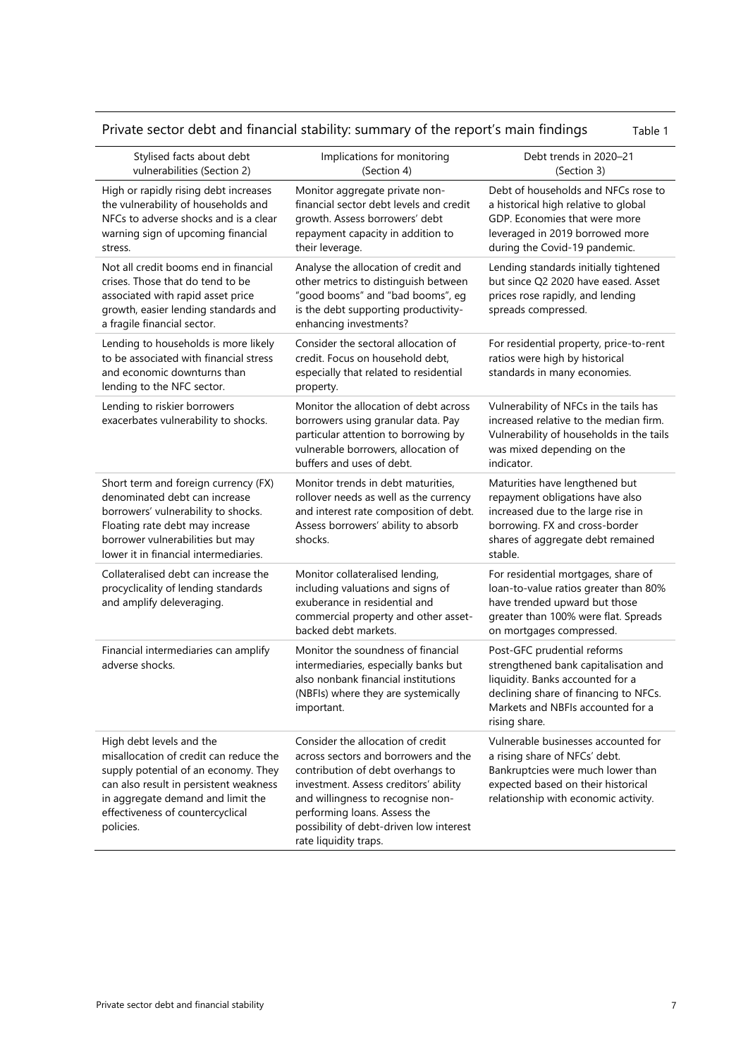Private sector debt and financial stability: summary of the report's main findings

Table 1

| Stylised facts about debt vulnerabilities (Section 2) | Implications for monitoring (Section 4) | Debt trends in 2020–21 (Section 3) |
|---|---|---|
| High or rapidly rising debt increases the vulnerability of households and NFCs to adverse shocks and is a clear warning sign of upcoming financial stress. | Monitor aggregate private non-financial sector debt levels and credit growth. Assess borrowers' debt repayment capacity in addition to their leverage. | Debt of households and NFCs rose to a historical high relative to global GDP. Economies that were more leveraged in 2019 borrowed more during the Covid-19 pandemic. |
| Not all credit booms end in financial crises. Those that do tend to be associated with rapid asset price growth, easier lending standards and a fragile financial sector. | Analyse the allocation of credit and other metrics to distinguish between "good booms" and "bad booms", eg is the debt supporting productivity-enhancing investments? | Lending standards initially tightened but since Q2 2020 have eased. Asset prices rose rapidly, and lending spreads compressed. |
| Lending to households is more likely to be associated with financial stress and economic downturns than lending to the NFC sector. | Consider the sectoral allocation of credit. Focus on household debt, especially that related to residential property. | For residential property, price-to-rent ratios were high by historical standards in many economies. |
| Lending to riskier borrowers exacerbates vulnerability to shocks. | Monitor the allocation of debt across borrowers using granular data. Pay particular attention to borrowing by vulnerable borrowers, allocation of buffers and uses of debt. | Vulnerability of NFCs in the tails has increased relative to the median firm. Vulnerability of households in the tails was mixed depending on the indicator. |
| Short term and foreign currency (FX) denominated debt can increase borrowers' vulnerability to shocks. Floating rate debt may increase borrower vulnerabilities but may lower it in financial intermediaries. | Monitor trends in debt maturities, rollover needs as well as the currency and interest rate composition of debt. Assess borrowers' ability to absorb shocks. | Maturities have lengthened but repayment obligations have also increased due to the large rise in borrowing. FX and cross-border shares of aggregate debt remained stable. |
| Collateralised debt can increase the procyclicality of lending standards and amplify deleveraging. | Monitor collateralised lending, including valuations and signs of exuberance in residential and commercial property and other asset-backed debt markets. | For residential mortgages, share of loan-to-value ratios greater than 80% have trended upward but those greater than 100% were flat. Spreads on mortgages compressed. |
| Financial intermediaries can amplify adverse shocks. | Monitor the soundness of financial intermediaries, especially banks but also nonbank financial institutions (NBFIs) where they are systemically important. | Post-GFC prudential reforms strengthened bank capitalisation and liquidity. Banks accounted for a declining share of financing to NFCs. Markets and NBFIs accounted for a rising share. |
| High debt levels and the misallocation of credit can reduce the supply potential of an economy. They can also result in persistent weakness in aggregate demand and limit the effectiveness of countercyclical policies. | Consider the allocation of credit across sectors and borrowers and the contribution of debt overhangs to investment. Assess creditors' ability and willingness to recognise non-performing loans. Assess the possibility of debt-driven low interest rate liquidity traps. | Vulnerable businesses accounted for a rising share of NFCs' debt. Bankruptcies were much lower than expected based on their historical relationship with economic activity. |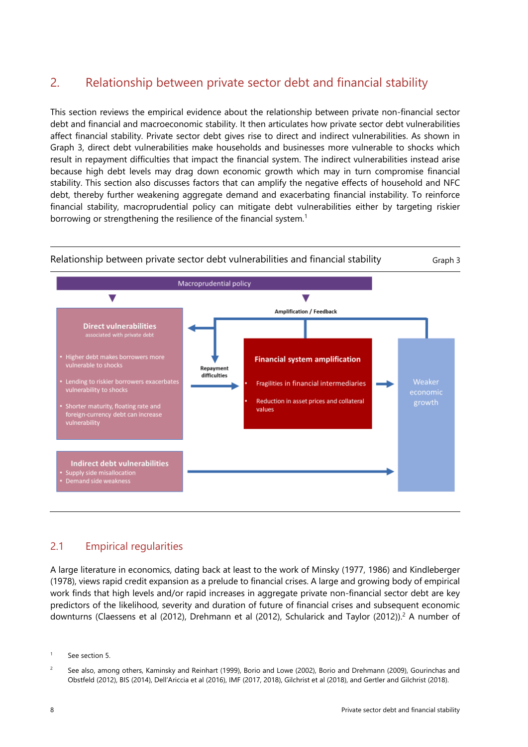## 2. Relationship between private sector debt and financial stability

This section reviews the empirical evidence about the relationship between private non-financial sector debt and financial and macroeconomic stability. It then articulates how private sector debt vulnerabilities affect financial stability. Private sector debt gives rise to direct and indirect vulnerabilities. As shown in Graph 3, direct debt vulnerabilities make households and businesses more vulnerable to shocks which result in repayment difficulties that impact the financial system. The indirect vulnerabilities instead arise because high debt levels may drag down economic growth which may in turn compromise financial stability. This section also discusses factors that can amplify the negative effects of household and NFC debt, thereby further weakening aggregate demand and exacerbating financial instability. To reinforce financial stability, macroprudential policy can mitigate debt vulnerabilities either by targeting riskier borrowing or strengthening the resilience of the financial system.[1]

Relationship between private sector debt vulnerabilities and financial stability — Graph 3

Macroprudential policy

Amplification / Feedback

**Direct vulnerabilities**
associated with private debt
- Higher debt makes borrowers more vulnerable to shocks
- Lending to riskier borrowers exacerbates vulnerability to shocks
- Shorter maturity, floating rate and foreign-currency debt can increase vulnerability

Repayment difficulties

**Financial system amplification**
- Fragilities in financial intermediaries
- Reduction in asset prices and collateral values

Weaker economic growth

**Indirect debt vulnerabilities**
- Supply side misallocation
- Demand side weakness

### 2.1 Empirical regularities

A large literature in economics, dating back at least to the work of Minsky (1977, 1986) and Kindleberger (1978), views rapid credit expansion as a prelude to financial crises. A large and growing body of empirical work finds that high levels and/or rapid increases in aggregate private non-financial sector debt are key predictors of the likelihood, severity and duration of future of financial crises and subsequent economic downturns (Claessens et al (2012), Drehmann et al (2012), Schularick and Taylor (2012)).[2] A number of

[1] See section 5.

[2] See also, among others, Kaminsky and Reinhart (1999), Borio and Lowe (2002), Borio and Drehmann (2009), Gourinchas and Obstfeld (2012), BIS (2014), Dell'Ariccia et al (2016), IMF (2017, 2018), Gilchrist et al (2018), and Gertler and Gilchrist (2018).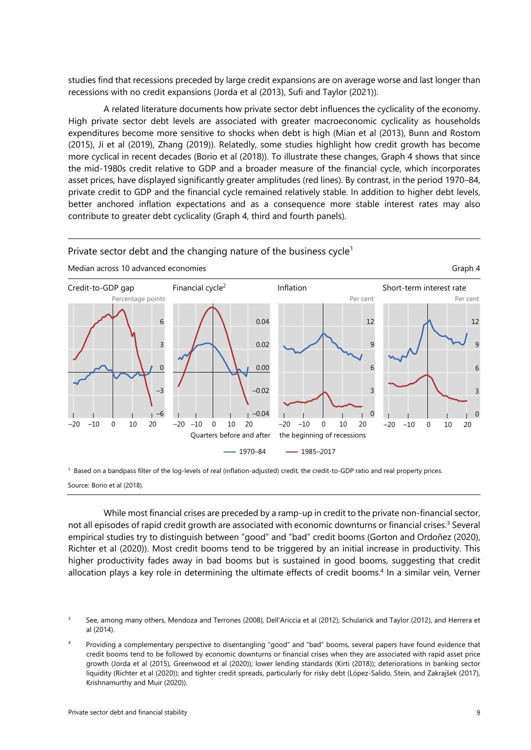studies find that recessions preceded by large credit expansions are on average worse and last longer than recessions with no credit expansions (Jorda et al (2013), Sufi and Taylor (2021)).

A related literature documents how private sector debt influences the cyclicality of the economy. High private sector debt levels are associated with greater macroeconomic cyclicality as households expenditures become more sensitive to shocks when debt is high (Mian et al (2013), Bunn and Rostom (2015), Ji et al (2019), Zhang (2019)). Relatedly, some studies highlight how credit growth has become more cyclical in recent decades (Borio et al (2018)). To illustrate these changes, Graph 4 shows that since the mid-1980s credit relative to GDP and a broader measure of the financial cycle, which incorporates asset prices, have displayed significantly greater amplitudes (red lines). By contrast, in the period 1970–84, private credit to GDP and the financial cycle remained relatively stable. In addition to higher debt levels, better anchored inflation expectations and as a consequence more stable interest rates may also contribute to greater debt cyclicality (Graph 4, third and fourth panels).

Private sector debt and the changing nature of the business cycle[1]

Median across 10 advanced economies

Graph 4

Credit-to-GDP gap
Percentage points
6
3
0
−3
−6
−20 −10 0 10 20

Financial cycle[2]
0.04
0.02
0.00
−0.02
−0.04
−20 −10 0 10 20

Inflation
Per cent
12
9
6
3
0
−20 −10 0 10 20

Short-term interest rate
Per cent
12
9
6
3
0
−20 −10 0 10 20

Quarters before and after the beginning of recessions

1970–84
1985–2017

[1] Based on a bandpass filter of the log-levels of real (inflation-adjusted) credit, the credit-to-GDP ratio and real property prices.

Source: Borio et al (2018).

While most financial crises are preceded by a ramp-up in credit to the private non-financial sector, not all episodes of rapid credit growth are associated with economic downturns or financial crises.[3] Several empirical studies try to distinguish between "good" and "bad" credit booms (Gorton and Ordoñez (2020), Richter et al (2020)). Most credit booms tend to be triggered by an initial increase in productivity. This higher productivity fades away in bad booms but is sustained in good booms, suggesting that credit allocation plays a key role in determining the ultimate effects of credit booms.[4] In a similar vein, Verner

[3] See, among many others, Mendoza and Terrones (2008), Dell'Ariccia et al (2012), Schularick and Taylor (2012), and Herrera et al (2014).

[4] Providing a complementary perspective to disentangling "good" and "bad" booms, several papers have found evidence that credit booms tend to be followed by economic downturns or financial crises when they are associated with rapid asset price growth (Jorda et al (2015), Greenwood et al (2020)); lower lending standards (Kirti (2018)); deteriorations in banking sector liquidity (Richter et al (2020)); and tighter credit spreads, particularly for risky debt (López-Salido, Stein, and Zakrajšek (2017), Krishnamurthy and Muir (2020)).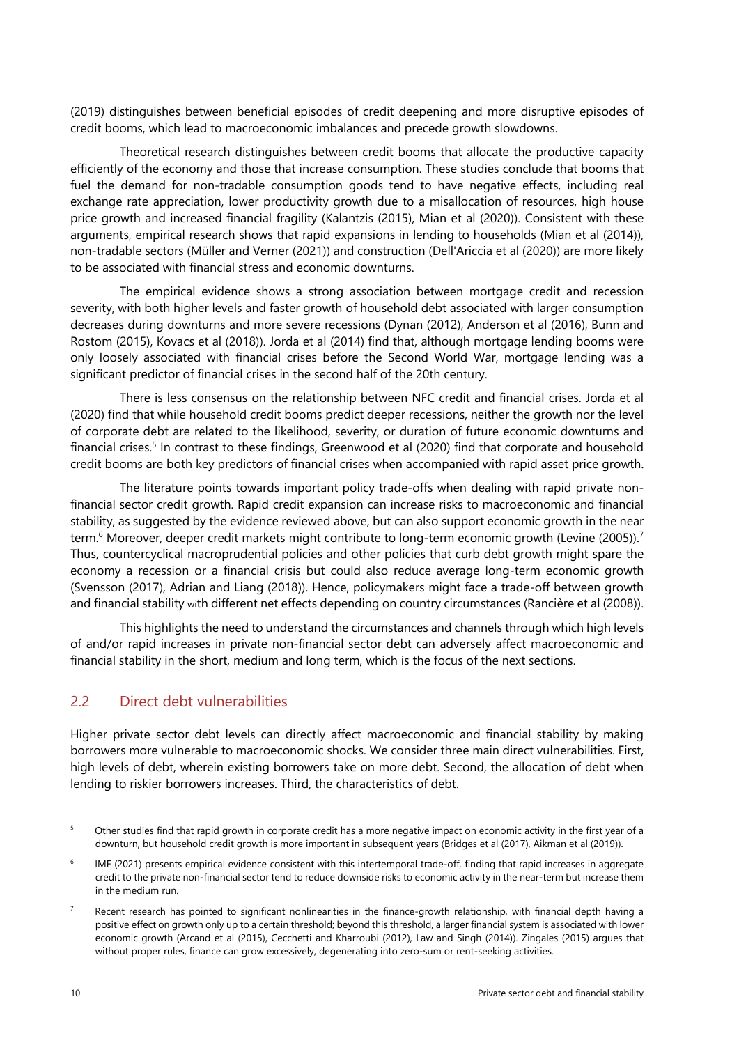(2019) distinguishes between beneficial episodes of credit deepening and more disruptive episodes of credit booms, which lead to macroeconomic imbalances and precede growth slowdowns.

Theoretical research distinguishes between credit booms that allocate the productive capacity efficiently of the economy and those that increase consumption. These studies conclude that booms that fuel the demand for non-tradable consumption goods tend to have negative effects, including real exchange rate appreciation, lower productivity growth due to a misallocation of resources, high house price growth and increased financial fragility (Kalantzis (2015), Mian et al (2020)). Consistent with these arguments, empirical research shows that rapid expansions in lending to households (Mian et al (2014)), non-tradable sectors (Müller and Verner (2021)) and construction (Dell'Ariccia et al (2020)) are more likely to be associated with financial stress and economic downturns.

The empirical evidence shows a strong association between mortgage credit and recession severity, with both higher levels and faster growth of household debt associated with larger consumption decreases during downturns and more severe recessions (Dynan (2012), Anderson et al (2016), Bunn and Rostom (2015), Kovacs et al (2018)). Jorda et al (2014) find that, although mortgage lending booms were only loosely associated with financial crises before the Second World War, mortgage lending was a significant predictor of financial crises in the second half of the 20th century.

There is less consensus on the relationship between NFC credit and financial crises. Jorda et al (2020) find that while household credit booms predict deeper recessions, neither the growth nor the level of corporate debt are related to the likelihood, severity, or duration of future economic downturns and financial crises.[5] In contrast to these findings, Greenwood et al (2020) find that corporate and household credit booms are both key predictors of financial crises when accompanied with rapid asset price growth.

The literature points towards important policy trade-offs when dealing with rapid private non-financial sector credit growth. Rapid credit expansion can increase risks to macroeconomic and financial stability, as suggested by the evidence reviewed above, but can also support economic growth in the near term.[6] Moreover, deeper credit markets might contribute to long-term economic growth (Levine (2005)).[7] Thus, countercyclical macroprudential policies and other policies that curb debt growth might spare the economy a recession or a financial crisis but could also reduce average long-term economic growth (Svensson (2017), Adrian and Liang (2018)). Hence, policymakers might face a trade-off between growth and financial stability with different net effects depending on country circumstances (Rancière et al (2008)).

This highlights the need to understand the circumstances and channels through which high levels of and/or rapid increases in private non-financial sector debt can adversely affect macroeconomic and financial stability in the short, medium and long term, which is the focus of the next sections.

## 2.2 Direct debt vulnerabilities

Higher private sector debt levels can directly affect macroeconomic and financial stability by making borrowers more vulnerable to macroeconomic shocks. We consider three main direct vulnerabilities. First, high levels of debt, wherein existing borrowers take on more debt. Second, the allocation of debt when lending to riskier borrowers increases. Third, the characteristics of debt.

[5] Other studies find that rapid growth in corporate credit has a more negative impact on economic activity in the first year of a downturn, but household credit growth is more important in subsequent years (Bridges et al (2017), Aikman et al (2019)).

[6] IMF (2021) presents empirical evidence consistent with this intertemporal trade-off, finding that rapid increases in aggregate credit to the private non-financial sector tend to reduce downside risks to economic activity in the near-term but increase them in the medium run.

[7] Recent research has pointed to significant nonlinearities in the finance-growth relationship, with financial depth having a positive effect on growth only up to a certain threshold; beyond this threshold, a larger financial system is associated with lower economic growth (Arcand et al (2015), Cecchetti and Kharroubi (2012), Law and Singh (2014)). Zingales (2015) argues that without proper rules, finance can grow excessively, degenerating into zero-sum or rent-seeking activities.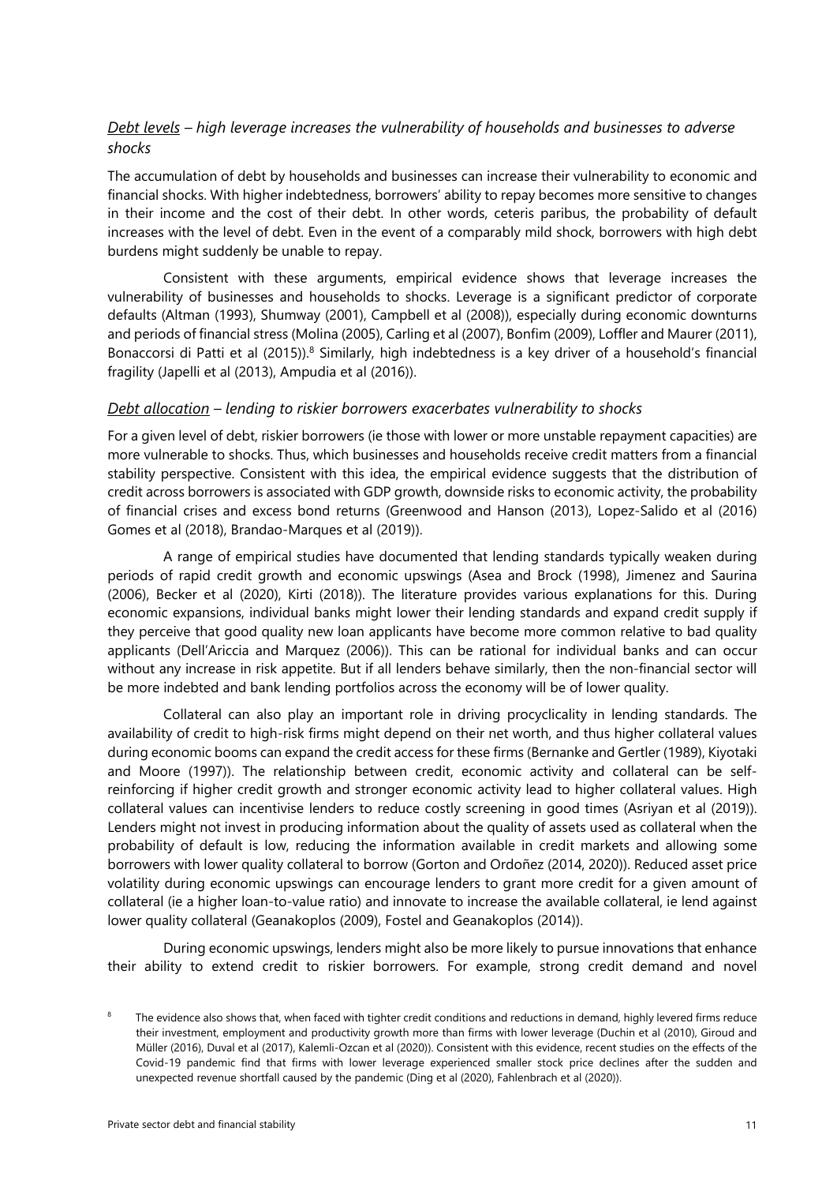*<u>Debt levels</u> – high leverage increases the vulnerability of households and businesses to adverse shocks*

The accumulation of debt by households and businesses can increase their vulnerability to economic and financial shocks. With higher indebtedness, borrowers' ability to repay becomes more sensitive to changes in their income and the cost of their debt. In other words, ceteris paribus, the probability of default increases with the level of debt. Even in the event of a comparably mild shock, borrowers with high debt burdens might suddenly be unable to repay.

Consistent with these arguments, empirical evidence shows that leverage increases the vulnerability of businesses and households to shocks. Leverage is a significant predictor of corporate defaults (Altman (1993), Shumway (2001), Campbell et al (2008)), especially during economic downturns and periods of financial stress (Molina (2005), Carling et al (2007), Bonfim (2009), Loffler and Maurer (2011), Bonaccorsi di Patti et al (2015)).[8] Similarly, high indebtedness is a key driver of a household's financial fragility (Japelli et al (2013), Ampudia et al (2016)).

*<u>Debt allocation</u> – lending to riskier borrowers exacerbates vulnerability to shocks*

For a given level of debt, riskier borrowers (ie those with lower or more unstable repayment capacities) are more vulnerable to shocks. Thus, which businesses and households receive credit matters from a financial stability perspective. Consistent with this idea, the empirical evidence suggests that the distribution of credit across borrowers is associated with GDP growth, downside risks to economic activity, the probability of financial crises and excess bond returns (Greenwood and Hanson (2013), Lopez-Salido et al (2016) Gomes et al (2018), Brandao-Marques et al (2019)).

A range of empirical studies have documented that lending standards typically weaken during periods of rapid credit growth and economic upswings (Asea and Brock (1998), Jimenez and Saurina (2006), Becker et al (2020), Kirti (2018)). The literature provides various explanations for this. During economic expansions, individual banks might lower their lending standards and expand credit supply if they perceive that good quality new loan applicants have become more common relative to bad quality applicants (Dell'Ariccia and Marquez (2006)). This can be rational for individual banks and can occur without any increase in risk appetite. But if all lenders behave similarly, then the non-financial sector will be more indebted and bank lending portfolios across the economy will be of lower quality.

Collateral can also play an important role in driving procyclicality in lending standards. The availability of credit to high-risk firms might depend on their net worth, and thus higher collateral values during economic booms can expand the credit access for these firms (Bernanke and Gertler (1989), Kiyotaki and Moore (1997)). The relationship between credit, economic activity and collateral can be self-reinforcing if higher credit growth and stronger economic activity lead to higher collateral values. High collateral values can incentivise lenders to reduce costly screening in good times (Asriyan et al (2019)). Lenders might not invest in producing information about the quality of assets used as collateral when the probability of default is low, reducing the information available in credit markets and allowing some borrowers with lower quality collateral to borrow (Gorton and Ordoñez (2014, 2020)). Reduced asset price volatility during economic upswings can encourage lenders to grant more credit for a given amount of collateral (ie a higher loan-to-value ratio) and innovate to increase the available collateral, ie lend against lower quality collateral (Geanakoplos (2009), Fostel and Geanakoplos (2014)).

During economic upswings, lenders might also be more likely to pursue innovations that enhance their ability to extend credit to riskier borrowers. For example, strong credit demand and novel

[8] The evidence also shows that, when faced with tighter credit conditions and reductions in demand, highly levered firms reduce their investment, employment and productivity growth more than firms with lower leverage (Duchin et al (2010), Giroud and Müller (2016), Duval et al (2017), Kalemli-Ozcan et al (2020)). Consistent with this evidence, recent studies on the effects of the Covid-19 pandemic find that firms with lower leverage experienced smaller stock price declines after the sudden and unexpected revenue shortfall caused by the pandemic (Ding et al (2020), Fahlenbrach et al (2020)).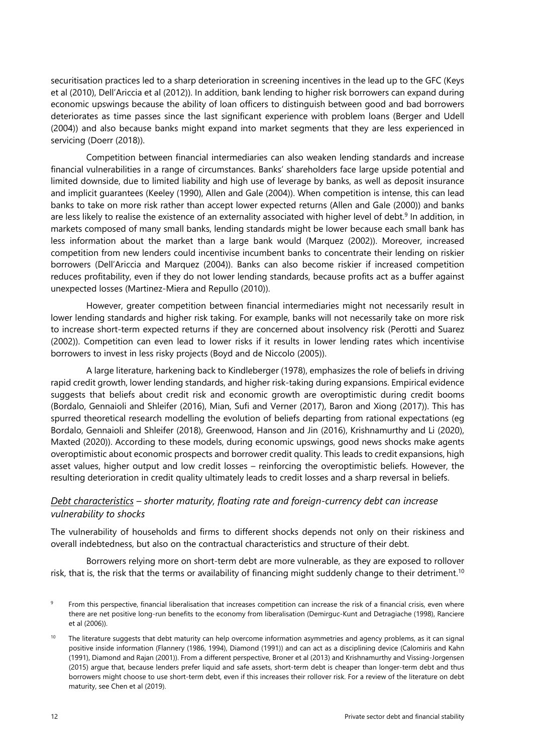securitisation practices led to a sharp deterioration in screening incentives in the lead up to the GFC (Keys et al (2010), Dell'Ariccia et al (2012)). In addition, bank lending to higher risk borrowers can expand during economic upswings because the ability of loan officers to distinguish between good and bad borrowers deteriorates as time passes since the last significant experience with problem loans (Berger and Udell (2004)) and also because banks might expand into market segments that they are less experienced in servicing (Doerr (2018)).

Competition between financial intermediaries can also weaken lending standards and increase financial vulnerabilities in a range of circumstances. Banks' shareholders face large upside potential and limited downside, due to limited liability and high use of leverage by banks, as well as deposit insurance and implicit guarantees (Keeley (1990), Allen and Gale (2004)). When competition is intense, this can lead banks to take on more risk rather than accept lower expected returns (Allen and Gale (2000)) and banks are less likely to realise the existence of an externality associated with higher level of debt.[9] In addition, in markets composed of many small banks, lending standards might be lower because each small bank has less information about the market than a large bank would (Marquez (2002)). Moreover, increased competition from new lenders could incentivise incumbent banks to concentrate their lending on riskier borrowers (Dell'Ariccia and Marquez (2004)). Banks can also become riskier if increased competition reduces profitability, even if they do not lower lending standards, because profits act as a buffer against unexpected losses (Martinez-Miera and Repullo (2010)).

However, greater competition between financial intermediaries might not necessarily result in lower lending standards and higher risk taking. For example, banks will not necessarily take on more risk to increase short-term expected returns if they are concerned about insolvency risk (Perotti and Suarez (2002)). Competition can even lead to lower risks if it results in lower lending rates which incentivise borrowers to invest in less risky projects (Boyd and de Niccolo (2005)).

A large literature, harkening back to Kindleberger (1978), emphasizes the role of beliefs in driving rapid credit growth, lower lending standards, and higher risk-taking during expansions. Empirical evidence suggests that beliefs about credit risk and economic growth are overoptimistic during credit booms (Bordalo, Gennaioli and Shleifer (2016), Mian, Sufi and Verner (2017), Baron and Xiong (2017)). This has spurred theoretical research modelling the evolution of beliefs departing from rational expectations (eg Bordalo, Gennaioli and Shleifer (2018), Greenwood, Hanson and Jin (2016), Krishnamurthy and Li (2020), Maxted (2020)). According to these models, during economic upswings, good news shocks make agents overoptimistic about economic prospects and borrower credit quality. This leads to credit expansions, high asset values, higher output and low credit losses – reinforcing the overoptimistic beliefs. However, the resulting deterioration in credit quality ultimately leads to credit losses and a sharp reversal in beliefs.

### *Debt characteristics – shorter maturity, floating rate and foreign-currency debt can increase vulnerability to shocks*

The vulnerability of households and firms to different shocks depends not only on their riskiness and overall indebtedness, but also on the contractual characteristics and structure of their debt.

Borrowers relying more on short-term debt are more vulnerable, as they are exposed to rollover risk, that is, the risk that the terms or availability of financing might suddenly change to their detriment.[10]

[9] From this perspective, financial liberalisation that increases competition can increase the risk of a financial crisis, even where there are net positive long-run benefits to the economy from liberalisation (Demirguc-Kunt and Detragiache (1998), Ranciere et al (2006)).

[10] The literature suggests that debt maturity can help overcome information asymmetries and agency problems, as it can signal positive inside information (Flannery (1986, 1994), Diamond (1991)) and can act as a disciplining device (Calomiris and Kahn (1991), Diamond and Rajan (2001)). From a different perspective, Broner et al (2013) and Krishnamurthy and Vissing-Jorgensen (2015) argue that, because lenders prefer liquid and safe assets, short-term debt is cheaper than longer-term debt and thus borrowers might choose to use short-term debt, even if this increases their rollover risk. For a review of the literature on debt maturity, see Chen et al (2019).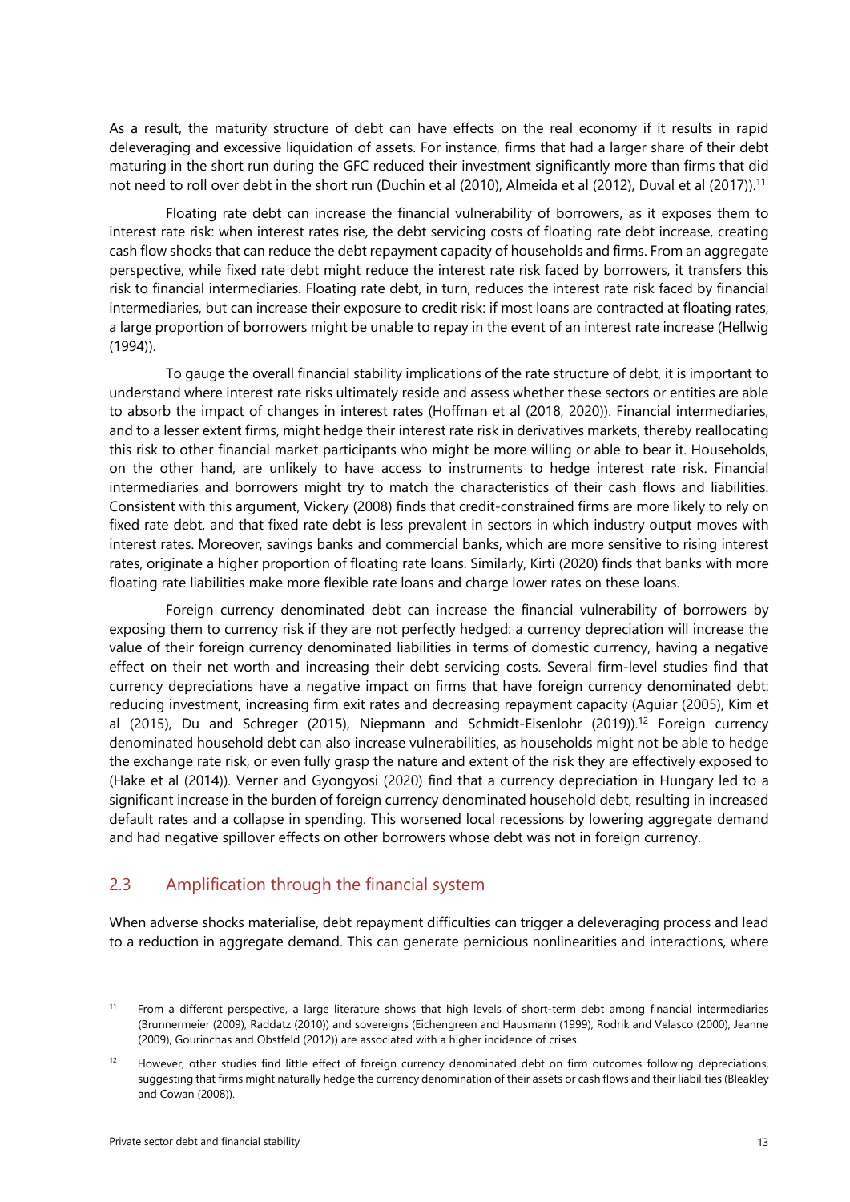As a result, the maturity structure of debt can have effects on the real economy if it results in rapid deleveraging and excessive liquidation of assets. For instance, firms that had a larger share of their debt maturing in the short run during the GFC reduced their investment significantly more than firms that did not need to roll over debt in the short run (Duchin et al (2010), Almeida et al (2012), Duval et al (2017)).[11]

Floating rate debt can increase the financial vulnerability of borrowers, as it exposes them to interest rate risk: when interest rates rise, the debt servicing costs of floating rate debt increase, creating cash flow shocks that can reduce the debt repayment capacity of households and firms. From an aggregate perspective, while fixed rate debt might reduce the interest rate risk faced by borrowers, it transfers this risk to financial intermediaries. Floating rate debt, in turn, reduces the interest rate risk faced by financial intermediaries, but can increase their exposure to credit risk: if most loans are contracted at floating rates, a large proportion of borrowers might be unable to repay in the event of an interest rate increase (Hellwig (1994)).

To gauge the overall financial stability implications of the rate structure of debt, it is important to understand where interest rate risks ultimately reside and assess whether these sectors or entities are able to absorb the impact of changes in interest rates (Hoffman et al (2018, 2020)). Financial intermediaries, and to a lesser extent firms, might hedge their interest rate risk in derivatives markets, thereby reallocating this risk to other financial market participants who might be more willing or able to bear it. Households, on the other hand, are unlikely to have access to instruments to hedge interest rate risk. Financial intermediaries and borrowers might try to match the characteristics of their cash flows and liabilities. Consistent with this argument, Vickery (2008) finds that credit-constrained firms are more likely to rely on fixed rate debt, and that fixed rate debt is less prevalent in sectors in which industry output moves with interest rates. Moreover, savings banks and commercial banks, which are more sensitive to rising interest rates, originate a higher proportion of floating rate loans. Similarly, Kirti (2020) finds that banks with more floating rate liabilities make more flexible rate loans and charge lower rates on these loans.

Foreign currency denominated debt can increase the financial vulnerability of borrowers by exposing them to currency risk if they are not perfectly hedged: a currency depreciation will increase the value of their foreign currency denominated liabilities in terms of domestic currency, having a negative effect on their net worth and increasing their debt servicing costs. Several firm-level studies find that currency depreciations have a negative impact on firms that have foreign currency denominated debt: reducing investment, increasing firm exit rates and decreasing repayment capacity (Aguiar (2005), Kim et al (2015), Du and Schreger (2015), Niepmann and Schmidt-Eisenlohr (2019)).[12] Foreign currency denominated household debt can also increase vulnerabilities, as households might not be able to hedge the exchange rate risk, or even fully grasp the nature and extent of the risk they are effectively exposed to (Hake et al (2014)). Verner and Gyongyosi (2020) find that a currency depreciation in Hungary led to a significant increase in the burden of foreign currency denominated household debt, resulting in increased default rates and a collapse in spending. This worsened local recessions by lowering aggregate demand and had negative spillover effects on other borrowers whose debt was not in foreign currency.

## 2.3 Amplification through the financial system

When adverse shocks materialise, debt repayment difficulties can trigger a deleveraging process and lead to a reduction in aggregate demand. This can generate pernicious nonlinearities and interactions, where

[11] From a different perspective, a large literature shows that high levels of short-term debt among financial intermediaries (Brunnermeier (2009), Raddatz (2010)) and sovereigns (Eichengreen and Hausmann (1999), Rodrik and Velasco (2000), Jeanne (2009), Gourinchas and Obstfeld (2012)) are associated with a higher incidence of crises.

[12] However, other studies find little effect of foreign currency denominated debt on firm outcomes following depreciations, suggesting that firms might naturally hedge the currency denomination of their assets or cash flows and their liabilities (Bleakley and Cowan (2008)).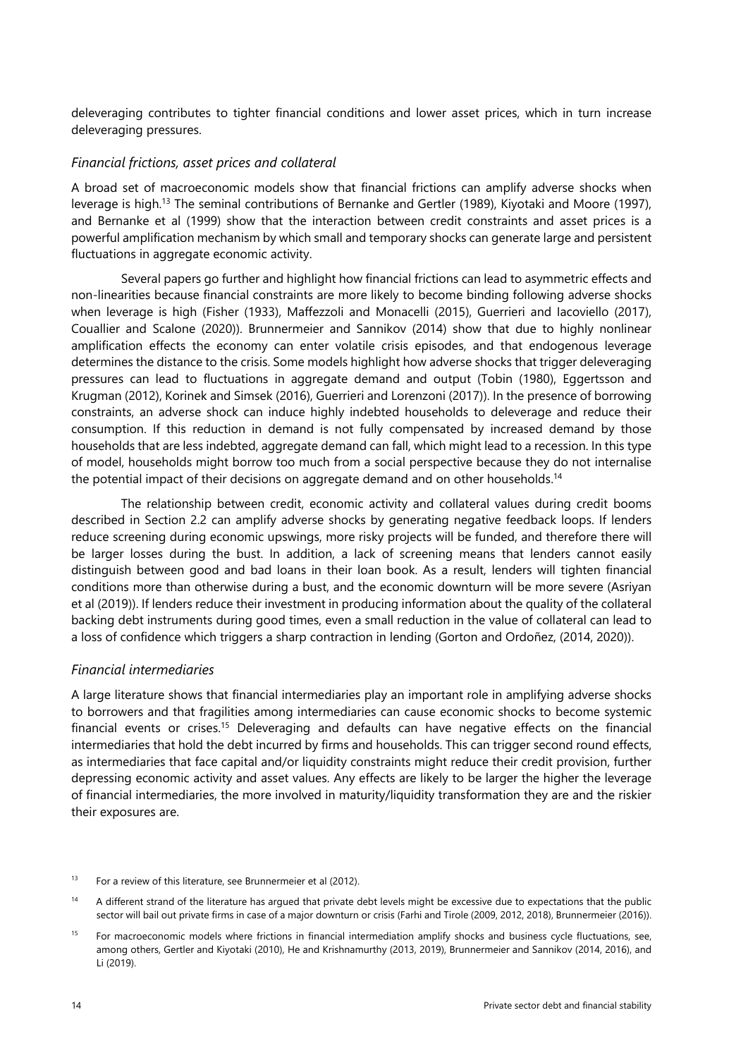deleveraging contributes to tighter financial conditions and lower asset prices, which in turn increase deleveraging pressures.

### *Financial frictions, asset prices and collateral*

A broad set of macroeconomic models show that financial frictions can amplify adverse shocks when leverage is high.[13] The seminal contributions of Bernanke and Gertler (1989), Kiyotaki and Moore (1997), and Bernanke et al (1999) show that the interaction between credit constraints and asset prices is a powerful amplification mechanism by which small and temporary shocks can generate large and persistent fluctuations in aggregate economic activity.

Several papers go further and highlight how financial frictions can lead to asymmetric effects and non-linearities because financial constraints are more likely to become binding following adverse shocks when leverage is high (Fisher (1933), Maffezzoli and Monacelli (2015), Guerrieri and Iacoviello (2017), Couallier and Scalone (2020)). Brunnermeier and Sannikov (2014) show that due to highly nonlinear amplification effects the economy can enter volatile crisis episodes, and that endogenous leverage determines the distance to the crisis. Some models highlight how adverse shocks that trigger deleveraging pressures can lead to fluctuations in aggregate demand and output (Tobin (1980), Eggertsson and Krugman (2012), Korinek and Simsek (2016), Guerrieri and Lorenzoni (2017)). In the presence of borrowing constraints, an adverse shock can induce highly indebted households to deleverage and reduce their consumption. If this reduction in demand is not fully compensated by increased demand by those households that are less indebted, aggregate demand can fall, which might lead to a recession. In this type of model, households might borrow too much from a social perspective because they do not internalise the potential impact of their decisions on aggregate demand and on other households.[14]

The relationship between credit, economic activity and collateral values during credit booms described in Section 2.2 can amplify adverse shocks by generating negative feedback loops. If lenders reduce screening during economic upswings, more risky projects will be funded, and therefore there will be larger losses during the bust. In addition, a lack of screening means that lenders cannot easily distinguish between good and bad loans in their loan book. As a result, lenders will tighten financial conditions more than otherwise during a bust, and the economic downturn will be more severe (Asriyan et al (2019)). If lenders reduce their investment in producing information about the quality of the collateral backing debt instruments during good times, even a small reduction in the value of collateral can lead to a loss of confidence which triggers a sharp contraction in lending (Gorton and Ordoñez, (2014, 2020)).

### *Financial intermediaries*

A large literature shows that financial intermediaries play an important role in amplifying adverse shocks to borrowers and that fragilities among intermediaries can cause economic shocks to become systemic financial events or crises.[15] Deleveraging and defaults can have negative effects on the financial intermediaries that hold the debt incurred by firms and households. This can trigger second round effects, as intermediaries that face capital and/or liquidity constraints might reduce their credit provision, further depressing economic activity and asset values. Any effects are likely to be larger the higher the leverage of financial intermediaries, the more involved in maturity/liquidity transformation they are and the riskier their exposures are.

[13] For a review of this literature, see Brunnermeier et al (2012).

[14] A different strand of the literature has argued that private debt levels might be excessive due to expectations that the public sector will bail out private firms in case of a major downturn or crisis (Farhi and Tirole (2009, 2012, 2018), Brunnermeier (2016)).

[15] For macroeconomic models where frictions in financial intermediation amplify shocks and business cycle fluctuations, see, among others, Gertler and Kiyotaki (2010), He and Krishnamurthy (2013, 2019), Brunnermeier and Sannikov (2014, 2016), and Li (2019).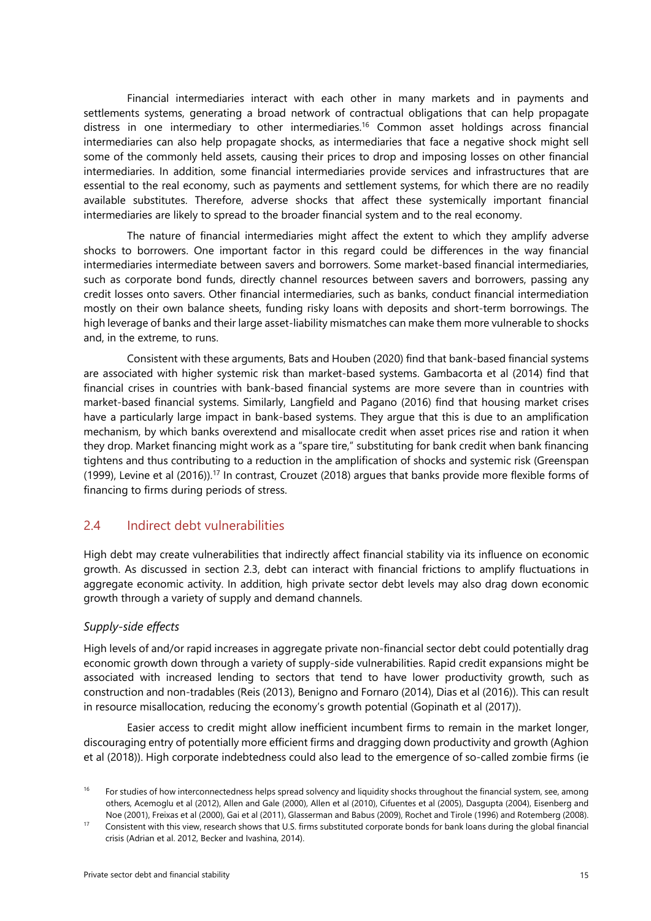Financial intermediaries interact with each other in many markets and in payments and settlements systems, generating a broad network of contractual obligations that can help propagate distress in one intermediary to other intermediaries.[16] Common asset holdings across financial intermediaries can also help propagate shocks, as intermediaries that face a negative shock might sell some of the commonly held assets, causing their prices to drop and imposing losses on other financial intermediaries. In addition, some financial intermediaries provide services and infrastructures that are essential to the real economy, such as payments and settlement systems, for which there are no readily available substitutes. Therefore, adverse shocks that affect these systemically important financial intermediaries are likely to spread to the broader financial system and to the real economy.

The nature of financial intermediaries might affect the extent to which they amplify adverse shocks to borrowers. One important factor in this regard could be differences in the way financial intermediaries intermediate between savers and borrowers. Some market-based financial intermediaries, such as corporate bond funds, directly channel resources between savers and borrowers, passing any credit losses onto savers. Other financial intermediaries, such as banks, conduct financial intermediation mostly on their own balance sheets, funding risky loans with deposits and short-term borrowings. The high leverage of banks and their large asset-liability mismatches can make them more vulnerable to shocks and, in the extreme, to runs.

Consistent with these arguments, Bats and Houben (2020) find that bank-based financial systems are associated with higher systemic risk than market-based systems. Gambacorta et al (2014) find that financial crises in countries with bank-based financial systems are more severe than in countries with market-based financial systems. Similarly, Langfield and Pagano (2016) find that housing market crises have a particularly large impact in bank-based systems. They argue that this is due to an amplification mechanism, by which banks overextend and misallocate credit when asset prices rise and ration it when they drop. Market financing might work as a "spare tire," substituting for bank credit when bank financing tightens and thus contributing to a reduction in the amplification of shocks and systemic risk (Greenspan (1999), Levine et al (2016)).[17] In contrast, Crouzet (2018) argues that banks provide more flexible forms of financing to firms during periods of stress.

## 2.4 Indirect debt vulnerabilities

High debt may create vulnerabilities that indirectly affect financial stability via its influence on economic growth. As discussed in section 2.3, debt can interact with financial frictions to amplify fluctuations in aggregate economic activity. In addition, high private sector debt levels may also drag down economic growth through a variety of supply and demand channels.

### *Supply-side effects*

High levels of and/or rapid increases in aggregate private non-financial sector debt could potentially drag economic growth down through a variety of supply-side vulnerabilities. Rapid credit expansions might be associated with increased lending to sectors that tend to have lower productivity growth, such as construction and non-tradables (Reis (2013), Benigno and Fornaro (2014), Dias et al (2016)). This can result in resource misallocation, reducing the economy's growth potential (Gopinath et al (2017)).

Easier access to credit might allow inefficient incumbent firms to remain in the market longer, discouraging entry of potentially more efficient firms and dragging down productivity and growth (Aghion et al (2018)). High corporate indebtedness could also lead to the emergence of so-called zombie firms (ie

[16] For studies of how interconnectedness helps spread solvency and liquidity shocks throughout the financial system, see, among others, Acemoglu et al (2012), Allen and Gale (2000), Allen et al (2010), Cifuentes et al (2005), Dasgupta (2004), Eisenberg and Noe (2001), Freixas et al (2000), Gai et al (2011), Glasserman and Babus (2009), Rochet and Tirole (1996) and Rotemberg (2008).

[17] Consistent with this view, research shows that U.S. firms substituted corporate bonds for bank loans during the global financial crisis (Adrian et al. 2012, Becker and Ivashina, 2014).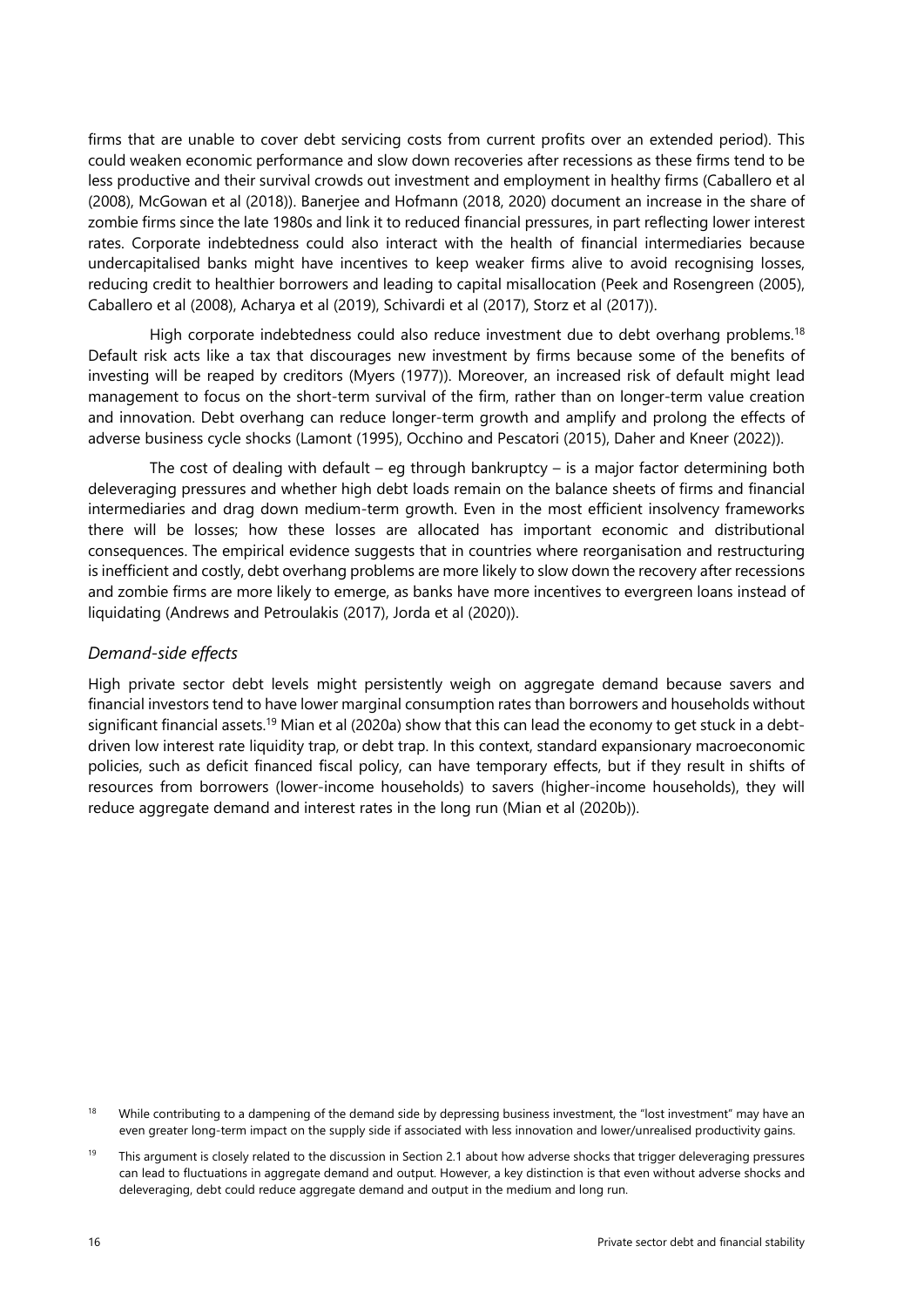firms that are unable to cover debt servicing costs from current profits over an extended period). This could weaken economic performance and slow down recoveries after recessions as these firms tend to be less productive and their survival crowds out investment and employment in healthy firms (Caballero et al (2008), McGowan et al (2018)). Banerjee and Hofmann (2018, 2020) document an increase in the share of zombie firms since the late 1980s and link it to reduced financial pressures, in part reflecting lower interest rates. Corporate indebtedness could also interact with the health of financial intermediaries because undercapitalised banks might have incentives to keep weaker firms alive to avoid recognising losses, reducing credit to healthier borrowers and leading to capital misallocation (Peek and Rosengreen (2005), Caballero et al (2008), Acharya et al (2019), Schivardi et al (2017), Storz et al (2017)).

High corporate indebtedness could also reduce investment due to debt overhang problems.[18] Default risk acts like a tax that discourages new investment by firms because some of the benefits of investing will be reaped by creditors (Myers (1977)). Moreover, an increased risk of default might lead management to focus on the short-term survival of the firm, rather than on longer-term value creation and innovation. Debt overhang can reduce longer-term growth and amplify and prolong the effects of adverse business cycle shocks (Lamont (1995), Occhino and Pescatori (2015), Daher and Kneer (2022)).

The cost of dealing with default – eg through bankruptcy – is a major factor determining both deleveraging pressures and whether high debt loads remain on the balance sheets of firms and financial intermediaries and drag down medium-term growth. Even in the most efficient insolvency frameworks there will be losses; how these losses are allocated has important economic and distributional consequences. The empirical evidence suggests that in countries where reorganisation and restructuring is inefficient and costly, debt overhang problems are more likely to slow down the recovery after recessions and zombie firms are more likely to emerge, as banks have more incentives to evergreen loans instead of liquidating (Andrews and Petroulakis (2017), Jorda et al (2020)).

### *Demand-side effects*

High private sector debt levels might persistently weigh on aggregate demand because savers and financial investors tend to have lower marginal consumption rates than borrowers and households without significant financial assets.[19] Mian et al (2020a) show that this can lead the economy to get stuck in a debt-driven low interest rate liquidity trap, or debt trap. In this context, standard expansionary macroeconomic policies, such as deficit financed fiscal policy, can have temporary effects, but if they result in shifts of resources from borrowers (lower-income households) to savers (higher-income households), they will reduce aggregate demand and interest rates in the long run (Mian et al (2020b)).

[18] While contributing to a dampening of the demand side by depressing business investment, the "lost investment" may have an even greater long-term impact on the supply side if associated with less innovation and lower/unrealised productivity gains.

[19] This argument is closely related to the discussion in Section 2.1 about how adverse shocks that trigger deleveraging pressures can lead to fluctuations in aggregate demand and output. However, a key distinction is that even without adverse shocks and deleveraging, debt could reduce aggregate demand and output in the medium and long run.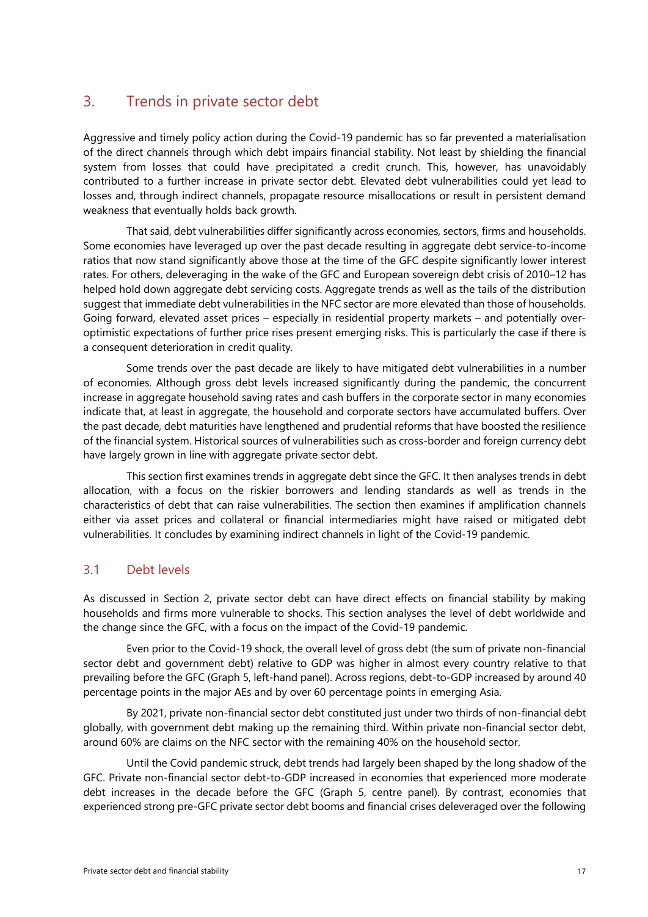## 3. Trends in private sector debt

Aggressive and timely policy action during the Covid-19 pandemic has so far prevented a materialisation of the direct channels through which debt impairs financial stability. Not least by shielding the financial system from losses that could have precipitated a credit crunch. This, however, has unavoidably contributed to a further increase in private sector debt. Elevated debt vulnerabilities could yet lead to losses and, through indirect channels, propagate resource misallocations or result in persistent demand weakness that eventually holds back growth.

That said, debt vulnerabilities differ significantly across economies, sectors, firms and households. Some economies have leveraged up over the past decade resulting in aggregate debt service-to-income ratios that now stand significantly above those at the time of the GFC despite significantly lower interest rates. For others, deleveraging in the wake of the GFC and European sovereign debt crisis of 2010–12 has helped hold down aggregate debt servicing costs. Aggregate trends as well as the tails of the distribution suggest that immediate debt vulnerabilities in the NFC sector are more elevated than those of households. Going forward, elevated asset prices – especially in residential property markets – and potentially over-optimistic expectations of further price rises present emerging risks. This is particularly the case if there is a consequent deterioration in credit quality.

Some trends over the past decade are likely to have mitigated debt vulnerabilities in a number of economies. Although gross debt levels increased significantly during the pandemic, the concurrent increase in aggregate household saving rates and cash buffers in the corporate sector in many economies indicate that, at least in aggregate, the household and corporate sectors have accumulated buffers. Over the past decade, debt maturities have lengthened and prudential reforms that have boosted the resilience of the financial system. Historical sources of vulnerabilities such as cross-border and foreign currency debt have largely grown in line with aggregate private sector debt.

This section first examines trends in aggregate debt since the GFC. It then analyses trends in debt allocation, with a focus on the riskier borrowers and lending standards as well as trends in the characteristics of debt that can raise vulnerabilities. The section then examines if amplification channels either via asset prices and collateral or financial intermediaries might have raised or mitigated debt vulnerabilities. It concludes by examining indirect channels in light of the Covid-19 pandemic.

### 3.1 Debt levels

As discussed in Section 2, private sector debt can have direct effects on financial stability by making households and firms more vulnerable to shocks. This section analyses the level of debt worldwide and the change since the GFC, with a focus on the impact of the Covid-19 pandemic.

Even prior to the Covid-19 shock, the overall level of gross debt (the sum of private non-financial sector debt and government debt) relative to GDP was higher in almost every country relative to that prevailing before the GFC (Graph 5, left-hand panel). Across regions, debt-to-GDP increased by around 40 percentage points in the major AEs and by over 60 percentage points in emerging Asia.

By 2021, private non-financial sector debt constituted just under two thirds of non-financial debt globally, with government debt making up the remaining third. Within private non-financial sector debt, around 60% are claims on the NFC sector with the remaining 40% on the household sector.

Until the Covid pandemic struck, debt trends had largely been shaped by the long shadow of the GFC. Private non-financial sector debt-to-GDP increased in economies that experienced more moderate debt increases in the decade before the GFC (Graph 5, centre panel). By contrast, economies that experienced strong pre-GFC private sector debt booms and financial crises deleveraged over the following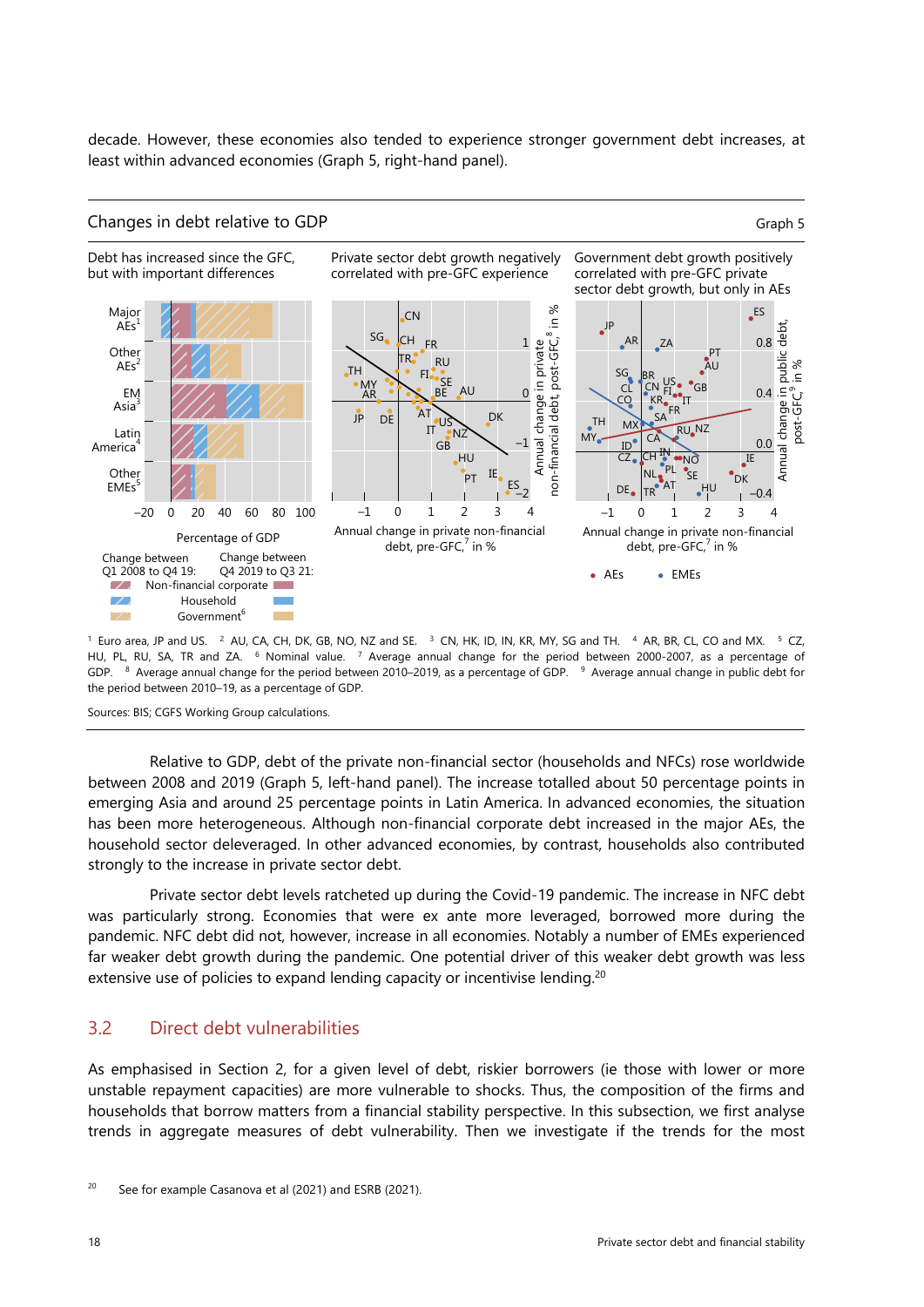decade. However, these economies also tended to experience stronger government debt increases, at least within advanced economies (Graph 5, right-hand panel).

Changes in debt relative to GDP

Graph 5

Debt has increased since the GFC, but with important differences

Major AEs[1]

Other AEs[2]

EM Asia[3]

Latin America[4]

Other EMEs[5]

–20 0 20 40 60 80 100

Percentage of GDP

Change between Q1 2008 to Q4 19:

Change between Q4 2019 to Q3 21:

Non-financial corporate

Household

Government[6]

Private sector debt growth negatively correlated with pre-GFC experience

CN, SG, CH, FR, TR, RU, FI, SE, TH, MY, AR, BE, AU, JP, DE, AT, US, DK, IT, NZ, GB, HU, PT, IE, ES

1, 0, –1, –2

–1 0 1 2 3 4

Annual change in private non-financial debt, pre-GFC,[7] in %

Annual change in private non-financial debt, post-GFC,[8] in %

Government debt growth positively correlated with pre-GFC private sector debt growth, but only in AEs

ES, JP, AR, ZA, PT, AU, SG, BR, CL, CN, US, GB, CO, KR, FI, IT, FR, SA, TH, MX, RU, NZ, MY, CA, ID, CZ, CH, IN, NO, IE, NL, PL, SE, DK, DE, TR, AT, HU

0.8, 0.4, 0.0, –0.4

–1 0 1 2 3 4

Annual change in private non-financial debt, pre-GFC,[7] in %

Annual change in public debt, post-GFC,[9] in %

● AEs ● EMEs

[1] Euro area, JP and US. [2] AU, CA, CH, DK, GB, NO, NZ and SE. [3] CN, HK, ID, IN, KR, MY, SG and TH. [4] AR, BR, CL, CO and MX. [5] CZ, HU, PL, RU, SA, TR and ZA. [6] Nominal value. [7] Average annual change for the period between 2000-2007, as a percentage of GDP. [8] Average annual change for the period between 2010–2019, as a percentage of GDP. [9] Average annual change in public debt for the period between 2010–19, as a percentage of GDP.

Sources: BIS; CGFS Working Group calculations.

Relative to GDP, debt of the private non-financial sector (households and NFCs) rose worldwide between 2008 and 2019 (Graph 5, left-hand panel). The increase totalled about 50 percentage points in emerging Asia and around 25 percentage points in Latin America. In advanced economies, the situation has been more heterogeneous. Although non-financial corporate debt increased in the major AEs, the household sector deleveraged. In other advanced economies, by contrast, households also contributed strongly to the increase in private sector debt.

Private sector debt levels ratcheted up during the Covid-19 pandemic. The increase in NFC debt was particularly strong. Economies that were ex ante more leveraged, borrowed more during the pandemic. NFC debt did not, however, increase in all economies. Notably a number of EMEs experienced far weaker debt growth during the pandemic. One potential driver of this weaker debt growth was less extensive use of policies to expand lending capacity or incentivise lending.[20]

## 3.2 Direct debt vulnerabilities

As emphasised in Section 2, for a given level of debt, riskier borrowers (ie those with lower or more unstable repayment capacities) are more vulnerable to shocks. Thus, the composition of the firms and households that borrow matters from a financial stability perspective. In this subsection, we first analyse trends in aggregate measures of debt vulnerability. Then we investigate if the trends for the most

[20] See for example Casanova et al (2021) and ESRB (2021).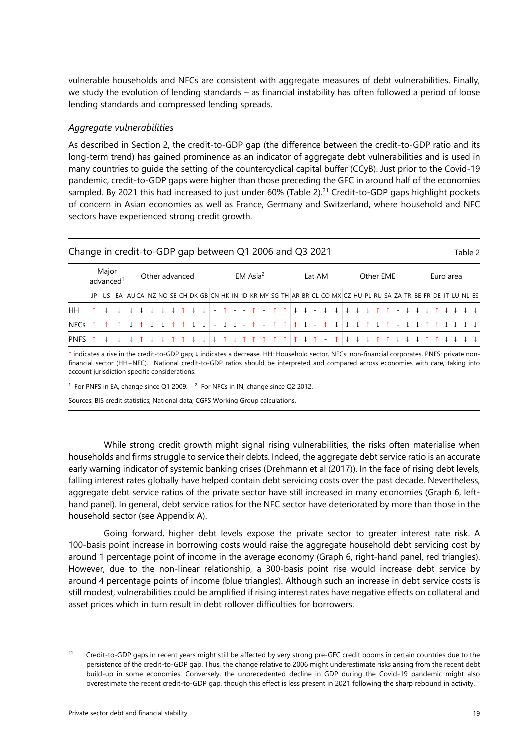vulnerable households and NFCs are consistent with aggregate measures of debt vulnerabilities. Finally, we study the evolution of lending standards – as financial instability has often followed a period of loose lending standards and compressed lending spreads.

### *Aggregate vulnerabilities*

As described in Section 2, the credit-to-GDP gap (the difference between the credit-to-GDP ratio and its long-term trend) has gained prominence as an indicator of aggregate debt vulnerabilities and is used in many countries to guide the setting of the countercyclical capital buffer (CCyB). Just prior to the Covid-19 pandemic, credit-to-GDP gaps were higher than those preceding the GFC in around half of the economies sampled. By 2021 this had increased to just under 60% (Table 2).[21] Credit-to-GDP gaps highlight pockets of concern in Asian economies as well as France, Germany and Switzerland, where household and NFC sectors have experienced strong credit growth.

Change in credit-to-GDP gap between Q1 2006 and Q3 2021 — Table 2

| | Major advanced[1] | | | Other advanced | | | | | | | | EM Asia[2] | | | | | | | | Lat AM | | | | | Other EME | | | | | | | Euro area | | | | | | |
|---|---|---|---|---|---|---|---|---|---|---|---|---|---|---|---|---|---|---|---|---|---|---|---|---|---|---|---|---|---|---|---|---|---|---|---|---|---|---|
| | JP | US | EA | AU | CA | NZ | NO | SE | CH | DK | GB | CN | HK | IN | ID | KR | MY | SG | TH | AR | BR | CL | CO | MX | CZ | HU | PL | RU | SA | ZA | TR | BE | FR | DE | IT | LU | NL | ES |
| HH | ↑ | ↓ | ↓ | ↓ | ↓ | ↓ | ↓ | ↓ | ↑ | ↓ | ↓ | - | ↑ | - | - | ↑ | - | ↑ | ↑ | ↓ | ↓ | - | ↓ | ↓ | ↓ | ↓ | ↓ | ↑ | ↑ | - | ↓ | ↓ | ↓ | ↑ | ↓ | ↓ | ↓ | ↓ |
| NFCs | ↑ | ↑ | ↑ | ↓ | ↑ | ↓ | ↓ | ↑ | ↑ | ↓ | ↓ | - | ↓ | ↓ | - | ↑ | - | ↑ | ↑ | ↑ | ↓ | - | ↑ | ↓ | ↓ | ↓ | ↑ | ↓ | ↑ | - | ↓ | ↓ | ↑ | ↑ | ↓ | ↓ | ↓ | ↓ |
| PNFS | ↑ | ↓ | ↓ | ↓ | ↑ | ↓ | ↓ | ↑ | ↑ | ↓ | ↓ | ↓ | ↑ | ↓ | ↑ | ↑ | ↑ | ↑ | ↑ | ↑ | ↓ | ↑ | - | ↑ | ↓ | ↓ | ↓ | ↑ | ↑ | ↓ | ↓ | ↓ | ↑ | ↑ | ↓ | ↓ | ↓ | ↓ |

↑ indicates a rise in the credit-to-GDP gap; ↓ indicates a decrease. HH: Household sector, NFCs: non-financial corporates, PNFS: private non-financial sector (HH+NFC). National credit-to-GDP ratios should be interpreted and compared across economies with care, taking into account jurisdiction specific considerations.

[1] For PNFS in EA, change since Q1 2009. [2] For NFCs in IN, change since Q2 2012.

Sources: BIS credit statistics; National data; CGFS Working Group calculations.

While strong credit growth might signal rising vulnerabilities, the risks often materialise when households and firms struggle to service their debts. Indeed, the aggregate debt service ratio is an accurate early warning indicator of systemic banking crises (Drehmann et al (2017)). In the face of rising debt levels, falling interest rates globally have helped contain debt servicing costs over the past decade. Nevertheless, aggregate debt service ratios of the private sector have still increased in many economies (Graph 6, left-hand panel). In general, debt service ratios for the NFC sector have deteriorated by more than those in the household sector (see Appendix A).

Going forward, higher debt levels expose the private sector to greater interest rate risk. A 100-basis point increase in borrowing costs would raise the aggregate household debt servicing cost by around 1 percentage point of income in the average economy (Graph 6, right-hand panel, red triangles). However, due to the non-linear relationship, a 300-basis point rise would increase debt service by around 4 percentage points of income (blue triangles). Although such an increase in debt service costs is still modest, vulnerabilities could be amplified if rising interest rates have negative effects on collateral and asset prices which in turn result in debt rollover difficulties for borrowers.

[21] Credit-to-GDP gaps in recent years might still be affected by very strong pre-GFC credit booms in certain countries due to the persistence of the credit-to-GDP gap. Thus, the change relative to 2006 might underestimate risks arising from the recent debt build-up in some economies. Conversely, the unprecedented decline in GDP during the Covid-19 pandemic might also overestimate the recent credit-to-GDP gap, though this effect is less present in 2021 following the sharp rebound in activity.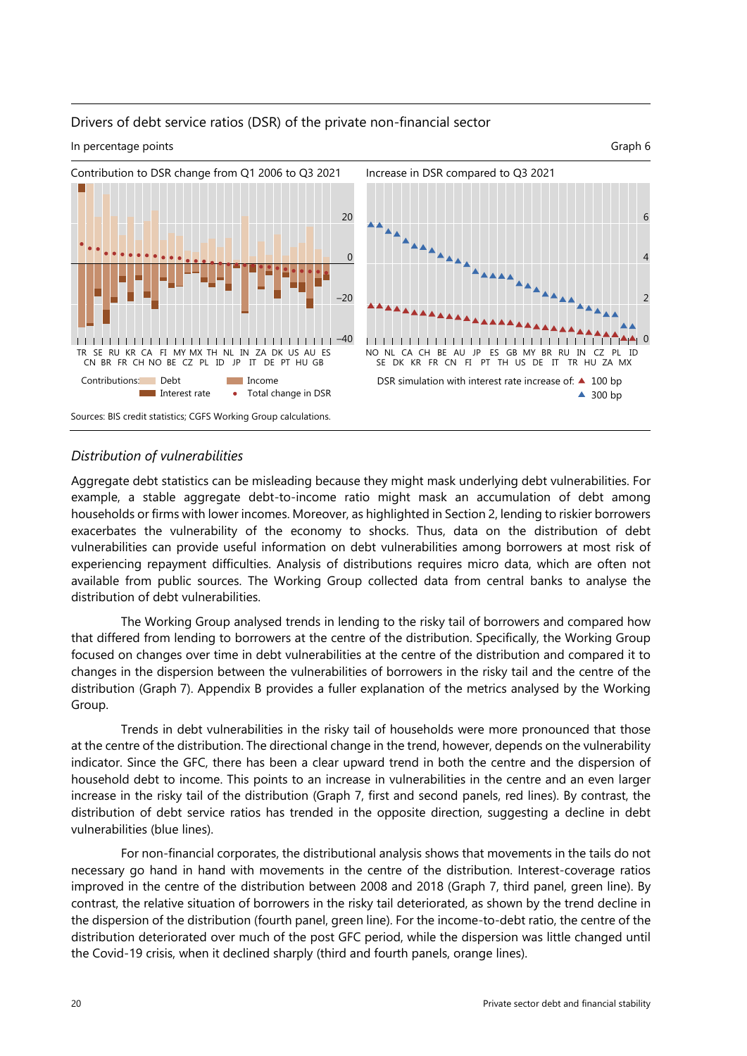Drivers of debt service ratios (DSR) of the private non-financial sector

In percentage points

Graph 6

Contribution to DSR change from Q1 2006 to Q3 2021

20
0
–20
–40

TR SE RU KR CA FI MY MX TH NL IN ZA DK US AU ES
CN BR FR CH NO BE CZ PL ID JP IT DE PT HU GB

Contributions: Debt, Income, Interest rate, • Total change in DSR

Increase in DSR compared to Q3 2021

6
4
2
0

NO NL CA CH BE AU JP ES GB MY BR RU IN CZ PL ID
SE DK KR FR CN FI PT TH US DE IT TR HU ZA MX

DSR simulation with interest rate increase of: ▲ 100 bp ▲ 300 bp

Sources: BIS credit statistics; CGFS Working Group calculations.

*Distribution of vulnerabilities*

Aggregate debt statistics can be misleading because they might mask underlying debt vulnerabilities. For example, a stable aggregate debt-to-income ratio might mask an accumulation of debt among households or firms with lower incomes. Moreover, as highlighted in Section 2, lending to riskier borrowers exacerbates the vulnerability of the economy to shocks. Thus, data on the distribution of debt vulnerabilities can provide useful information on debt vulnerabilities among borrowers at most risk of experiencing repayment difficulties. Analysis of distributions requires micro data, which are often not available from public sources. The Working Group collected data from central banks to analyse the distribution of debt vulnerabilities.

The Working Group analysed trends in lending to the risky tail of borrowers and compared how that differed from lending to borrowers at the centre of the distribution. Specifically, the Working Group focused on changes over time in debt vulnerabilities at the centre of the distribution and compared it to changes in the dispersion between the vulnerabilities of borrowers in the risky tail and the centre of the distribution (Graph 7). Appendix B provides a fuller explanation of the metrics analysed by the Working Group.

Trends in debt vulnerabilities in the risky tail of households were more pronounced that those at the centre of the distribution. The directional change in the trend, however, depends on the vulnerability indicator. Since the GFC, there has been a clear upward trend in both the centre and the dispersion of household debt to income. This points to an increase in vulnerabilities in the centre and an even larger increase in the risky tail of the distribution (Graph 7, first and second panels, red lines). By contrast, the distribution of debt service ratios has trended in the opposite direction, suggesting a decline in debt vulnerabilities (blue lines).

For non-financial corporates, the distributional analysis shows that movements in the tails do not necessary go hand in hand with movements in the centre of the distribution. Interest-coverage ratios improved in the centre of the distribution between 2008 and 2018 (Graph 7, third panel, green line). By contrast, the relative situation of borrowers in the risky tail deteriorated, as shown by the trend decline in the dispersion of the distribution (fourth panel, green line). For the income-to-debt ratio, the centre of the distribution deteriorated over much of the post GFC period, while the dispersion was little changed until the Covid-19 crisis, when it declined sharply (third and fourth panels, orange lines).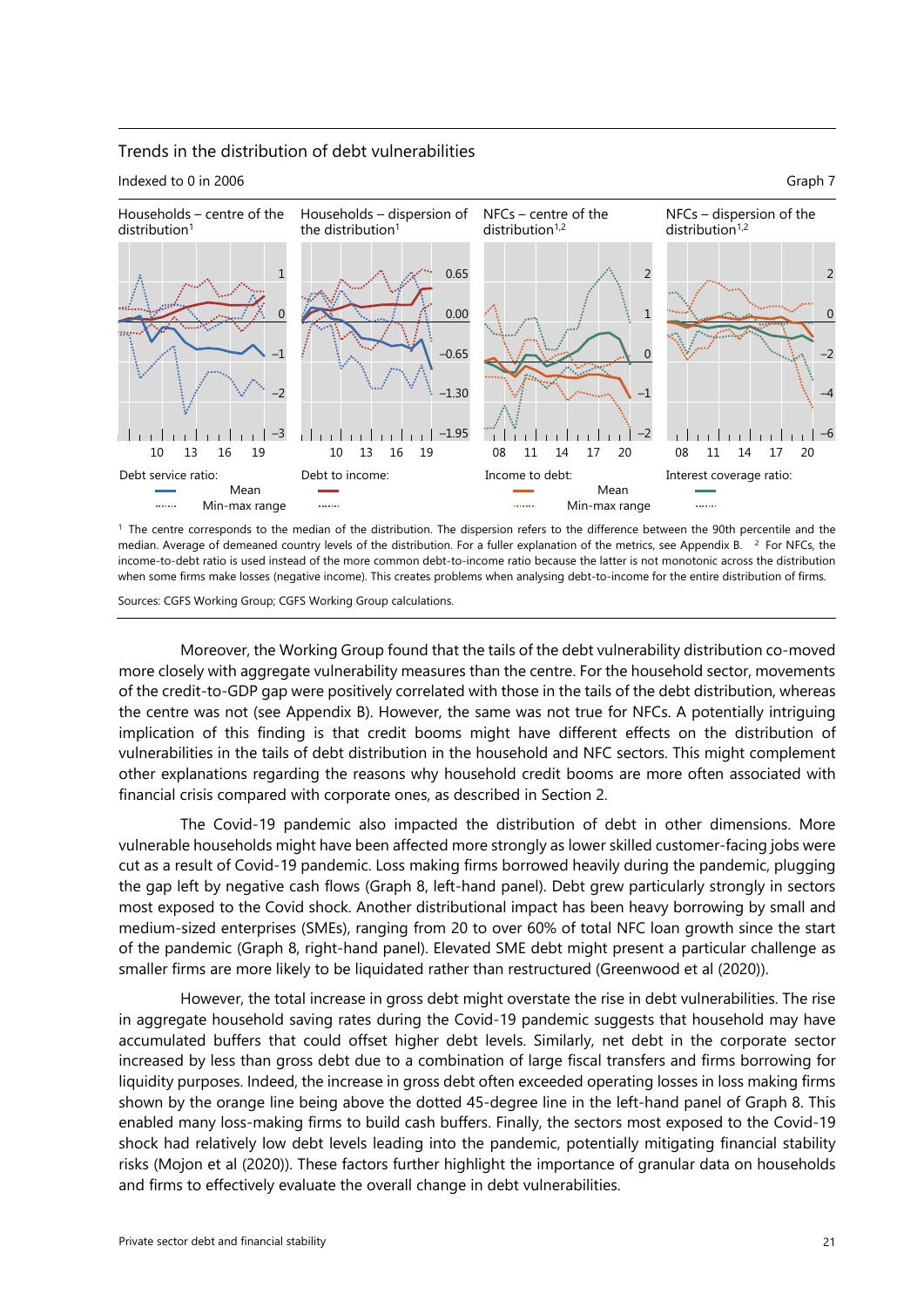Trends in the distribution of debt vulnerabilities

Indexed to 0 in 2006

Graph 7

Households – centre of the distribution[1]

1
0
–1
–2
–3
10 13 16 19

Households – dispersion of the distribution[1]

0.65
0.00
–0.65
–1.30
–1.95
10 13 16 19

NFCs – centre of the distribution[1,2]

2
1
0
–1
–2
08 11 14 17 20

NFCs – dispersion of the distribution[1,2]

2
0
–2
–4
–6
08 11 14 17 20

Debt service ratio: Mean, Min-max range

Debt to income: Mean, Min-max range

Income to debt: Mean, Min-max range

Interest coverage ratio: Mean, Min-max range

[1] The centre corresponds to the median of the distribution. The dispersion refers to the difference between the 90th percentile and the median. Average of demeaned country levels of the distribution. For a fuller explanation of the metrics, see Appendix B. [2] For NFCs, the income-to-debt ratio is used instead of the more common debt-to-income ratio because the latter is not monotonic across the distribution when some firms make losses (negative income). This creates problems when analysing debt-to-income for the entire distribution of firms.

Sources: CGFS Working Group; CGFS Working Group calculations.

Moreover, the Working Group found that the tails of the debt vulnerability distribution co-moved more closely with aggregate vulnerability measures than the centre. For the household sector, movements of the credit-to-GDP gap were positively correlated with those in the tails of the debt distribution, whereas the centre was not (see Appendix B). However, the same was not true for NFCs. A potentially intriguing implication of this finding is that credit booms might have different effects on the distribution of vulnerabilities in the tails of debt distribution in the household and NFC sectors. This might complement other explanations regarding the reasons why household credit booms are more often associated with financial crisis compared with corporate ones, as described in Section 2.

The Covid-19 pandemic also impacted the distribution of debt in other dimensions. More vulnerable households might have been affected more strongly as lower skilled customer-facing jobs were cut as a result of Covid-19 pandemic. Loss making firms borrowed heavily during the pandemic, plugging the gap left by negative cash flows (Graph 8, left-hand panel). Debt grew particularly strongly in sectors most exposed to the Covid shock. Another distributional impact has been heavy borrowing by small and medium-sized enterprises (SMEs), ranging from 20 to over 60% of total NFC loan growth since the start of the pandemic (Graph 8, right-hand panel). Elevated SME debt might present a particular challenge as smaller firms are more likely to be liquidated rather than restructured (Greenwood et al (2020)).

However, the total increase in gross debt might overstate the rise in debt vulnerabilities. The rise in aggregate household saving rates during the Covid-19 pandemic suggests that household may have accumulated buffers that could offset higher debt levels. Similarly, net debt in the corporate sector increased by less than gross debt due to a combination of large fiscal transfers and firms borrowing for liquidity purposes. Indeed, the increase in gross debt often exceeded operating losses in loss making firms shown by the orange line being above the dotted 45-degree line in the left-hand panel of Graph 8. This enabled many loss-making firms to build cash buffers. Finally, the sectors most exposed to the Covid-19 shock had relatively low debt levels leading into the pandemic, potentially mitigating financial stability risks (Mojon et al (2020)). These factors further highlight the importance of granular data on households and firms to effectively evaluate the overall change in debt vulnerabilities.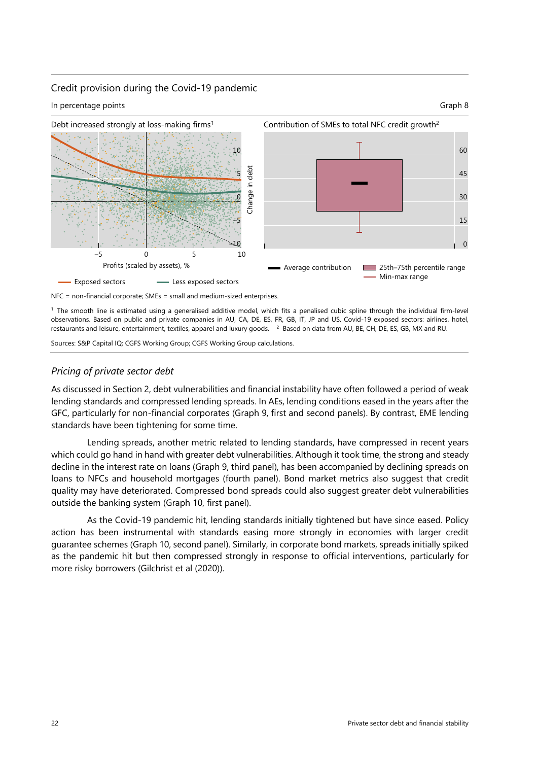Credit provision during the Covid-19 pandemic

In percentage points

Graph 8

Debt increased strongly at loss-making firms[1]

10
5
0
–5
–10
Change in debt
–5
0
5
10
Profits (scaled by assets), %

Exposed sectors
Less exposed sectors

Contribution of SMEs to total NFC credit growth[2]

60
45
30
15
0

Average contribution
25th–75th percentile range
Min-max range

NFC = non-financial corporate; SMEs = small and medium-sized enterprises.

[1] The smooth line is estimated using a generalised additive model, which fits a penalised cubic spline through the individual firm-level observations. Based on public and private companies in AU, CA, DE, ES, FR, GB, IT, JP and US. Covid-19 exposed sectors: airlines, hotel, restaurants and leisure, entertainment, textiles, apparel and luxury goods. [2] Based on data from AU, BE, CH, DE, ES, GB, MX and RU.

Sources: S&P Capital IQ; CGFS Working Group; CGFS Working Group calculations.

### *Pricing of private sector debt*

As discussed in Section 2, debt vulnerabilities and financial instability have often followed a period of weak lending standards and compressed lending spreads. In AEs, lending conditions eased in the years after the GFC, particularly for non-financial corporates (Graph 9, first and second panels). By contrast, EME lending standards have been tightening for some time.

Lending spreads, another metric related to lending standards, have compressed in recent years which could go hand in hand with greater debt vulnerabilities. Although it took time, the strong and steady decline in the interest rate on loans (Graph 9, third panel), has been accompanied by declining spreads on loans to NFCs and household mortgages (fourth panel). Bond market metrics also suggest that credit quality may have deteriorated. Compressed bond spreads could also suggest greater debt vulnerabilities outside the banking system (Graph 10, first panel).

As the Covid-19 pandemic hit, lending standards initially tightened but have since eased. Policy action has been instrumental with standards easing more strongly in economies with larger credit guarantee schemes (Graph 10, second panel). Similarly, in corporate bond markets, spreads initially spiked as the pandemic hit but then compressed strongly in response to official interventions, particularly for more risky borrowers (Gilchrist et al (2020)).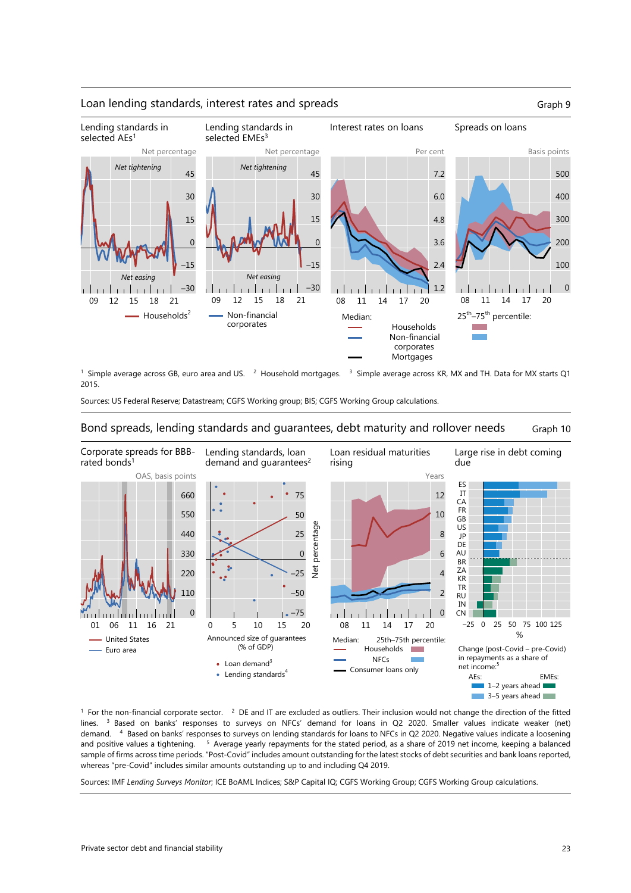## Loan lending standards, interest rates and spreads

Graph 9

Lending standards in selected AEs[1]

Net percentage

Net tightening

Net easing

45
30
15
0
–15
–30

09 12 15 18 21

Lending standards in selected EMEs[3]

Net percentage

Net tightening

Net easing

45
30
15
0
–15
–30

09 12 15 18 21

Households[2]
Non-financial corporates

Interest rates on loans

Per cent

7.2
6.0
4.8
3.6
2.4
1.2

08 11 14 17 20

Spreads on loans

Basis points

500
400
300
200
100
0

08 11 14 17 20

Median:
Households
Non-financial corporates
Mortgages

25th–75th percentile:

[1] Simple average across GB, euro area and US. [2] Household mortgages. [3] Simple average across KR, MX and TH. Data for MX starts Q1 2015.

Sources: US Federal Reserve; Datastream; CGFS Working group; BIS; CGFS Working Group calculations.

## Bond spreads, lending standards and guarantees, debt maturity and rollover needs

Graph 10

Corporate spreads for BBB-rated bonds[1]

OAS, basis points

660
550
440
330
220
110
0

01 06 11 16 21

United States
Euro area

Lending standards, loan demand and guarantees[2]

Net percentage

75
50
25
0
–25
–50
–75

0 5 10 15 20

Announced size of guarantees (% of GDP)

Loan demand[3]
Lending standards[4]

Loan residual maturities rising

Years

12
10
8
6
4
2
0

08 11 14 17 20

Median: 25th–75th percentile:
Households
NFCs
Consumer loans only

Large rise in debt coming due

ES
IT
CA
FR
GB
US
JP
DE
AU
BR
ZA
KR
TR
RU
IN
CN

–25 0 25 50 75 100 125

%

Change (post-Covid – pre-Covid) in repayments as a share of net income:[5]

AEs: EMEs:
1–2 years ahead
3–5 years ahead

[1] For the non-financial corporate sector. [2] DE and IT are excluded as outliers. Their inclusion would not change the direction of the fitted lines. [3] Based on banks' responses to surveys on NFCs' demand for loans in Q2 2020. Smaller values indicate weaker (net) demand. [4] Based on banks' responses to surveys on lending standards for loans to NFCs in Q2 2020. Negative values indicate a loosening and positive values a tightening. [5] Average yearly repayments for the stated period, as a share of 2019 net income, keeping a balanced sample of firms across time periods. "Post-Covid" includes amount outstanding for the latest stocks of debt securities and bank loans reported, whereas "pre-Covid" includes similar amounts outstanding up to and including Q4 2019.

Sources: IMF *Lending Surveys Monitor*; ICE BoAML Indices; S&P Capital IQ; CGFS Working Group; CGFS Working Group calculations.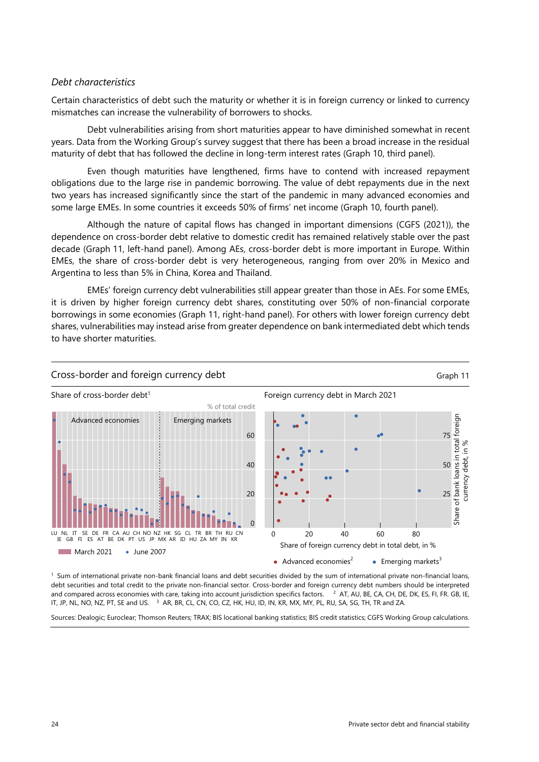### *Debt characteristics*

Certain characteristics of debt such the maturity or whether it is in foreign currency or linked to currency mismatches can increase the vulnerability of borrowers to shocks.

Debt vulnerabilities arising from short maturities appear to have diminished somewhat in recent years. Data from the Working Group's survey suggest that there has been a broad increase in the residual maturity of debt that has followed the decline in long-term interest rates (Graph 10, third panel).

Even though maturities have lengthened, firms have to contend with increased repayment obligations due to the large rise in pandemic borrowing. The value of debt repayments due in the next two years has increased significantly since the start of the pandemic in many advanced economies and some large EMEs. In some countries it exceeds 50% of firms' net income (Graph 10, fourth panel).

Although the nature of capital flows has changed in important dimensions (CGFS (2021)), the dependence on cross-border debt relative to domestic credit has remained relatively stable over the past decade (Graph 11, left-hand panel). Among AEs, cross-border debt is more important in Europe. Within EMEs, the share of cross-border debt is very heterogeneous, ranging from over 20% in Mexico and Argentina to less than 5% in China, Korea and Thailand.

EMEs' foreign currency debt vulnerabilities still appear greater than those in AEs. For some EMEs, it is driven by higher foreign currency debt shares, constituting over 50% of non-financial corporate borrowings in some economies (Graph 11, right-hand panel). For others with lower foreign currency debt shares, vulnerabilities may instead arise from greater dependence on bank intermediated debt which tends to have shorter maturities.

Cross-border and foreign currency debt

Graph 11

Share of cross-border debt[1]

% of total credit

Advanced economies

Emerging markets

60

40

20

0

LU NL IT SE DE FR CA AU CH NO NZ HK SG CL TR BR TH RU CN
IE GB FI ES AT BE DK PT US JP MX AR ID HU ZA MY IN KR

March 2021 • June 2007

Foreign currency debt in March 2021

75

50

25

0 20 40 60 80

Share of foreign currency debt in total debt, in %

Share of bank loans in total foreign currency debt, in %

• Advanced economies[2] • Emerging markets[3]

[1] Sum of international private non-bank financial loans and debt securities divided by the sum of international private non-financial loans, debt securities and total credit to the private non-financial sector. Cross-border and foreign currency debt numbers should be interpreted and compared across economies with care, taking into account jurisdiction specifics factors. [2] AT, AU, BE, CA, CH, DE, DK, ES, FI, FR. GB, IE, IT, JP, NL, NO, NZ, PT, SE and US. [3] AR, BR, CL, CN, CO, CZ, HK, HU, ID, IN, KR, MX, MY, PL, RU, SA, SG, TH, TR and ZA.

Sources: Dealogic; Euroclear; Thomson Reuters; TRAX; BIS locational banking statistics; BIS credit statistics; CGFS Working Group calculations.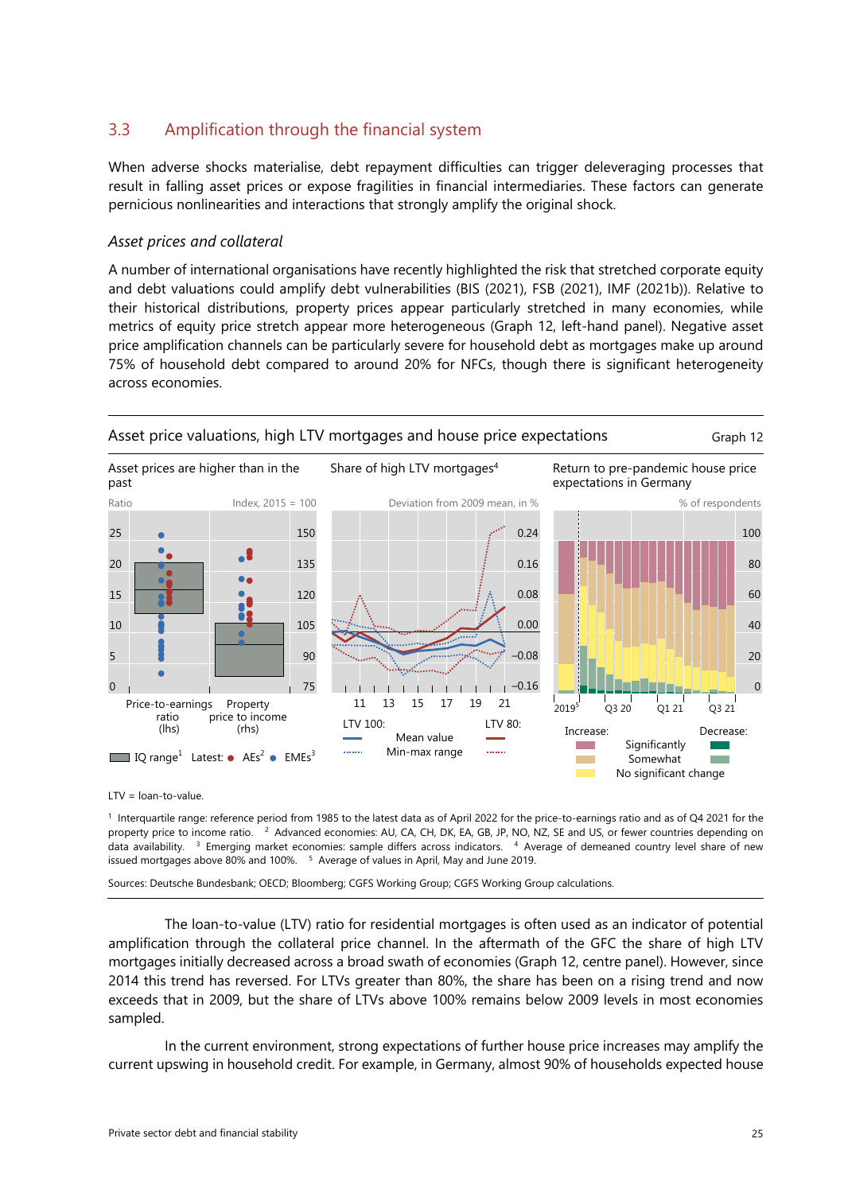## 3.3 Amplification through the financial system

When adverse shocks materialise, debt repayment difficulties can trigger deleveraging processes that result in falling asset prices or expose fragilities in financial intermediaries. These factors can generate pernicious nonlinearities and interactions that strongly amplify the original shock.

### *Asset prices and collateral*

A number of international organisations have recently highlighted the risk that stretched corporate equity and debt valuations could amplify debt vulnerabilities (BIS (2021), FSB (2021), IMF (2021b)). Relative to their historical distributions, property prices appear particularly stretched in many economies, while metrics of equity price stretch appear more heterogeneous (Graph 12, left-hand panel). Negative asset price amplification channels can be particularly severe for household debt as mortgages make up around 75% of household debt compared to around 20% for NFCs, though there is significant heterogeneity across economies.

Asset price valuations, high LTV mortgages and house price expectations — Graph 12

Asset prices are higher than in the past

Ratio — Index, 2015 = 100

25, 20, 15, 10, 5, 0 — 150, 135, 120, 105, 90, 75

Price-to-earnings ratio (lhs) — Property price to income (rhs)

IQ range[1] Latest: AEs[2] EMEs[3]

Share of high LTV mortgages[4]

Deviation from 2009 mean, in %

0.24, 0.16, 0.08, 0.00, –0.08, –0.16

11 13 15 17 19 21

LTV 100: — LTV 80: — Mean value — Min-max range

Return to pre-pandemic house price expectations in Germany

% of respondents

100, 80, 60, 40, 20, 0

2019[5] Q3 20 Q1 21 Q3 21

Increase: — Decrease: — Significantly — Somewhat — No significant change

LTV = loan-to-value.

[1] Interquartile range: reference period from 1985 to the latest data as of April 2022 for the price-to-earnings ratio and as of Q4 2021 for the property price to income ratio. [2] Advanced economies: AU, CA, CH, DK, EA, GB, JP, NO, NZ, SE and US, or fewer countries depending on data availability. [3] Emerging market economies: sample differs across indicators. [4] Average of demeaned country level share of new issued mortgages above 80% and 100%. [5] Average of values in April, May and June 2019.

Sources: Deutsche Bundesbank; OECD; Bloomberg; CGFS Working Group; CGFS Working Group calculations.

The loan-to-value (LTV) ratio for residential mortgages is often used as an indicator of potential amplification through the collateral price channel. In the aftermath of the GFC the share of high LTV mortgages initially decreased across a broad swath of economies (Graph 12, centre panel). However, since 2014 this trend has reversed. For LTVs greater than 80%, the share has been on a rising trend and now exceeds that in 2009, but the share of LTVs above 100% remains below 2009 levels in most economies sampled.

In the current environment, strong expectations of further house price increases may amplify the current upswing in household credit. For example, in Germany, almost 90% of households expected house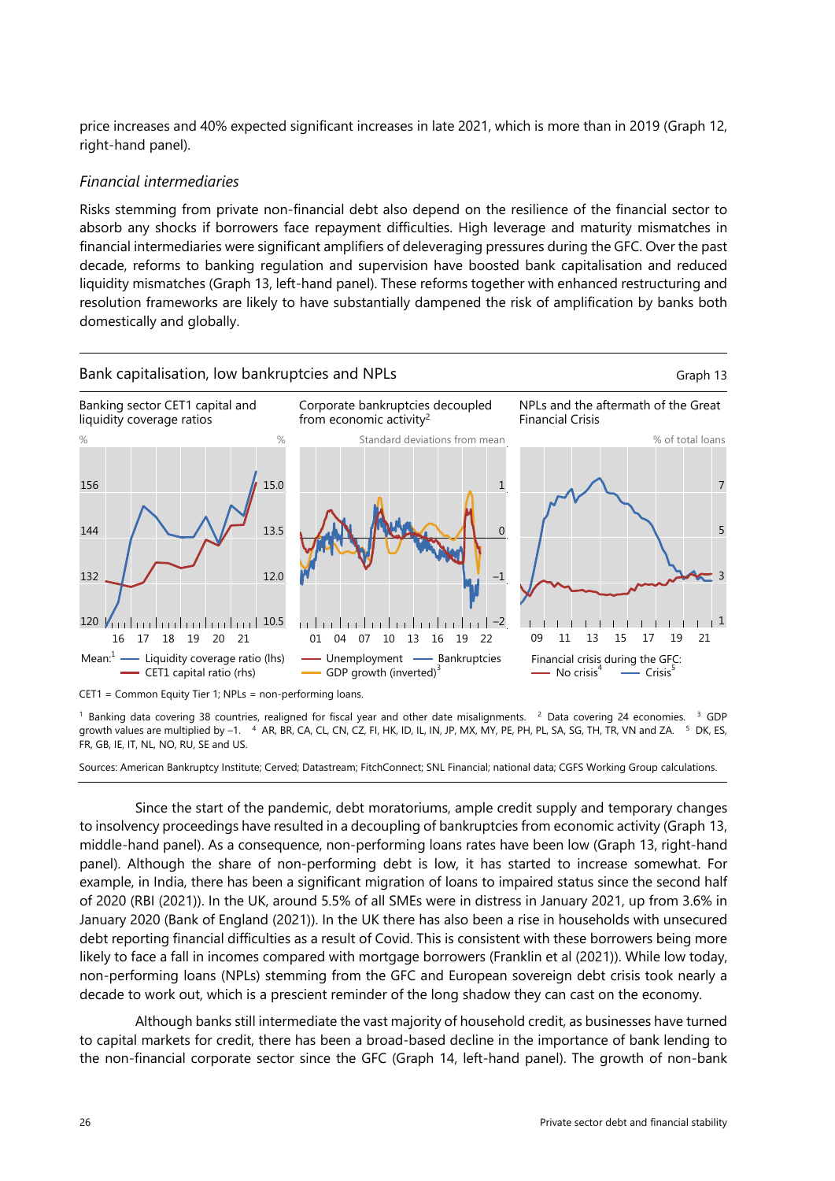price increases and 40% expected significant increases in late 2021, which is more than in 2019 (Graph 12, right-hand panel).

### *Financial intermediaries*

Risks stemming from private non-financial debt also depend on the resilience of the financial sector to absorb any shocks if borrowers face repayment difficulties. High leverage and maturity mismatches in financial intermediaries were significant amplifiers of deleveraging pressures during the GFC. Over the past decade, reforms to banking regulation and supervision have boosted bank capitalisation and reduced liquidity mismatches (Graph 13, left-hand panel). These reforms together with enhanced restructuring and resolution frameworks are likely to have substantially dampened the risk of amplification by banks both domestically and globally.

Bank capitalisation, low bankruptcies and NPLs

Graph 13

Banking sector CET1 capital and liquidity coverage ratios

%

%

156

144

132

120

15.0

13.5

12.0

10.5

16 17 18 19 20 21

Mean:[1] — Liquidity coverage ratio (lhs) — CET1 capital ratio (rhs)

Corporate bankruptcies decoupled from economic activity[2]

Standard deviations from mean

1

0

–1

–2

01 04 07 10 13 16 19 22

— Unemployment — Bankruptcies — GDP growth (inverted)[3]

NPLs and the aftermath of the Great Financial Crisis

% of total loans

7

5

3

1

09 11 13 15 17 19 21

Financial crisis during the GFC: — No crisis[4] — Crisis[5]

CET1 = Common Equity Tier 1; NPLs = non-performing loans.

[1] Banking data covering 38 countries, realigned for fiscal year and other date misalignments. [2] Data covering 24 economies. [3] GDP growth values are multiplied by –1. [4] AR, BR, CA, CL, CN, CZ, FI, HK, ID, IL, IN, JP, MX, MY, PE, PH, PL, SA, SG, TH, TR, VN and ZA. [5] DK, ES, FR, GB, IE, IT, NL, NO, RU, SE and US.

Sources: American Bankruptcy Institute; Cerved; Datastream; FitchConnect; SNL Financial; national data; CGFS Working Group calculations.

Since the start of the pandemic, debt moratoriums, ample credit supply and temporary changes to insolvency proceedings have resulted in a decoupling of bankruptcies from economic activity (Graph 13, middle-hand panel). As a consequence, non-performing loans rates have been low (Graph 13, right-hand panel). Although the share of non-performing debt is low, it has started to increase somewhat. For example, in India, there has been a significant migration of loans to impaired status since the second half of 2020 (RBI (2021)). In the UK, around 5.5% of all SMEs were in distress in January 2021, up from 3.6% in January 2020 (Bank of England (2021)). In the UK there has also been a rise in households with unsecured debt reporting financial difficulties as a result of Covid. This is consistent with these borrowers being more likely to face a fall in incomes compared with mortgage borrowers (Franklin et al (2021)). While low today, non-performing loans (NPLs) stemming from the GFC and European sovereign debt crisis took nearly a decade to work out, which is a prescient reminder of the long shadow they can cast on the economy.

Although banks still intermediate the vast majority of household credit, as businesses have turned to capital markets for credit, there has been a broad-based decline in the importance of bank lending to the non-financial corporate sector since the GFC (Graph 14, left-hand panel). The growth of non-bank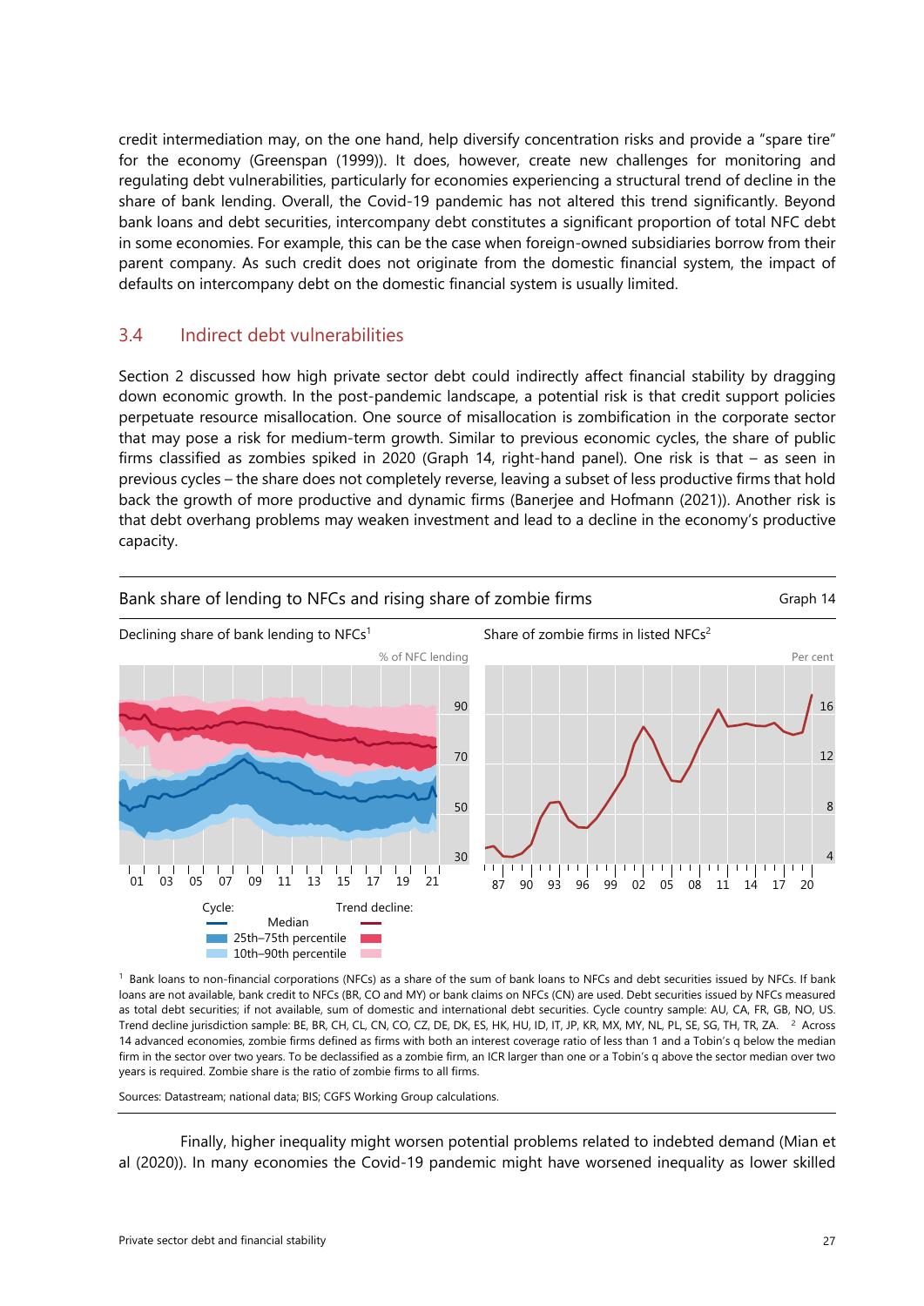credit intermediation may, on the one hand, help diversify concentration risks and provide a "spare tire" for the economy (Greenspan (1999)). It does, however, create new challenges for monitoring and regulating debt vulnerabilities, particularly for economies experiencing a structural trend of decline in the share of bank lending. Overall, the Covid-19 pandemic has not altered this trend significantly. Beyond bank loans and debt securities, intercompany debt constitutes a significant proportion of total NFC debt in some economies. For example, this can be the case when foreign-owned subsidiaries borrow from their parent company. As such credit does not originate from the domestic financial system, the impact of defaults on intercompany debt on the domestic financial system is usually limited.

## 3.4 Indirect debt vulnerabilities

Section 2 discussed how high private sector debt could indirectly affect financial stability by dragging down economic growth. In the post-pandemic landscape, a potential risk is that credit support policies perpetuate resource misallocation. One source of misallocation is zombification in the corporate sector that may pose a risk for medium-term growth. Similar to previous economic cycles, the share of public firms classified as zombies spiked in 2020 (Graph 14, right-hand panel). One risk is that – as seen in previous cycles – the share does not completely reverse, leaving a subset of less productive firms that hold back the growth of more productive and dynamic firms (Banerjee and Hofmann (2021)). Another risk is that debt overhang problems may weaken investment and lead to a decline in the economy's productive capacity.

Bank share of lending to NFCs and rising share of zombie firms

Graph 14

Declining share of bank lending to NFCs[1]

% of NFC lending

90
70
50
30

01 03 05 07 09 11 13 15 17 19 21

Cycle: Trend decline:
Median
25th–75th percentile
10th–90th percentile

Share of zombie firms in listed NFCs[2]

Per cent

16
12
8
4

87 90 93 96 99 02 05 08 11 14 17 20

[1] Bank loans to non-financial corporations (NFCs) as a share of the sum of bank loans to NFCs and debt securities issued by NFCs. If bank loans are not available, bank credit to NFCs (BR, CO and MY) or bank claims on NFCs (CN) are used. Debt securities issued by NFCs measured as total debt securities; if not available, sum of domestic and international debt securities. Cycle country sample: AU, CA, FR, GB, NO, US. Trend decline jurisdiction sample: BE, BR, CH, CL, CN, CO, CZ, DE, DK, ES, HK, HU, ID, IT, JP, KR, MX, MY, NL, PL, SE, SG, TH, TR, ZA. [2] Across 14 advanced economies, zombie firms defined as firms with both an interest coverage ratio of less than 1 and a Tobin's q below the median firm in the sector over two years. To be declassified as a zombie firm, an ICR larger than one or a Tobin's q above the sector median over two years is required. Zombie share is the ratio of zombie firms to all firms.

Sources: Datastream; national data; BIS; CGFS Working Group calculations.

Finally, higher inequality might worsen potential problems related to indebted demand (Mian et al (2020)). In many economies the Covid-19 pandemic might have worsened inequality as lower skilled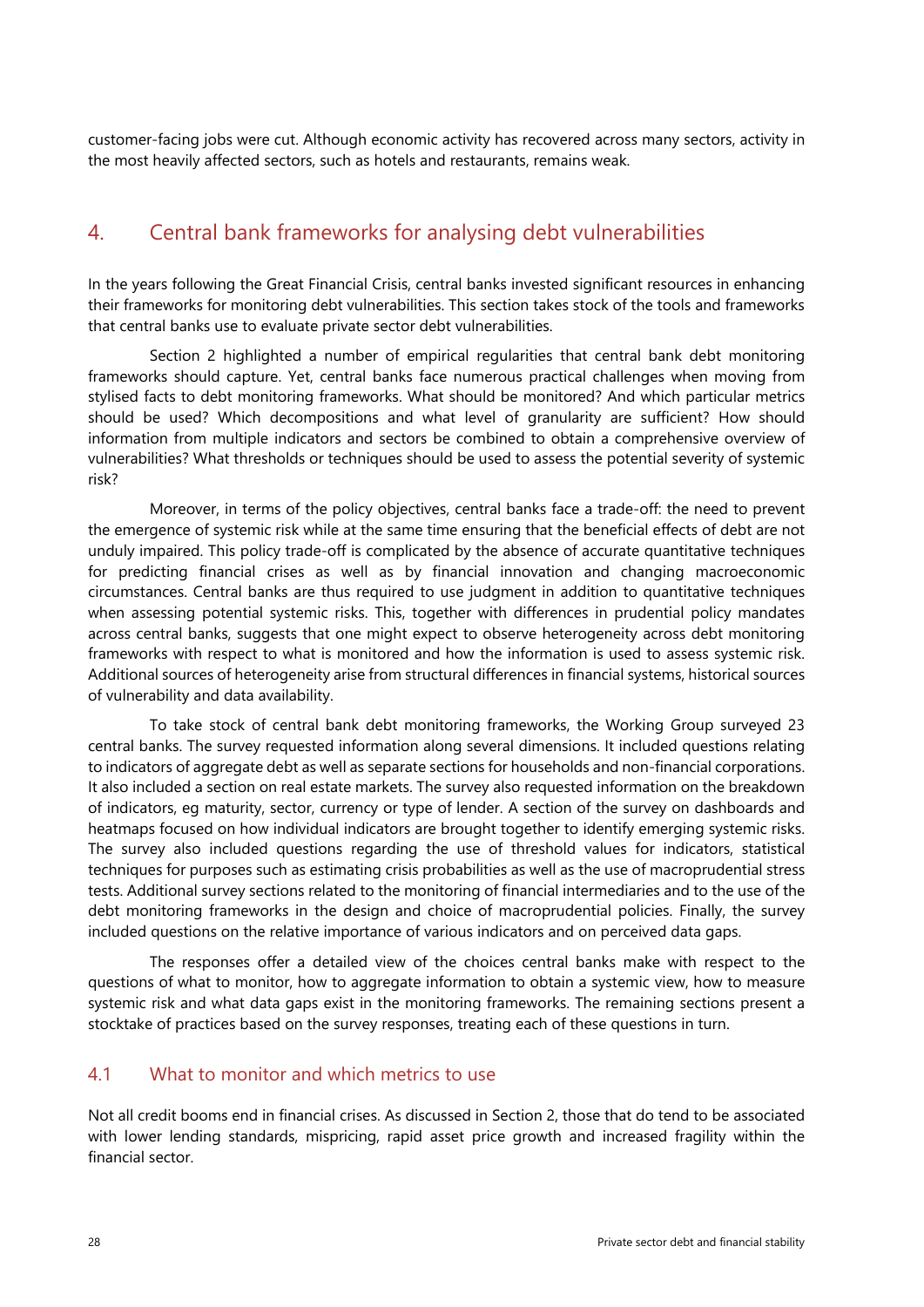customer-facing jobs were cut. Although economic activity has recovered across many sectors, activity in the most heavily affected sectors, such as hotels and restaurants, remains weak.

## 4. Central bank frameworks for analysing debt vulnerabilities

In the years following the Great Financial Crisis, central banks invested significant resources in enhancing their frameworks for monitoring debt vulnerabilities. This section takes stock of the tools and frameworks that central banks use to evaluate private sector debt vulnerabilities.

Section 2 highlighted a number of empirical regularities that central bank debt monitoring frameworks should capture. Yet, central banks face numerous practical challenges when moving from stylised facts to debt monitoring frameworks. What should be monitored? And which particular metrics should be used? Which decompositions and what level of granularity are sufficient? How should information from multiple indicators and sectors be combined to obtain a comprehensive overview of vulnerabilities? What thresholds or techniques should be used to assess the potential severity of systemic risk?

Moreover, in terms of the policy objectives, central banks face a trade-off: the need to prevent the emergence of systemic risk while at the same time ensuring that the beneficial effects of debt are not unduly impaired. This policy trade-off is complicated by the absence of accurate quantitative techniques for predicting financial crises as well as by financial innovation and changing macroeconomic circumstances. Central banks are thus required to use judgment in addition to quantitative techniques when assessing potential systemic risks. This, together with differences in prudential policy mandates across central banks, suggests that one might expect to observe heterogeneity across debt monitoring frameworks with respect to what is monitored and how the information is used to assess systemic risk. Additional sources of heterogeneity arise from structural differences in financial systems, historical sources of vulnerability and data availability.

To take stock of central bank debt monitoring frameworks, the Working Group surveyed 23 central banks. The survey requested information along several dimensions. It included questions relating to indicators of aggregate debt as well as separate sections for households and non-financial corporations. It also included a section on real estate markets. The survey also requested information on the breakdown of indicators, eg maturity, sector, currency or type of lender. A section of the survey on dashboards and heatmaps focused on how individual indicators are brought together to identify emerging systemic risks. The survey also included questions regarding the use of threshold values for indicators, statistical techniques for purposes such as estimating crisis probabilities as well as the use of macroprudential stress tests. Additional survey sections related to the monitoring of financial intermediaries and to the use of the debt monitoring frameworks in the design and choice of macroprudential policies. Finally, the survey included questions on the relative importance of various indicators and on perceived data gaps.

The responses offer a detailed view of the choices central banks make with respect to the questions of what to monitor, how to aggregate information to obtain a systemic view, how to measure systemic risk and what data gaps exist in the monitoring frameworks. The remaining sections present a stocktake of practices based on the survey responses, treating each of these questions in turn.

### 4.1 What to monitor and which metrics to use

Not all credit booms end in financial crises. As discussed in Section 2, those that do tend to be associated with lower lending standards, mispricing, rapid asset price growth and increased fragility within the financial sector.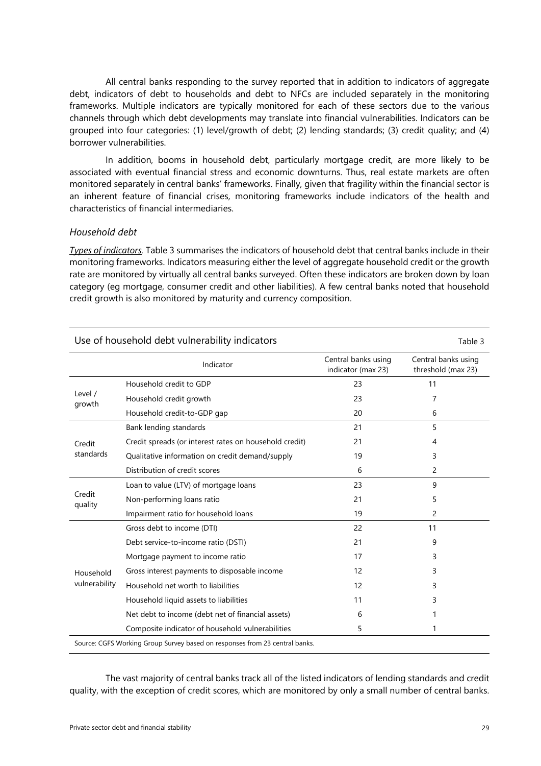All central banks responding to the survey reported that in addition to indicators of aggregate debt, indicators of debt to households and debt to NFCs are included separately in the monitoring frameworks. Multiple indicators are typically monitored for each of these sectors due to the various channels through which debt developments may translate into financial vulnerabilities. Indicators can be grouped into four categories: (1) level/growth of debt; (2) lending standards; (3) credit quality; and (4) borrower vulnerabilities.

In addition, booms in household debt, particularly mortgage credit, are more likely to be associated with eventual financial stress and economic downturns. Thus, real estate markets are often monitored separately in central banks' frameworks. Finally, given that fragility within the financial sector is an inherent feature of financial crises, monitoring frameworks include indicators of the health and characteristics of financial intermediaries.

### *Household debt*

*Types of indicators.* Table 3 summarises the indicators of household debt that central banks include in their monitoring frameworks. Indicators measuring either the level of aggregate household credit or the growth rate are monitored by virtually all central banks surveyed. Often these indicators are broken down by loan category (eg mortgage, consumer credit and other liabilities). A few central banks noted that household credit growth is also monitored by maturity and currency composition.

Use of household debt vulnerability indicators — Table 3

| | Indicator | Central banks using indicator (max 23) | Central banks using threshold (max 23) |
|---|---|---|---|
| Level / growth | Household credit to GDP | 23 | 11 |
| | Household credit growth | 23 | 7 |
| | Household credit-to-GDP gap | 20 | 6 |
| Credit standards | Bank lending standards | 21 | 5 |
| | Credit spreads (or interest rates on household credit) | 21 | 4 |
| | Qualitative information on credit demand/supply | 19 | 3 |
| | Distribution of credit scores | 6 | 2 |
| Credit quality | Loan to value (LTV) of mortgage loans | 23 | 9 |
| | Non-performing loans ratio | 21 | 5 |
| | Impairment ratio for household loans | 19 | 2 |
| Household vulnerability | Gross debt to income (DTI) | 22 | 11 |
| | Debt service-to-income ratio (DSTI) | 21 | 9 |
| | Mortgage payment to income ratio | 17 | 3 |
| | Gross interest payments to disposable income | 12 | 3 |
| | Household net worth to liabilities | 12 | 3 |
| | Household liquid assets to liabilities | 11 | 3 |
| | Net debt to income (debt net of financial assets) | 6 | 1 |
| | Composite indicator of household vulnerabilities | 5 | 1 |

Source: CGFS Working Group Survey based on responses from 23 central banks.

The vast majority of central banks track all of the listed indicators of lending standards and credit quality, with the exception of credit scores, which are monitored by only a small number of central banks.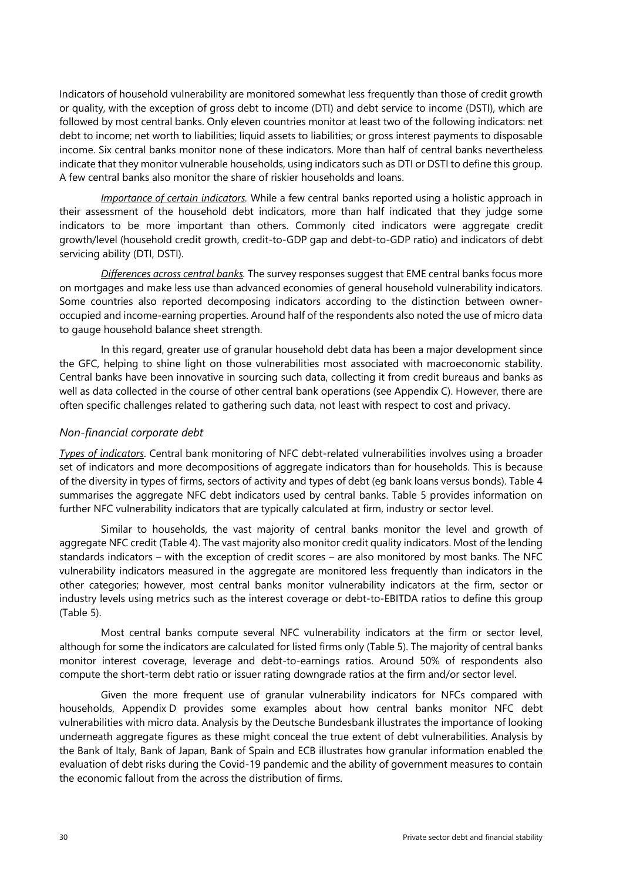Indicators of household vulnerability are monitored somewhat less frequently than those of credit growth or quality, with the exception of gross debt to income (DTI) and debt service to income (DSTI), which are followed by most central banks. Only eleven countries monitor at least two of the following indicators: net debt to income; net worth to liabilities; liquid assets to liabilities; or gross interest payments to disposable income. Six central banks monitor none of these indicators. More than half of central banks nevertheless indicate that they monitor vulnerable households, using indicators such as DTI or DSTI to define this group. A few central banks also monitor the share of riskier households and loans.

*Importance of certain indicators.* While a few central banks reported using a holistic approach in their assessment of the household debt indicators, more than half indicated that they judge some indicators to be more important than others. Commonly cited indicators were aggregate credit growth/level (household credit growth, credit-to-GDP gap and debt-to-GDP ratio) and indicators of debt servicing ability (DTI, DSTI).

*Differences across central banks.* The survey responses suggest that EME central banks focus more on mortgages and make less use than advanced economies of general household vulnerability indicators. Some countries also reported decomposing indicators according to the distinction between owner-occupied and income-earning properties. Around half of the respondents also noted the use of micro data to gauge household balance sheet strength.

In this regard, greater use of granular household debt data has been a major development since the GFC, helping to shine light on those vulnerabilities most associated with macroeconomic stability. Central banks have been innovative in sourcing such data, collecting it from credit bureaus and banks as well as data collected in the course of other central bank operations (see Appendix C). However, there are often specific challenges related to gathering such data, not least with respect to cost and privacy.

### *Non-financial corporate debt*

*Types of indicators*. Central bank monitoring of NFC debt-related vulnerabilities involves using a broader set of indicators and more decompositions of aggregate indicators than for households. This is because of the diversity in types of firms, sectors of activity and types of debt (eg bank loans versus bonds). Table 4 summarises the aggregate NFC debt indicators used by central banks. Table 5 provides information on further NFC vulnerability indicators that are typically calculated at firm, industry or sector level.

Similar to households, the vast majority of central banks monitor the level and growth of aggregate NFC credit (Table 4). The vast majority also monitor credit quality indicators. Most of the lending standards indicators – with the exception of credit scores – are also monitored by most banks. The NFC vulnerability indicators measured in the aggregate are monitored less frequently than indicators in the other categories; however, most central banks monitor vulnerability indicators at the firm, sector or industry levels using metrics such as the interest coverage or debt-to-EBITDA ratios to define this group (Table 5).

Most central banks compute several NFC vulnerability indicators at the firm or sector level, although for some the indicators are calculated for listed firms only (Table 5). The majority of central banks monitor interest coverage, leverage and debt-to-earnings ratios. Around 50% of respondents also compute the short-term debt ratio or issuer rating downgrade ratios at the firm and/or sector level.

Given the more frequent use of granular vulnerability indicators for NFCs compared with households, Appendix D provides some examples about how central banks monitor NFC debt vulnerabilities with micro data. Analysis by the Deutsche Bundesbank illustrates the importance of looking underneath aggregate figures as these might conceal the true extent of debt vulnerabilities. Analysis by the Bank of Italy, Bank of Japan, Bank of Spain and ECB illustrates how granular information enabled the evaluation of debt risks during the Covid-19 pandemic and the ability of government measures to contain the economic fallout from the across the distribution of firms.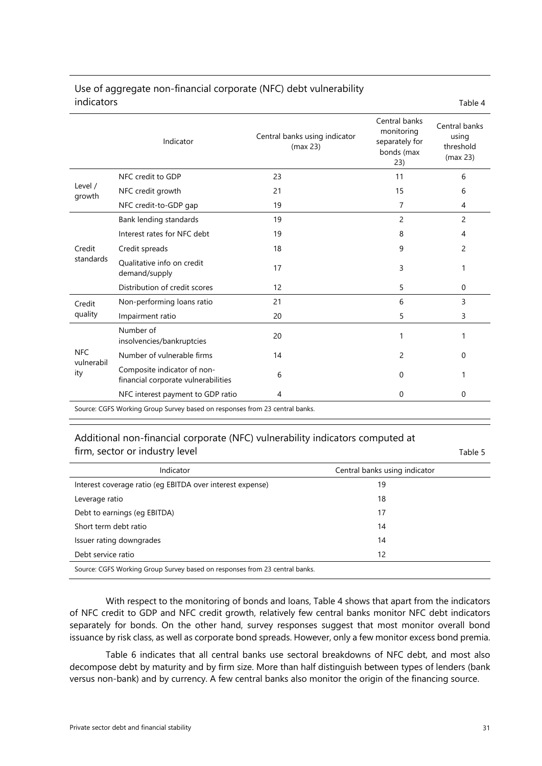Use of aggregate non-financial corporate (NFC) debt vulnerability indicators

Table 4

| | Indicator | Central banks using indicator (max 23) | Central banks monitoring separately for bonds (max 23) | Central banks using threshold (max 23) |
|---|---|---|---|---|
| Level / growth | NFC credit to GDP | 23 | 11 | 6 |
| | NFC credit growth | 21 | 15 | 6 |
| | NFC credit-to-GDP gap | 19 | 7 | 4 |
| Credit standards | Bank lending standards | 19 | 2 | 2 |
| | Interest rates for NFC debt | 19 | 8 | 4 |
| | Credit spreads | 18 | 9 | 2 |
| | Qualitative info on credit demand/supply | 17 | 3 | 1 |
| | Distribution of credit scores | 12 | 5 | 0 |
| Credit quality | Non-performing loans ratio | 21 | 6 | 3 |
| | Impairment ratio | 20 | 5 | 3 |
| NFC vulnerability | Number of insolvencies/bankruptcies | 20 | 1 | 1 |
| | Number of vulnerable firms | 14 | 2 | 0 |
| | Composite indicator of non-financial corporate vulnerabilities | 6 | 0 | 1 |
| | NFC interest payment to GDP ratio | 4 | 0 | 0 |

Source: CGFS Working Group Survey based on responses from 23 central banks.

Additional non-financial corporate (NFC) vulnerability indicators computed at firm, sector or industry level

Table 5

| Indicator | Central banks using indicator |
|---|---|
| Interest coverage ratio (eg EBITDA over interest expense) | 19 |
| Leverage ratio | 18 |
| Debt to earnings (eg EBITDA) | 17 |
| Short term debt ratio | 14 |
| Issuer rating downgrades | 14 |
| Debt service ratio | 12 |

Source: CGFS Working Group Survey based on responses from 23 central banks.

With respect to the monitoring of bonds and loans, Table 4 shows that apart from the indicators of NFC credit to GDP and NFC credit growth, relatively few central banks monitor NFC debt indicators separately for bonds. On the other hand, survey responses suggest that most monitor overall bond issuance by risk class, as well as corporate bond spreads. However, only a few monitor excess bond premia.

Table 6 indicates that all central banks use sectoral breakdowns of NFC debt, and most also decompose debt by maturity and by firm size. More than half distinguish between types of lenders (bank versus non-bank) and by currency. A few central banks also monitor the origin of the financing source.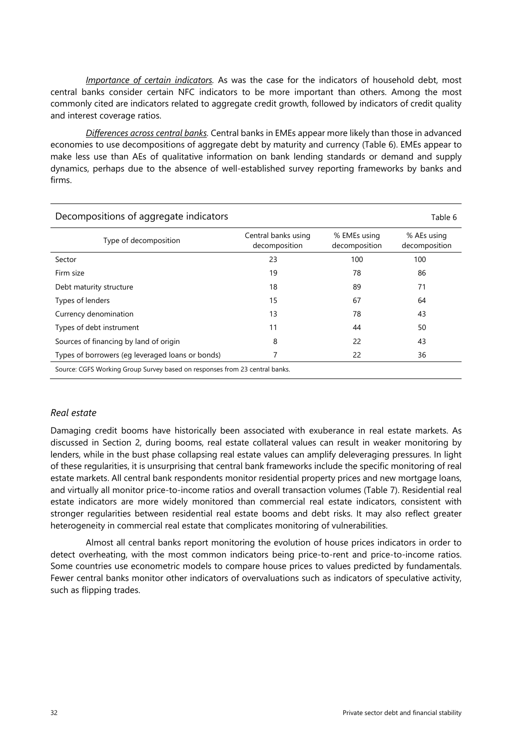*Importance of certain indicators*. As was the case for the indicators of household debt, most central banks consider certain NFC indicators to be more important than others. Among the most commonly cited are indicators related to aggregate credit growth, followed by indicators of credit quality and interest coverage ratios.

*Differences across central banks*. Central banks in EMEs appear more likely than those in advanced economies to use decompositions of aggregate debt by maturity and currency (Table 6). EMEs appear to make less use than AEs of qualitative information on bank lending standards or demand and supply dynamics, perhaps due to the absence of well-established survey reporting frameworks by banks and firms.

Decompositions of aggregate indicators — Table 6

| Type of decomposition | Central banks using decomposition | % EMEs using decomposition | % AEs using decomposition |
|---|---|---|---|
| Sector | 23 | 100 | 100 |
| Firm size | 19 | 78 | 86 |
| Debt maturity structure | 18 | 89 | 71 |
| Types of lenders | 15 | 67 | 64 |
| Currency denomination | 13 | 78 | 43 |
| Types of debt instrument | 11 | 44 | 50 |
| Sources of financing by land of origin | 8 | 22 | 43 |
| Types of borrowers (eg leveraged loans or bonds) | 7 | 22 | 36 |

Source: CGFS Working Group Survey based on responses from 23 central banks.

### *Real estate*

Damaging credit booms have historically been associated with exuberance in real estate markets. As discussed in Section 2, during booms, real estate collateral values can result in weaker monitoring by lenders, while in the bust phase collapsing real estate values can amplify deleveraging pressures. In light of these regularities, it is unsurprising that central bank frameworks include the specific monitoring of real estate markets. All central bank respondents monitor residential property prices and new mortgage loans, and virtually all monitor price-to-income ratios and overall transaction volumes (Table 7). Residential real estate indicators are more widely monitored than commercial real estate indicators, consistent with stronger regularities between residential real estate booms and debt risks. It may also reflect greater heterogeneity in commercial real estate that complicates monitoring of vulnerabilities.

Almost all central banks report monitoring the evolution of house prices indicators in order to detect overheating, with the most common indicators being price-to-rent and price-to-income ratios. Some countries use econometric models to compare house prices to values predicted by fundamentals. Fewer central banks monitor other indicators of overvaluations such as indicators of speculative activity, such as flipping trades.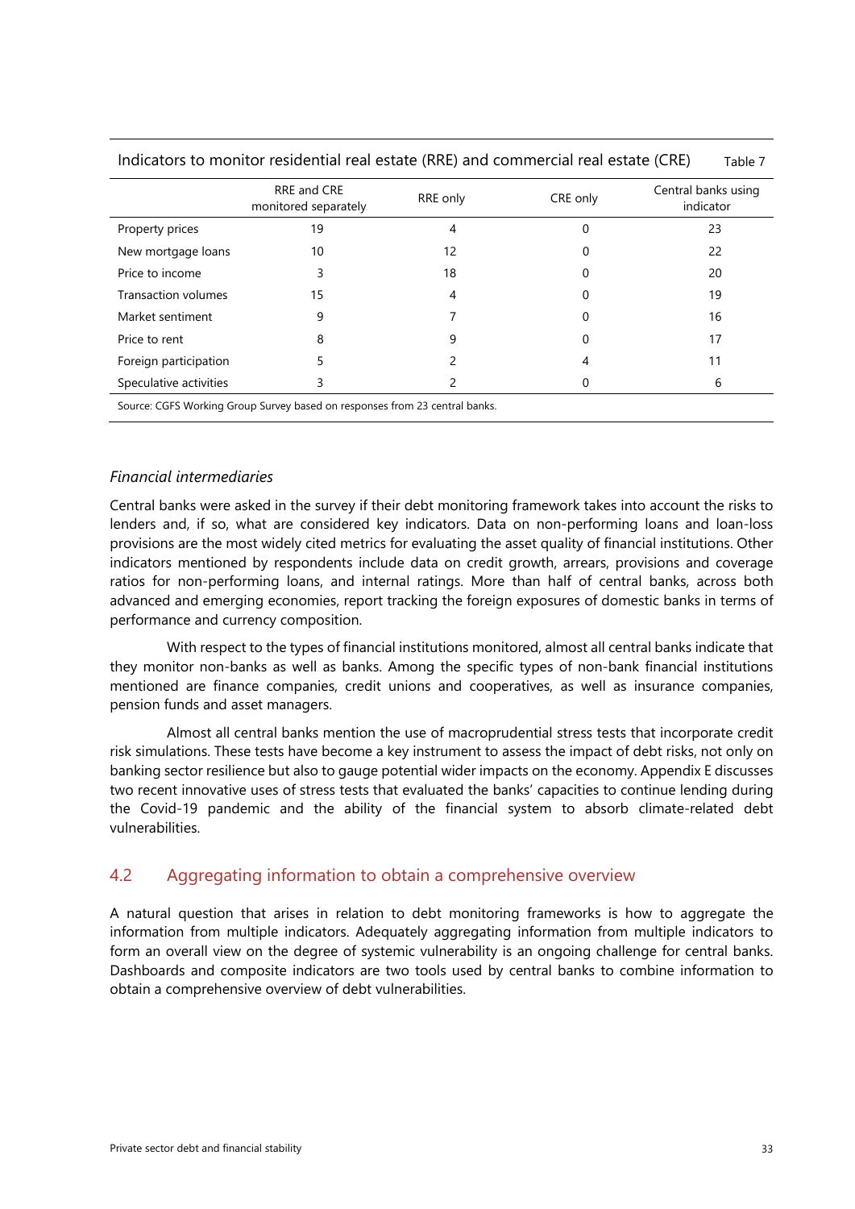Indicators to monitor residential real estate (RRE) and commercial real estate (CRE) — Table 7

| | RRE and CRE monitored separately | RRE only | CRE only | Central banks using indicator |
|---|---|---|---|---|
| Property prices | 19 | 4 | 0 | 23 |
| New mortgage loans | 10 | 12 | 0 | 22 |
| Price to income | 3 | 18 | 0 | 20 |
| Transaction volumes | 15 | 4 | 0 | 19 |
| Market sentiment | 9 | 7 | 0 | 16 |
| Price to rent | 8 | 9 | 0 | 17 |
| Foreign participation | 5 | 2 | 4 | 11 |
| Speculative activities | 3 | 2 | 0 | 6 |

Source: CGFS Working Group Survey based on responses from 23 central banks.

*Financial intermediaries*

Central banks were asked in the survey if their debt monitoring framework takes into account the risks to lenders and, if so, what are considered key indicators. Data on non-performing loans and loan-loss provisions are the most widely cited metrics for evaluating the asset quality of financial institutions. Other indicators mentioned by respondents include data on credit growth, arrears, provisions and coverage ratios for non-performing loans, and internal ratings. More than half of central banks, across both advanced and emerging economies, report tracking the foreign exposures of domestic banks in terms of performance and currency composition.

With respect to the types of financial institutions monitored, almost all central banks indicate that they monitor non-banks as well as banks. Among the specific types of non-bank financial institutions mentioned are finance companies, credit unions and cooperatives, as well as insurance companies, pension funds and asset managers.

Almost all central banks mention the use of macroprudential stress tests that incorporate credit risk simulations. These tests have become a key instrument to assess the impact of debt risks, not only on banking sector resilience but also to gauge potential wider impacts on the economy. Appendix E discusses two recent innovative uses of stress tests that evaluated the banks' capacities to continue lending during the Covid-19 pandemic and the ability of the financial system to absorb climate-related debt vulnerabilities.

## 4.2 Aggregating information to obtain a comprehensive overview

A natural question that arises in relation to debt monitoring frameworks is how to aggregate the information from multiple indicators. Adequately aggregating information from multiple indicators to form an overall view on the degree of systemic vulnerability is an ongoing challenge for central banks. Dashboards and composite indicators are two tools used by central banks to combine information to obtain a comprehensive overview of debt vulnerabilities.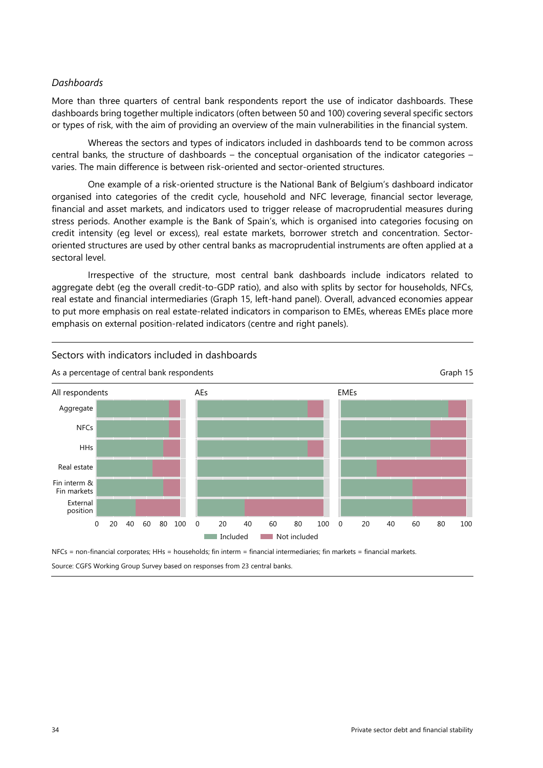### *Dashboards*

More than three quarters of central bank respondents report the use of indicator dashboards. These dashboards bring together multiple indicators (often between 50 and 100) covering several specific sectors or types of risk, with the aim of providing an overview of the main vulnerabilities in the financial system.

Whereas the sectors and types of indicators included in dashboards tend to be common across central banks, the structure of dashboards – the conceptual organisation of the indicator categories – varies. The main difference is between risk-oriented and sector-oriented structures.

One example of a risk-oriented structure is the National Bank of Belgium's dashboard indicator organised into categories of the credit cycle, household and NFC leverage, financial sector leverage, financial and asset markets, and indicators used to trigger release of macroprudential measures during stress periods. Another example is the Bank of Spain's, which is organised into categories focusing on credit intensity (eg level or excess), real estate markets, borrower stretch and concentration. Sector-oriented structures are used by other central banks as macroprudential instruments are often applied at a sectoral level.

Irrespective of the structure, most central bank dashboards include indicators related to aggregate debt (eg the overall credit-to-GDP ratio), and also with splits by sector for households, NFCs, real estate and financial intermediaries (Graph 15, left-hand panel). Overall, advanced economies appear to put more emphasis on real estate-related indicators in comparison to EMEs, whereas EMEs place more emphasis on external position-related indicators (centre and right panels).

Sectors with indicators included in dashboards

As a percentage of central bank respondents

Graph 15

All respondents

AEs

EMEs

Aggregate

NFCs

HHs

Real estate

Fin interm & Fin markets

External position

0 20 40 60 80 100

0 20 40 60 80 100

0 20 40 60 80 100

Included

Not included

NFCs = non-financial corporates; HHs = households; fin interm = financial intermediaries; fin markets = financial markets.

Source: CGFS Working Group Survey based on responses from 23 central banks.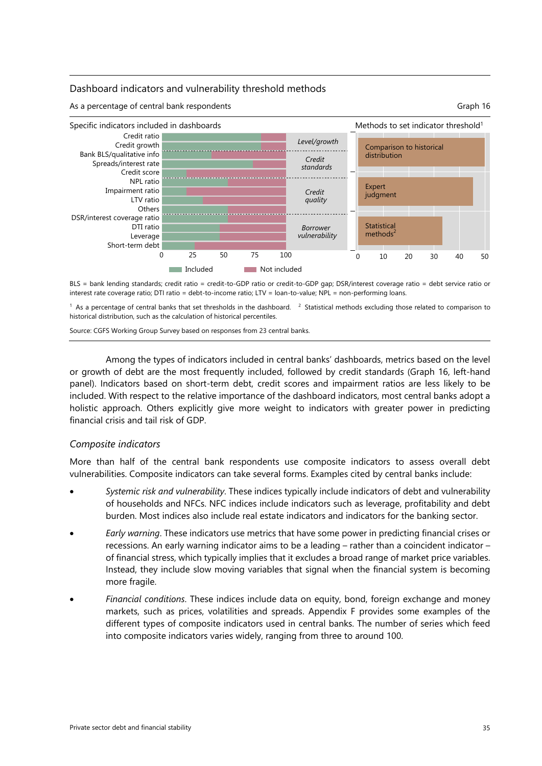Dashboard indicators and vulnerability threshold methods

As a percentage of central bank respondents

Graph 16

Specific indicators included in dashboards

Credit ratio
Credit growth
Bank BLS/qualitative info
Spreads/interest rate
Credit score
NPL ratio
Impairment ratio
LTV ratio
Others
DSR/interest coverage ratio
DTI ratio
Leverage
Short-term debt

*Level/growth*
*Credit standards*
*Credit quality*
*Borrower vulnerability*

0 25 50 75 100

Included
Not included

Methods to set indicator threshold[1]

Comparison to historical distribution
Expert judgment
Statistical methods[2]

0 10 20 30 40 50

BLS = bank lending standards; credit ratio = credit-to-GDP ratio or credit-to-GDP gap; DSR/interest coverage ratio = debt service ratio or interest rate coverage ratio; DTI ratio = debt-to-income ratio; LTV = loan-to-value; NPL = non-performing loans.

[1] As a percentage of central banks that set thresholds in the dashboard. [2] Statistical methods excluding those related to comparison to historical distribution, such as the calculation of historical percentiles.

Source: CGFS Working Group Survey based on responses from 23 central banks.

Among the types of indicators included in central banks' dashboards, metrics based on the level or growth of debt are the most frequently included, followed by credit standards (Graph 16, left-hand panel). Indicators based on short-term debt, credit scores and impairment ratios are less likely to be included. With respect to the relative importance of the dashboard indicators, most central banks adopt a holistic approach. Others explicitly give more weight to indicators with greater power in predicting financial crisis and tail risk of GDP.

### *Composite indicators*

More than half of the central bank respondents use composite indicators to assess overall debt vulnerabilities. Composite indicators can take several forms. Examples cited by central banks include:

- *Systemic risk and vulnerability*. These indices typically include indicators of debt and vulnerability of households and NFCs. NFC indices include indicators such as leverage, profitability and debt burden. Most indices also include real estate indicators and indicators for the banking sector.
- *Early warning*. These indicators use metrics that have some power in predicting financial crises or recessions. An early warning indicator aims to be a leading – rather than a coincident indicator – of financial stress, which typically implies that it excludes a broad range of market price variables. Instead, they include slow moving variables that signal when the financial system is becoming more fragile.
- *Financial conditions*. These indices include data on equity, bond, foreign exchange and money markets, such as prices, volatilities and spreads. Appendix F provides some examples of the different types of composite indicators used in central banks. The number of series which feed into composite indicators varies widely, ranging from three to around 100.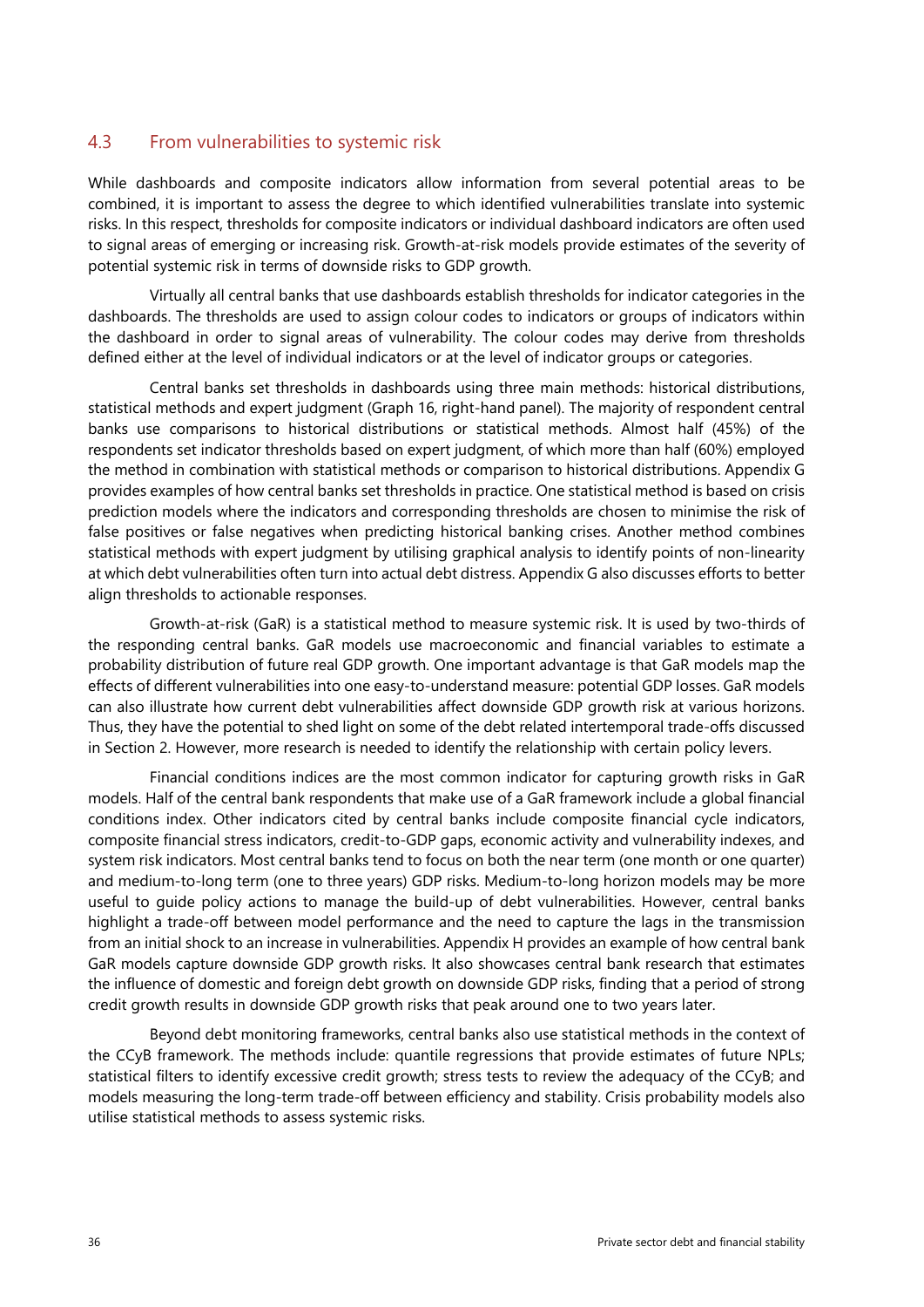## 4.3 From vulnerabilities to systemic risk

While dashboards and composite indicators allow information from several potential areas to be combined, it is important to assess the degree to which identified vulnerabilities translate into systemic risks. In this respect, thresholds for composite indicators or individual dashboard indicators are often used to signal areas of emerging or increasing risk. Growth-at-risk models provide estimates of the severity of potential systemic risk in terms of downside risks to GDP growth.

Virtually all central banks that use dashboards establish thresholds for indicator categories in the dashboards. The thresholds are used to assign colour codes to indicators or groups of indicators within the dashboard in order to signal areas of vulnerability. The colour codes may derive from thresholds defined either at the level of individual indicators or at the level of indicator groups or categories.

Central banks set thresholds in dashboards using three main methods: historical distributions, statistical methods and expert judgment (Graph 16, right-hand panel). The majority of respondent central banks use comparisons to historical distributions or statistical methods. Almost half (45%) of the respondents set indicator thresholds based on expert judgment, of which more than half (60%) employed the method in combination with statistical methods or comparison to historical distributions. Appendix G provides examples of how central banks set thresholds in practice. One statistical method is based on crisis prediction models where the indicators and corresponding thresholds are chosen to minimise the risk of false positives or false negatives when predicting historical banking crises. Another method combines statistical methods with expert judgment by utilising graphical analysis to identify points of non-linearity at which debt vulnerabilities often turn into actual debt distress. Appendix G also discusses efforts to better align thresholds to actionable responses.

Growth-at-risk (GaR) is a statistical method to measure systemic risk. It is used by two-thirds of the responding central banks. GaR models use macroeconomic and financial variables to estimate a probability distribution of future real GDP growth. One important advantage is that GaR models map the effects of different vulnerabilities into one easy-to-understand measure: potential GDP losses. GaR models can also illustrate how current debt vulnerabilities affect downside GDP growth risk at various horizons. Thus, they have the potential to shed light on some of the debt related intertemporal trade-offs discussed in Section 2. However, more research is needed to identify the relationship with certain policy levers.

Financial conditions indices are the most common indicator for capturing growth risks in GaR models. Half of the central bank respondents that make use of a GaR framework include a global financial conditions index. Other indicators cited by central banks include composite financial cycle indicators, composite financial stress indicators, credit-to-GDP gaps, economic activity and vulnerability indexes, and system risk indicators. Most central banks tend to focus on both the near term (one month or one quarter) and medium-to-long term (one to three years) GDP risks. Medium-to-long horizon models may be more useful to guide policy actions to manage the build-up of debt vulnerabilities. However, central banks highlight a trade-off between model performance and the need to capture the lags in the transmission from an initial shock to an increase in vulnerabilities. Appendix H provides an example of how central bank GaR models capture downside GDP growth risks. It also showcases central bank research that estimates the influence of domestic and foreign debt growth on downside GDP risks, finding that a period of strong credit growth results in downside GDP growth risks that peak around one to two years later.

Beyond debt monitoring frameworks, central banks also use statistical methods in the context of the CCyB framework. The methods include: quantile regressions that provide estimates of future NPLs; statistical filters to identify excessive credit growth; stress tests to review the adequacy of the CCyB; and models measuring the long-term trade-off between efficiency and stability. Crisis probability models also utilise statistical methods to assess systemic risks.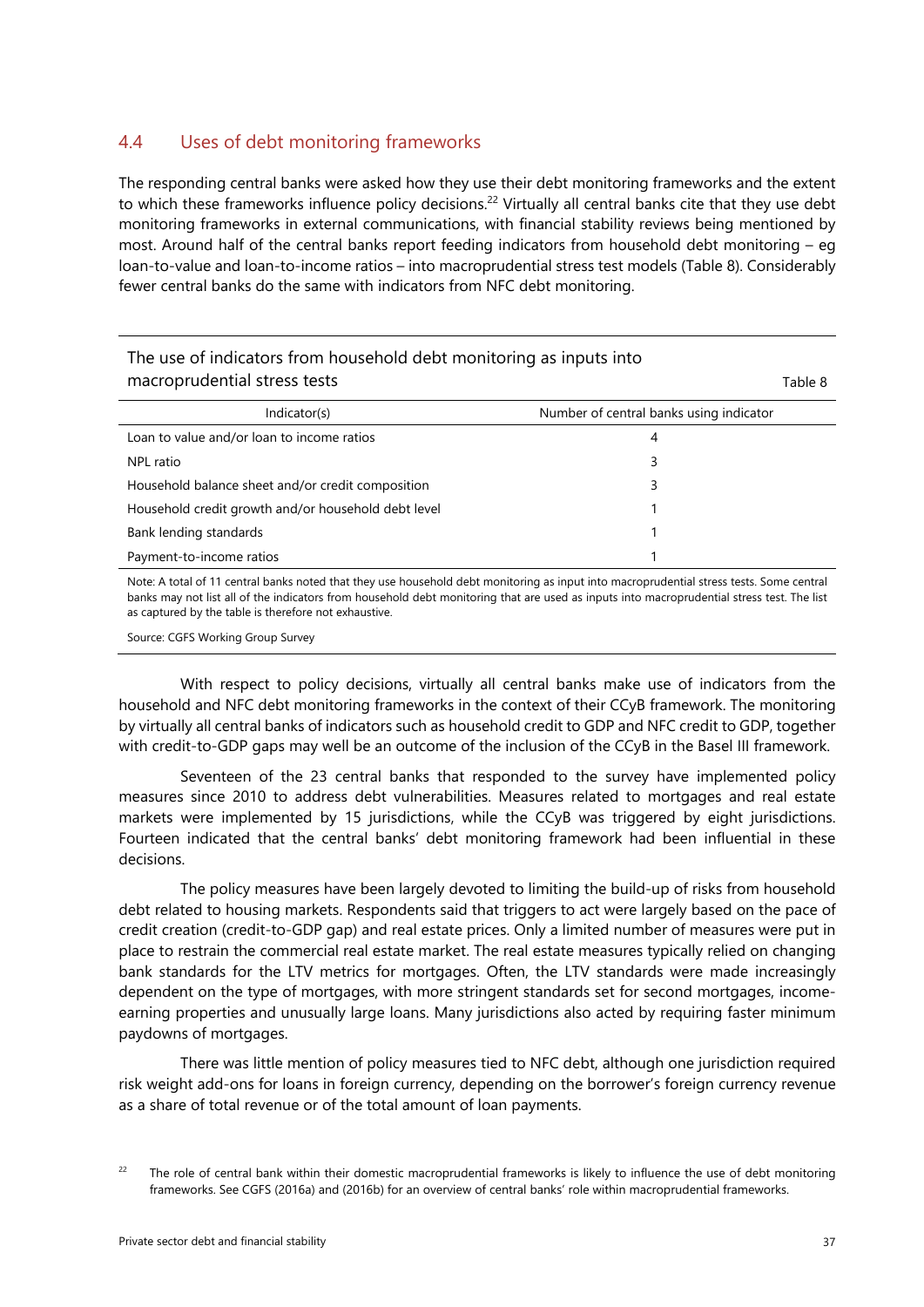## 4.4 Uses of debt monitoring frameworks

The responding central banks were asked how they use their debt monitoring frameworks and the extent to which these frameworks influence policy decisions.[22] Virtually all central banks cite that they use debt monitoring frameworks in external communications, with financial stability reviews being mentioned by most. Around half of the central banks report feeding indicators from household debt monitoring – eg loan-to-value and loan-to-income ratios – into macroprudential stress test models (Table 8). Considerably fewer central banks do the same with indicators from NFC debt monitoring.

The use of indicators from household debt monitoring as inputs into macroprudential stress tests

Table 8

| Indicator(s) | Number of central banks using indicator |
|---|---|
| Loan to value and/or loan to income ratios | 4 |
| NPL ratio | 3 |
| Household balance sheet and/or credit composition | 3 |
| Household credit growth and/or household debt level | 1 |
| Bank lending standards | 1 |
| Payment-to-income ratios | 1 |

Note: A total of 11 central banks noted that they use household debt monitoring as input into macroprudential stress tests. Some central banks may not list all of the indicators from household debt monitoring that are used as inputs into macroprudential stress test. The list as captured by the table is therefore not exhaustive.

Source: CGFS Working Group Survey

With respect to policy decisions, virtually all central banks make use of indicators from the household and NFC debt monitoring frameworks in the context of their CCyB framework. The monitoring by virtually all central banks of indicators such as household credit to GDP and NFC credit to GDP, together with credit-to-GDP gaps may well be an outcome of the inclusion of the CCyB in the Basel III framework.

Seventeen of the 23 central banks that responded to the survey have implemented policy measures since 2010 to address debt vulnerabilities. Measures related to mortgages and real estate markets were implemented by 15 jurisdictions, while the CCyB was triggered by eight jurisdictions. Fourteen indicated that the central banks' debt monitoring framework had been influential in these decisions.

The policy measures have been largely devoted to limiting the build-up of risks from household debt related to housing markets. Respondents said that triggers to act were largely based on the pace of credit creation (credit-to-GDP gap) and real estate prices. Only a limited number of measures were put in place to restrain the commercial real estate market. The real estate measures typically relied on changing bank standards for the LTV metrics for mortgages. Often, the LTV standards were made increasingly dependent on the type of mortgages, with more stringent standards set for second mortgages, income-earning properties and unusually large loans. Many jurisdictions also acted by requiring faster minimum paydowns of mortgages.

There was little mention of policy measures tied to NFC debt, although one jurisdiction required risk weight add-ons for loans in foreign currency, depending on the borrower's foreign currency revenue as a share of total revenue or of the total amount of loan payments.

[22] The role of central bank within their domestic macroprudential frameworks is likely to influence the use of debt monitoring frameworks. See CGFS (2016a) and (2016b) for an overview of central banks' role within macroprudential frameworks.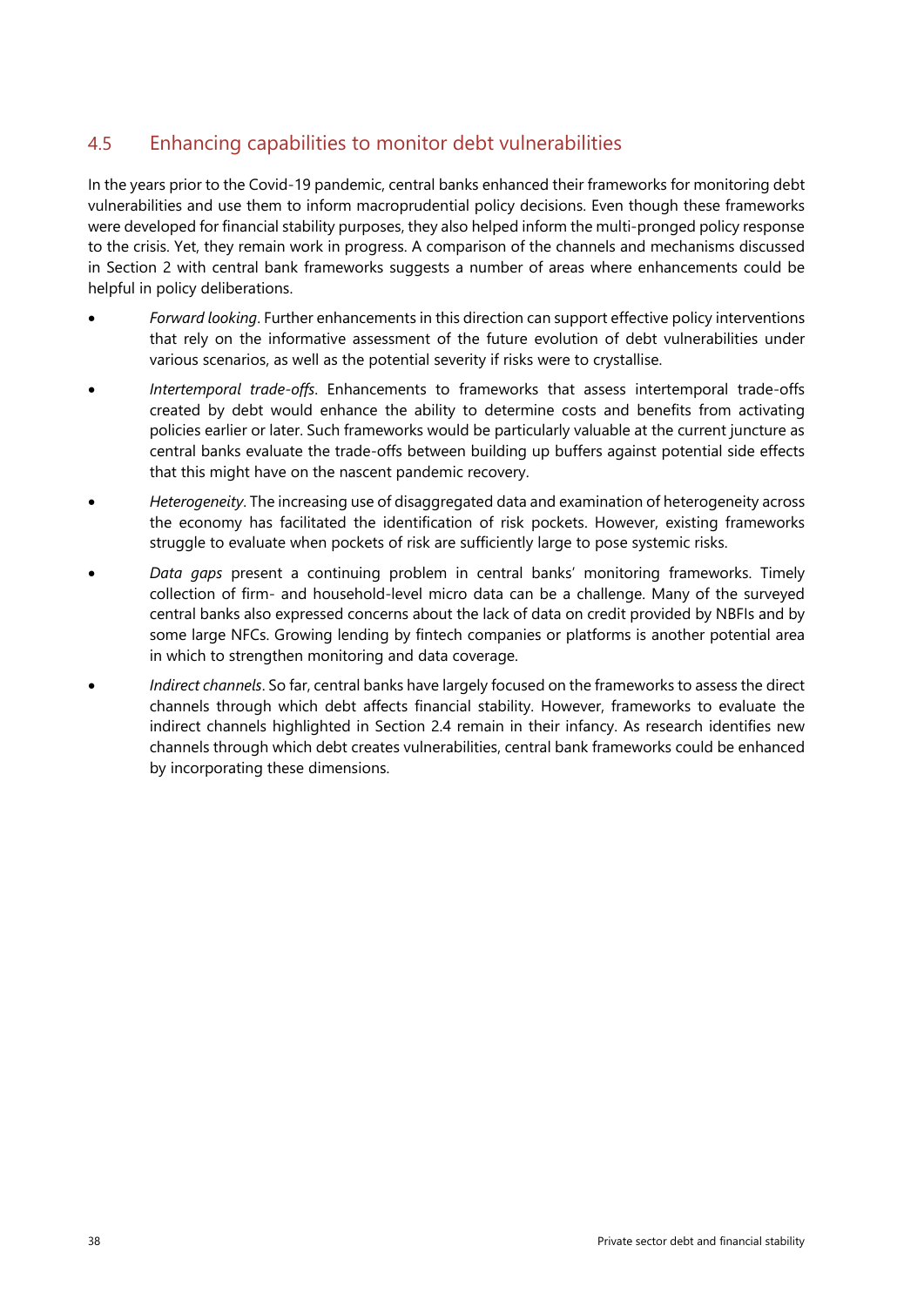## 4.5 Enhancing capabilities to monitor debt vulnerabilities

In the years prior to the Covid-19 pandemic, central banks enhanced their frameworks for monitoring debt vulnerabilities and use them to inform macroprudential policy decisions. Even though these frameworks were developed for financial stability purposes, they also helped inform the multi-pronged policy response to the crisis. Yet, they remain work in progress. A comparison of the channels and mechanisms discussed in Section 2 with central bank frameworks suggests a number of areas where enhancements could be helpful in policy deliberations.

- *Forward looking*. Further enhancements in this direction can support effective policy interventions that rely on the informative assessment of the future evolution of debt vulnerabilities under various scenarios, as well as the potential severity if risks were to crystallise.
- *Intertemporal trade-offs*. Enhancements to frameworks that assess intertemporal trade-offs created by debt would enhance the ability to determine costs and benefits from activating policies earlier or later. Such frameworks would be particularly valuable at the current juncture as central banks evaluate the trade-offs between building up buffers against potential side effects that this might have on the nascent pandemic recovery.
- *Heterogeneity*. The increasing use of disaggregated data and examination of heterogeneity across the economy has facilitated the identification of risk pockets. However, existing frameworks struggle to evaluate when pockets of risk are sufficiently large to pose systemic risks.
- *Data gaps* present a continuing problem in central banks' monitoring frameworks. Timely collection of firm- and household-level micro data can be a challenge. Many of the surveyed central banks also expressed concerns about the lack of data on credit provided by NBFIs and by some large NFCs. Growing lending by fintech companies or platforms is another potential area in which to strengthen monitoring and data coverage.
- *Indirect channels*. So far, central banks have largely focused on the frameworks to assess the direct channels through which debt affects financial stability. However, frameworks to evaluate the indirect channels highlighted in Section 2.4 remain in their infancy. As research identifies new channels through which debt creates vulnerabilities, central bank frameworks could be enhanced by incorporating these dimensions.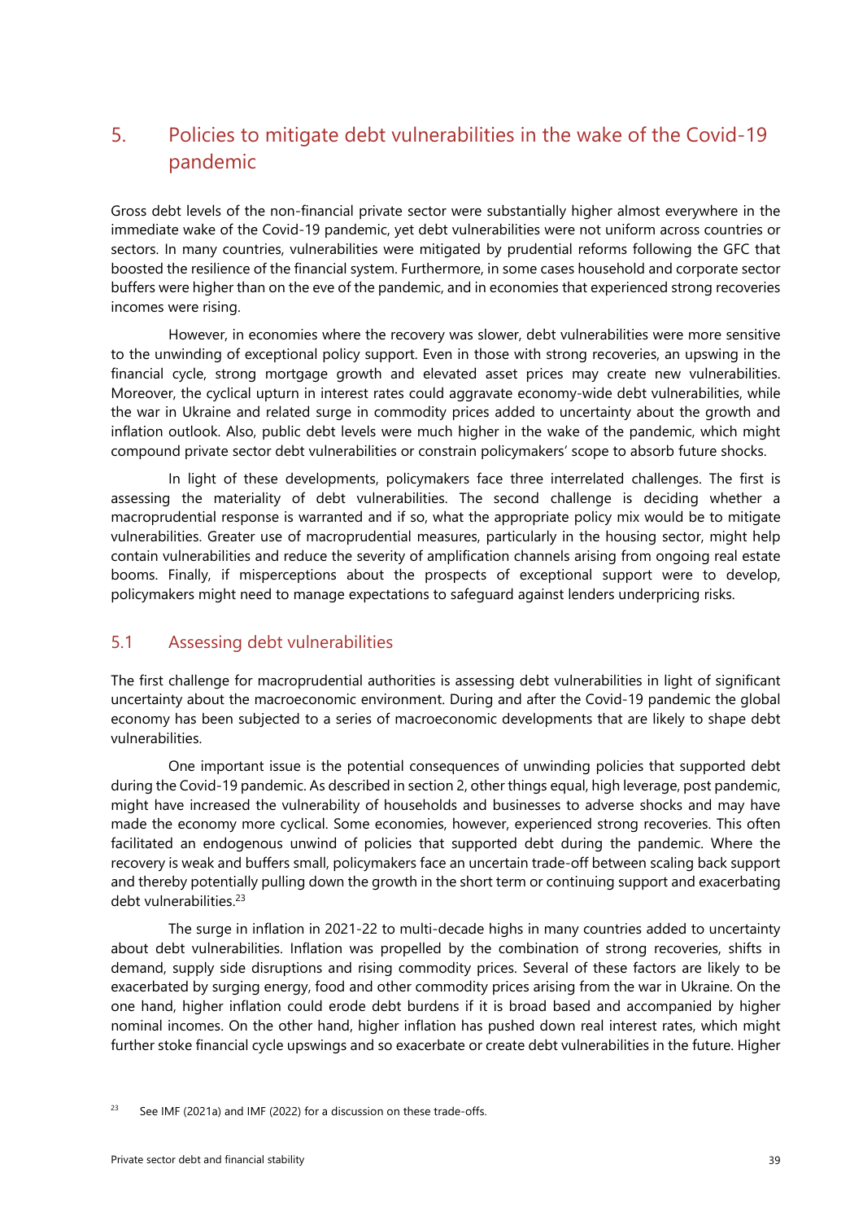# 5. Policies to mitigate debt vulnerabilities in the wake of the Covid-19 pandemic

Gross debt levels of the non-financial private sector were substantially higher almost everywhere in the immediate wake of the Covid-19 pandemic, yet debt vulnerabilities were not uniform across countries or sectors. In many countries, vulnerabilities were mitigated by prudential reforms following the GFC that boosted the resilience of the financial system. Furthermore, in some cases household and corporate sector buffers were higher than on the eve of the pandemic, and in economies that experienced strong recoveries incomes were rising.

However, in economies where the recovery was slower, debt vulnerabilities were more sensitive to the unwinding of exceptional policy support. Even in those with strong recoveries, an upswing in the financial cycle, strong mortgage growth and elevated asset prices may create new vulnerabilities. Moreover, the cyclical upturn in interest rates could aggravate economy-wide debt vulnerabilities, while the war in Ukraine and related surge in commodity prices added to uncertainty about the growth and inflation outlook. Also, public debt levels were much higher in the wake of the pandemic, which might compound private sector debt vulnerabilities or constrain policymakers' scope to absorb future shocks.

In light of these developments, policymakers face three interrelated challenges. The first is assessing the materiality of debt vulnerabilities. The second challenge is deciding whether a macroprudential response is warranted and if so, what the appropriate policy mix would be to mitigate vulnerabilities. Greater use of macroprudential measures, particularly in the housing sector, might help contain vulnerabilities and reduce the severity of amplification channels arising from ongoing real estate booms. Finally, if misperceptions about the prospects of exceptional support were to develop, policymakers might need to manage expectations to safeguard against lenders underpricing risks.

## 5.1 Assessing debt vulnerabilities

The first challenge for macroprudential authorities is assessing debt vulnerabilities in light of significant uncertainty about the macroeconomic environment. During and after the Covid-19 pandemic the global economy has been subjected to a series of macroeconomic developments that are likely to shape debt vulnerabilities.

One important issue is the potential consequences of unwinding policies that supported debt during the Covid-19 pandemic. As described in section 2, other things equal, high leverage, post pandemic, might have increased the vulnerability of households and businesses to adverse shocks and may have made the economy more cyclical. Some economies, however, experienced strong recoveries. This often facilitated an endogenous unwind of policies that supported debt during the pandemic. Where the recovery is weak and buffers small, policymakers face an uncertain trade-off between scaling back support and thereby potentially pulling down the growth in the short term or continuing support and exacerbating debt vulnerabilities.[23]

The surge in inflation in 2021-22 to multi-decade highs in many countries added to uncertainty about debt vulnerabilities. Inflation was propelled by the combination of strong recoveries, shifts in demand, supply side disruptions and rising commodity prices. Several of these factors are likely to be exacerbated by surging energy, food and other commodity prices arising from the war in Ukraine. On the one hand, higher inflation could erode debt burdens if it is broad based and accompanied by higher nominal incomes. On the other hand, higher inflation has pushed down real interest rates, which might further stoke financial cycle upswings and so exacerbate or create debt vulnerabilities in the future. Higher

[23] See IMF (2021a) and IMF (2022) for a discussion on these trade-offs.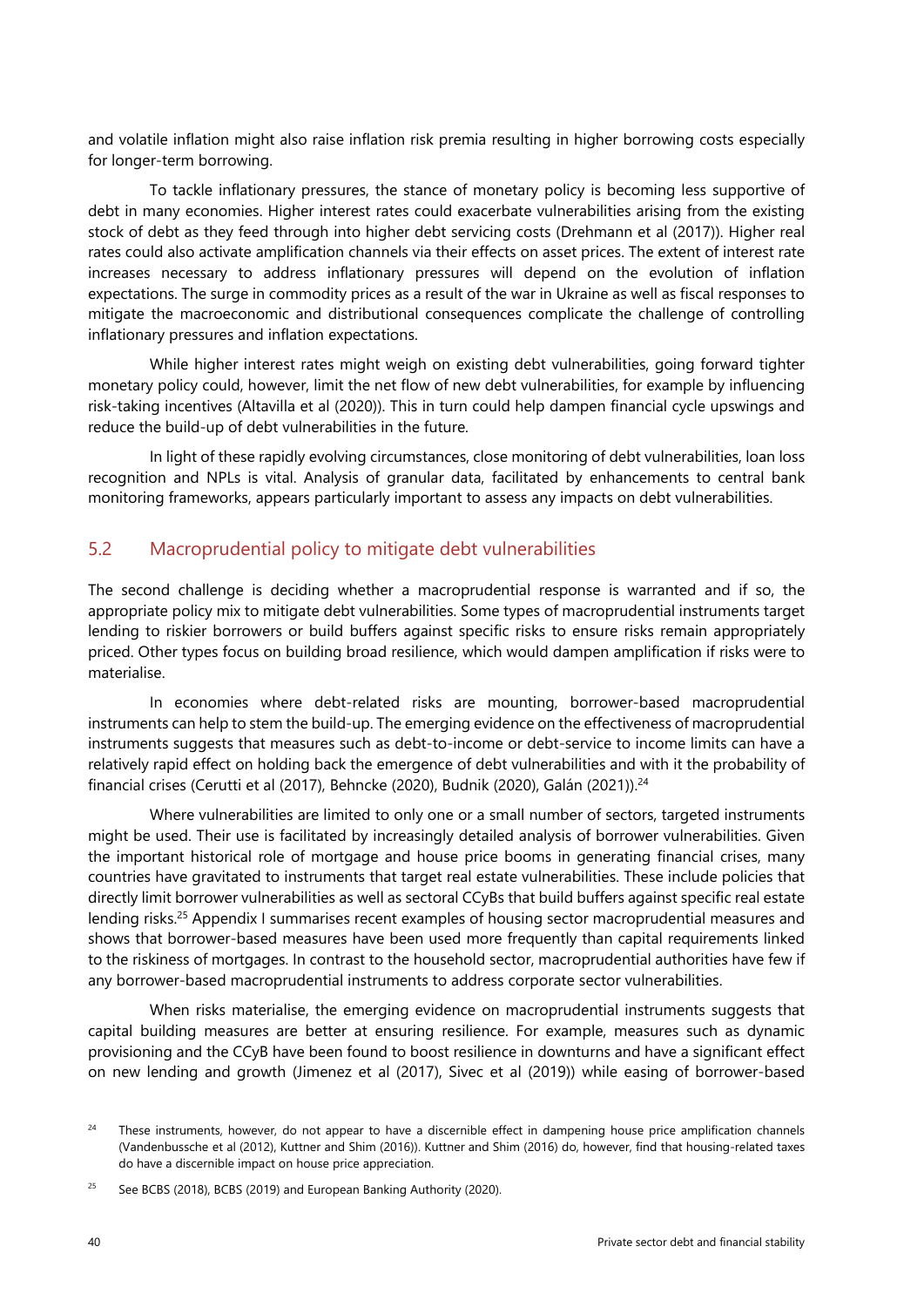and volatile inflation might also raise inflation risk premia resulting in higher borrowing costs especially for longer-term borrowing.

To tackle inflationary pressures, the stance of monetary policy is becoming less supportive of debt in many economies. Higher interest rates could exacerbate vulnerabilities arising from the existing stock of debt as they feed through into higher debt servicing costs (Drehmann et al (2017)). Higher real rates could also activate amplification channels via their effects on asset prices. The extent of interest rate increases necessary to address inflationary pressures will depend on the evolution of inflation expectations. The surge in commodity prices as a result of the war in Ukraine as well as fiscal responses to mitigate the macroeconomic and distributional consequences complicate the challenge of controlling inflationary pressures and inflation expectations.

While higher interest rates might weigh on existing debt vulnerabilities, going forward tighter monetary policy could, however, limit the net flow of new debt vulnerabilities, for example by influencing risk-taking incentives (Altavilla et al (2020)). This in turn could help dampen financial cycle upswings and reduce the build-up of debt vulnerabilities in the future.

In light of these rapidly evolving circumstances, close monitoring of debt vulnerabilities, loan loss recognition and NPLs is vital. Analysis of granular data, facilitated by enhancements to central bank monitoring frameworks, appears particularly important to assess any impacts on debt vulnerabilities.

## 5.2 Macroprudential policy to mitigate debt vulnerabilities

The second challenge is deciding whether a macroprudential response is warranted and if so, the appropriate policy mix to mitigate debt vulnerabilities. Some types of macroprudential instruments target lending to riskier borrowers or build buffers against specific risks to ensure risks remain appropriately priced. Other types focus on building broad resilience, which would dampen amplification if risks were to materialise.

In economies where debt-related risks are mounting, borrower-based macroprudential instruments can help to stem the build-up. The emerging evidence on the effectiveness of macroprudential instruments suggests that measures such as debt-to-income or debt-service to income limits can have a relatively rapid effect on holding back the emergence of debt vulnerabilities and with it the probability of financial crises (Cerutti et al (2017), Behncke (2020), Budnik (2020), Galán (2021)).[24]

Where vulnerabilities are limited to only one or a small number of sectors, targeted instruments might be used. Their use is facilitated by increasingly detailed analysis of borrower vulnerabilities. Given the important historical role of mortgage and house price booms in generating financial crises, many countries have gravitated to instruments that target real estate vulnerabilities. These include policies that directly limit borrower vulnerabilities as well as sectoral CCyBs that build buffers against specific real estate lending risks.[25] Appendix I summarises recent examples of housing sector macroprudential measures and shows that borrower-based measures have been used more frequently than capital requirements linked to the riskiness of mortgages. In contrast to the household sector, macroprudential authorities have few if any borrower-based macroprudential instruments to address corporate sector vulnerabilities.

When risks materialise, the emerging evidence on macroprudential instruments suggests that capital building measures are better at ensuring resilience. For example, measures such as dynamic provisioning and the CCyB have been found to boost resilience in downturns and have a significant effect on new lending and growth (Jimenez et al (2017), Sivec et al (2019)) while easing of borrower-based

[24] These instruments, however, do not appear to have a discernible effect in dampening house price amplification channels (Vandenbussche et al (2012), Kuttner and Shim (2016)). Kuttner and Shim (2016) do, however, find that housing-related taxes do have a discernible impact on house price appreciation.

[25] See BCBS (2018), BCBS (2019) and European Banking Authority (2020).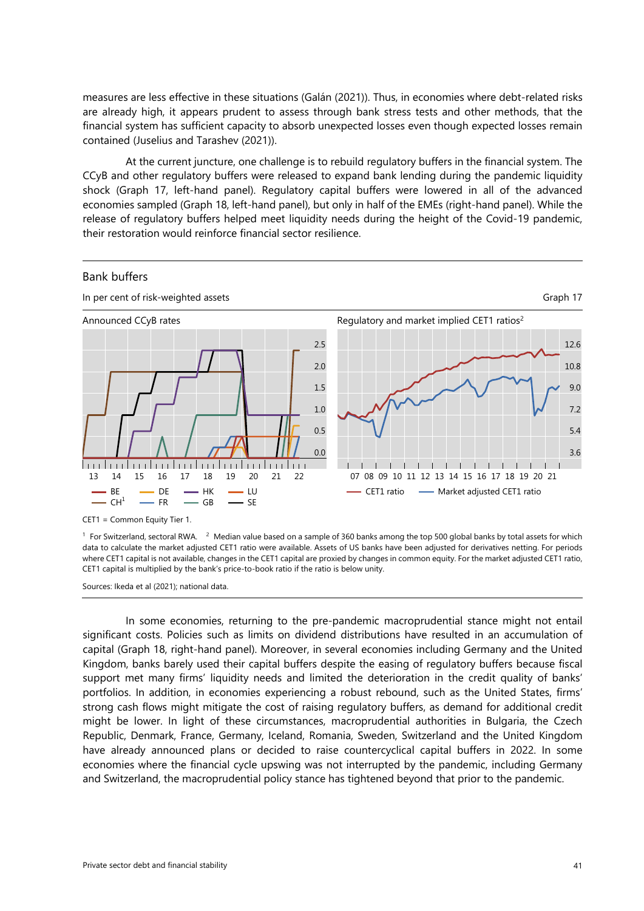measures are less effective in these situations (Galán (2021)). Thus, in economies where debt-related risks are already high, it appears prudent to assess through bank stress tests and other methods, that the financial system has sufficient capacity to absorb unexpected losses even though expected losses remain contained (Juselius and Tarashev (2021)).

At the current juncture, one challenge is to rebuild regulatory buffers in the financial system. The CCyB and other regulatory buffers were released to expand bank lending during the pandemic liquidity shock (Graph 17, left-hand panel). Regulatory capital buffers were lowered in all of the advanced economies sampled (Graph 18, left-hand panel), but only in half of the EMEs (right-hand panel). While the release of regulatory buffers helped meet liquidity needs during the height of the Covid-19 pandemic, their restoration would reinforce financial sector resilience.

Bank buffers

In per cent of risk-weighted assets

Graph 17

Announced CCyB rates

Legend: BE, CH[1], DE, FR, HK, GB, LU, SE

Regulatory and market implied CET1 ratios[2]

Legend: CET1 ratio, Market adjusted CET1 ratio

CET1 = Common Equity Tier 1.

[1] For Switzerland, sectoral RWA. [2] Median value based on a sample of 360 banks among the top 500 global banks by total assets for which data to calculate the market adjusted CET1 ratio were available. Assets of US banks have been adjusted for derivatives netting. For periods where CET1 capital is not available, changes in the CET1 capital are proxied by changes in common equity. For the market adjusted CET1 ratio, CET1 capital is multiplied by the bank's price-to-book ratio if the ratio is below unity.

Sources: Ikeda et al (2021); national data.

In some economies, returning to the pre-pandemic macroprudential stance might not entail significant costs. Policies such as limits on dividend distributions have resulted in an accumulation of capital (Graph 18, right-hand panel). Moreover, in several economies including Germany and the United Kingdom, banks barely used their capital buffers despite the easing of regulatory buffers because fiscal support met many firms' liquidity needs and limited the deterioration in the credit quality of banks' portfolios. In addition, in economies experiencing a robust rebound, such as the United States, firms' strong cash flows might mitigate the cost of raising regulatory buffers, as demand for additional credit might be lower. In light of these circumstances, macroprudential authorities in Bulgaria, the Czech Republic, Denmark, France, Germany, Iceland, Romania, Sweden, Switzerland and the United Kingdom have already announced plans or decided to raise countercyclical capital buffers in 2022. In some economies where the financial cycle upswing was not interrupted by the pandemic, including Germany and Switzerland, the macroprudential policy stance has tightened beyond that prior to the pandemic.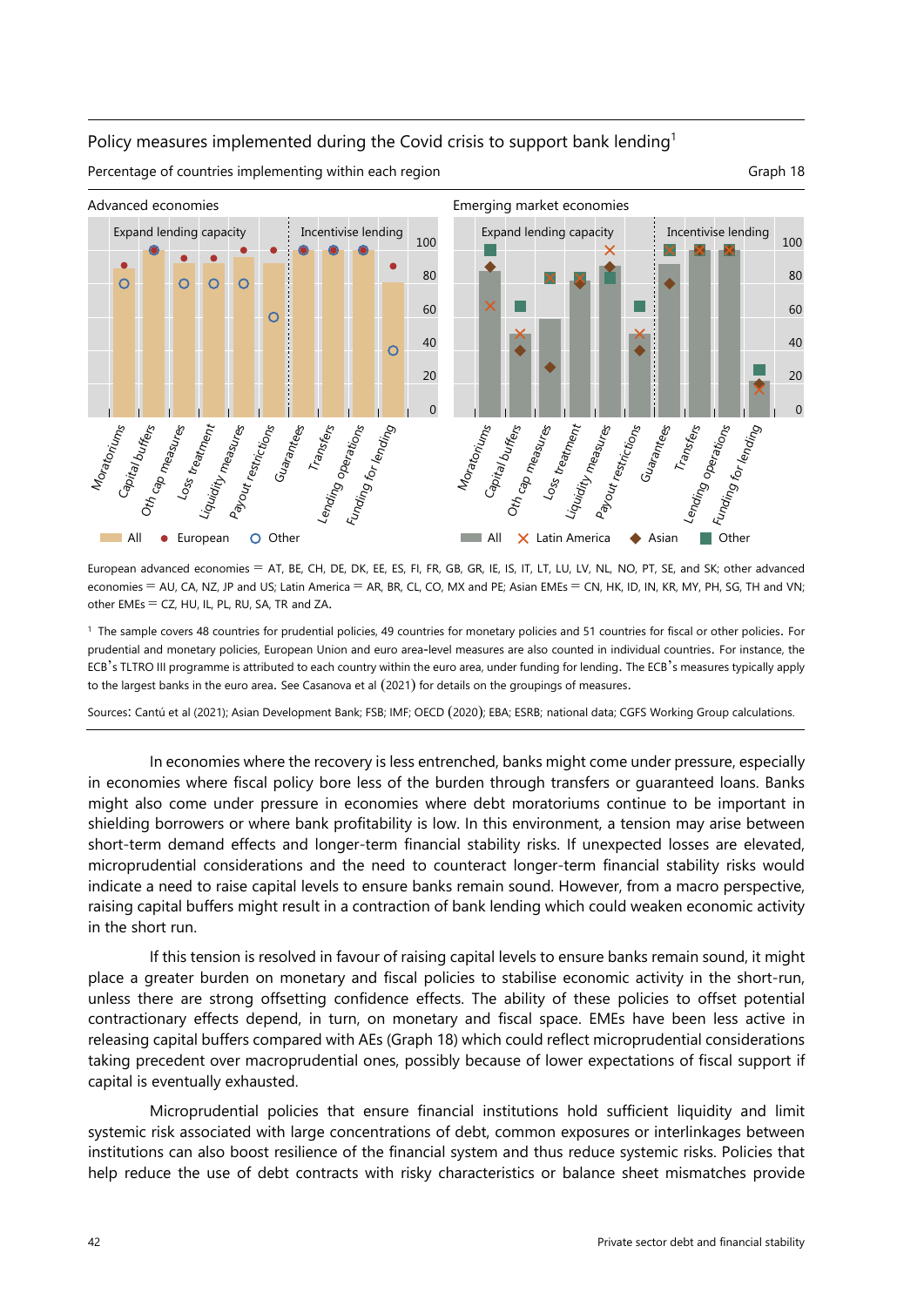Policy measures implemented during the Covid crisis to support bank lending[1]

Percentage of countries implementing within each region

Graph 18

Advanced economies

Expand lending capacity

Incentivise lending

100

80

60

40

20

0

Moratoriums
Capital buffers
Oth cap measures
Loss treatment
Liquidity measures
Payout restrictions
Guarantees
Transfers
Lending operations
Funding for lending

All
European
Other

Emerging market economies

Expand lending capacity

Incentivise lending

100

80

60

40

20

0

Moratoriums
Capital buffers
Oth cap measures
Loss treatment
Liquidity measures
Payout restrictions
Guarantees
Transfers
Lending operations
Funding for lending

All
Latin America
Asian
Other

European advanced economies = AT, BE, CH, DE, DK, EE, ES, FI, FR, GB, GR, IE, IS, IT, LT, LU, LV, NL, NO, PT, SE, and SK; other advanced economies = AU, CA, NZ, JP and US; Latin America = AR, BR, CL, CO, MX and PE; Asian EMEs = CN, HK, ID, IN, KR, MY, PH, SG, TH and VN; other EMEs = CZ, HU, IL, PL, RU, SA, TR and ZA.

[1] The sample covers 48 countries for prudential policies, 49 countries for monetary policies and 51 countries for fiscal or other policies. For prudential and monetary policies, European Union and euro area-level measures are also counted in individual countries. For instance, the ECB's TLTRO III programme is attributed to each country within the euro area, under funding for lending. The ECB's measures typically apply to the largest banks in the euro area. See Casanova et al (2021) for details on the groupings of measures.

Sources: Cantú et al (2021); Asian Development Bank; FSB; IMF; OECD (2020); EBA; ESRB; national data; CGFS Working Group calculations.

In economies where the recovery is less entrenched, banks might come under pressure, especially in economies where fiscal policy bore less of the burden through transfers or guaranteed loans. Banks might also come under pressure in economies where debt moratoriums continue to be important in shielding borrowers or where bank profitability is low. In this environment, a tension may arise between short-term demand effects and longer-term financial stability risks. If unexpected losses are elevated, microprudential considerations and the need to counteract longer-term financial stability risks would indicate a need to raise capital levels to ensure banks remain sound. However, from a macro perspective, raising capital buffers might result in a contraction of bank lending which could weaken economic activity in the short run.

If this tension is resolved in favour of raising capital levels to ensure banks remain sound, it might place a greater burden on monetary and fiscal policies to stabilise economic activity in the short-run, unless there are strong offsetting confidence effects. The ability of these policies to offset potential contractionary effects depend, in turn, on monetary and fiscal space. EMEs have been less active in releasing capital buffers compared with AEs (Graph 18) which could reflect microprudential considerations taking precedent over macroprudential ones, possibly because of lower expectations of fiscal support if capital is eventually exhausted.

Microprudential policies that ensure financial institutions hold sufficient liquidity and limit systemic risk associated with large concentrations of debt, common exposures or interlinkages between institutions can also boost resilience of the financial system and thus reduce systemic risks. Policies that help reduce the use of debt contracts with risky characteristics or balance sheet mismatches provide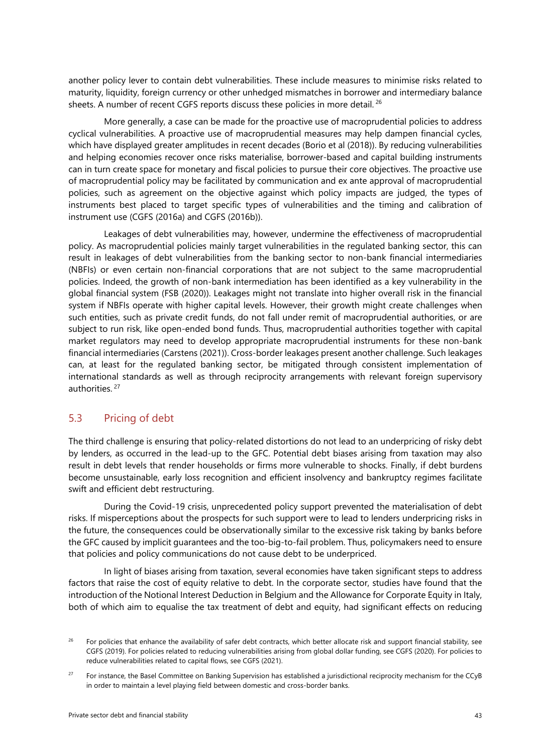another policy lever to contain debt vulnerabilities. These include measures to minimise risks related to maturity, liquidity, foreign currency or other unhedged mismatches in borrower and intermediary balance sheets. A number of recent CGFS reports discuss these policies in more detail.[26]

More generally, a case can be made for the proactive use of macroprudential policies to address cyclical vulnerabilities. A proactive use of macroprudential measures may help dampen financial cycles, which have displayed greater amplitudes in recent decades (Borio et al (2018)). By reducing vulnerabilities and helping economies recover once risks materialise, borrower-based and capital building instruments can in turn create space for monetary and fiscal policies to pursue their core objectives. The proactive use of macroprudential policy may be facilitated by communication and ex ante approval of macroprudential policies, such as agreement on the objective against which policy impacts are judged, the types of instruments best placed to target specific types of vulnerabilities and the timing and calibration of instrument use (CGFS (2016a) and CGFS (2016b)).

Leakages of debt vulnerabilities may, however, undermine the effectiveness of macroprudential policy. As macroprudential policies mainly target vulnerabilities in the regulated banking sector, this can result in leakages of debt vulnerabilities from the banking sector to non-bank financial intermediaries (NBFIs) or even certain non-financial corporations that are not subject to the same macroprudential policies. Indeed, the growth of non-bank intermediation has been identified as a key vulnerability in the global financial system (FSB (2020)). Leakages might not translate into higher overall risk in the financial system if NBFIs operate with higher capital levels. However, their growth might create challenges when such entities, such as private credit funds, do not fall under remit of macroprudential authorities, or are subject to run risk, like open-ended bond funds. Thus, macroprudential authorities together with capital market regulators may need to develop appropriate macroprudential instruments for these non-bank financial intermediaries (Carstens (2021)). Cross-border leakages present another challenge. Such leakages can, at least for the regulated banking sector, be mitigated through consistent implementation of international standards as well as through reciprocity arrangements with relevant foreign supervisory authorities.[27]

## 5.3 Pricing of debt

The third challenge is ensuring that policy-related distortions do not lead to an underpricing of risky debt by lenders, as occurred in the lead-up to the GFC. Potential debt biases arising from taxation may also result in debt levels that render households or firms more vulnerable to shocks. Finally, if debt burdens become unsustainable, early loss recognition and efficient insolvency and bankruptcy regimes facilitate swift and efficient debt restructuring.

During the Covid-19 crisis, unprecedented policy support prevented the materialisation of debt risks. If misperceptions about the prospects for such support were to lead to lenders underpricing risks in the future, the consequences could be observationally similar to the excessive risk taking by banks before the GFC caused by implicit guarantees and the too-big-to-fail problem. Thus, policymakers need to ensure that policies and policy communications do not cause debt to be underpriced.

In light of biases arising from taxation, several economies have taken significant steps to address factors that raise the cost of equity relative to debt. In the corporate sector, studies have found that the introduction of the Notional Interest Deduction in Belgium and the Allowance for Corporate Equity in Italy, both of which aim to equalise the tax treatment of debt and equity, had significant effects on reducing

[26] For policies that enhance the availability of safer debt contracts, which better allocate risk and support financial stability, see CGFS (2019). For policies related to reducing vulnerabilities arising from global dollar funding, see CGFS (2020). For policies to reduce vulnerabilities related to capital flows, see CGFS (2021).

[27] For instance, the Basel Committee on Banking Supervision has established a jurisdictional reciprocity mechanism for the CCyB in order to maintain a level playing field between domestic and cross-border banks.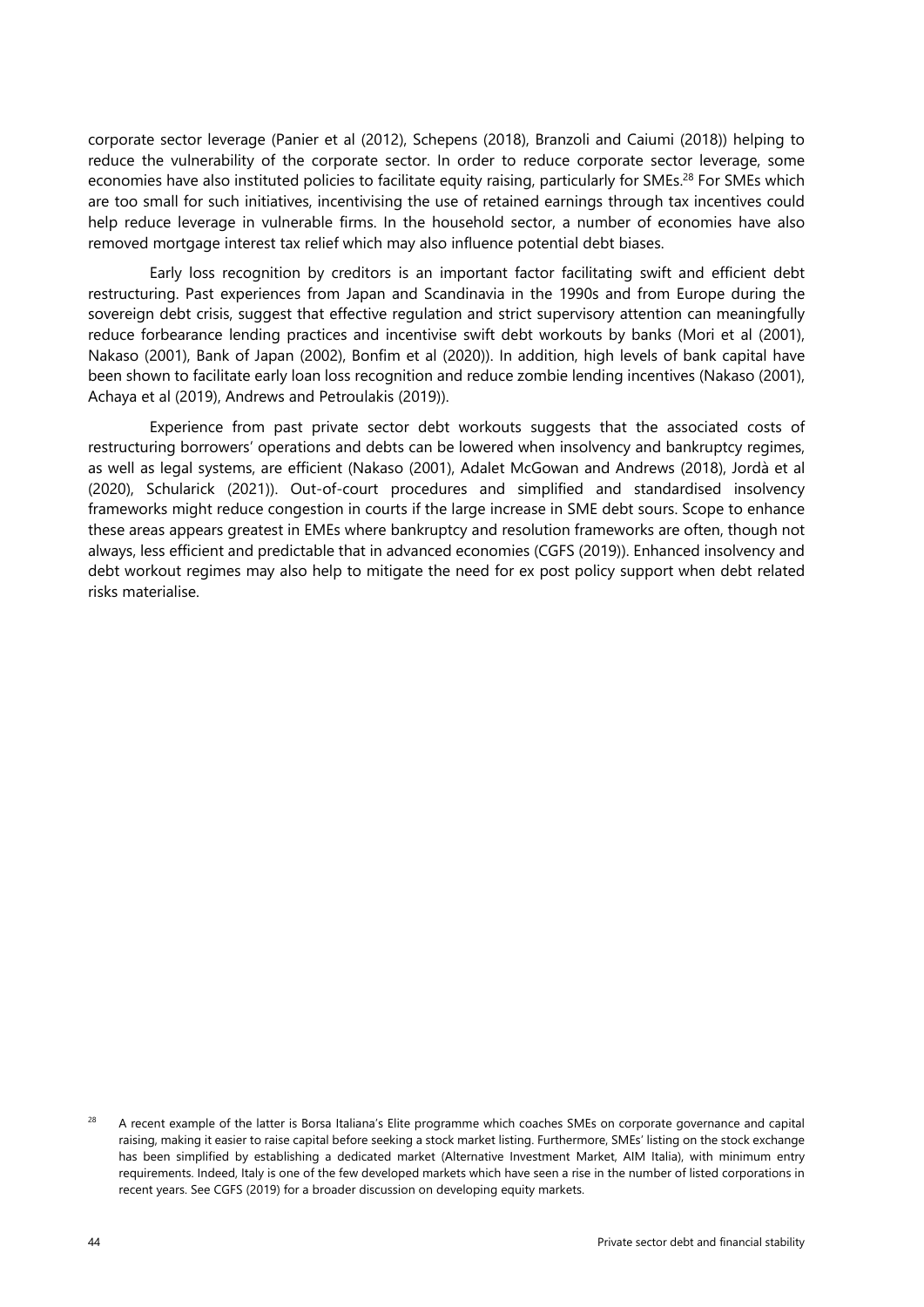corporate sector leverage (Panier et al (2012), Schepens (2018), Branzoli and Caiumi (2018)) helping to reduce the vulnerability of the corporate sector. In order to reduce corporate sector leverage, some economies have also instituted policies to facilitate equity raising, particularly for SMEs.[28] For SMEs which are too small for such initiatives, incentivising the use of retained earnings through tax incentives could help reduce leverage in vulnerable firms. In the household sector, a number of economies have also removed mortgage interest tax relief which may also influence potential debt biases.

Early loss recognition by creditors is an important factor facilitating swift and efficient debt restructuring. Past experiences from Japan and Scandinavia in the 1990s and from Europe during the sovereign debt crisis, suggest that effective regulation and strict supervisory attention can meaningfully reduce forbearance lending practices and incentivise swift debt workouts by banks (Mori et al (2001), Nakaso (2001), Bank of Japan (2002), Bonfim et al (2020)). In addition, high levels of bank capital have been shown to facilitate early loan loss recognition and reduce zombie lending incentives (Nakaso (2001), Achaya et al (2019), Andrews and Petroulakis (2019)).

Experience from past private sector debt workouts suggests that the associated costs of restructuring borrowers' operations and debts can be lowered when insolvency and bankruptcy regimes, as well as legal systems, are efficient (Nakaso (2001), Adalet McGowan and Andrews (2018), Jordà et al (2020), Schularick (2021)). Out-of-court procedures and simplified and standardised insolvency frameworks might reduce congestion in courts if the large increase in SME debt sours. Scope to enhance these areas appears greatest in EMEs where bankruptcy and resolution frameworks are often, though not always, less efficient and predictable that in advanced economies (CGFS (2019)). Enhanced insolvency and debt workout regimes may also help to mitigate the need for ex post policy support when debt related risks materialise.

[28] A recent example of the latter is Borsa Italiana's Elite programme which coaches SMEs on corporate governance and capital raising, making it easier to raise capital before seeking a stock market listing. Furthermore, SMEs' listing on the stock exchange has been simplified by establishing a dedicated market (Alternative Investment Market, AIM Italia), with minimum entry requirements. Indeed, Italy is one of the few developed markets which have seen a rise in the number of listed corporations in recent years. See CGFS (2019) for a broader discussion on developing equity markets.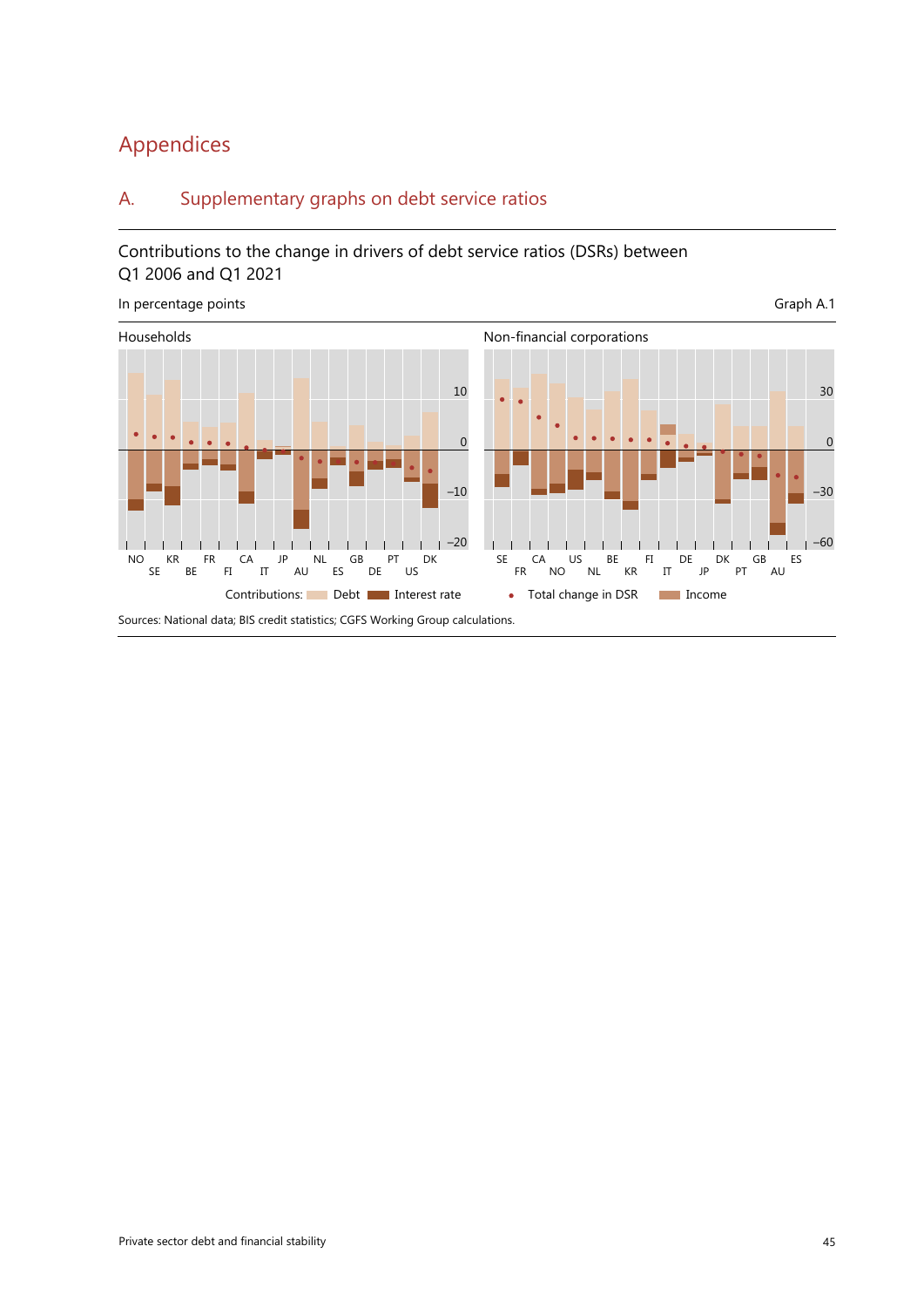# Appendices

## A. Supplementary graphs on debt service ratios

Contributions to the change in drivers of debt service ratios (DSRs) between Q1 2006 and Q1 2021

In percentage points

Graph A.1

Households

10
0
–10
–20

NO SE KR BE FR FI CA IT JP AU NL ES GB DE PT US DK

Non-financial corporations

30
0
–30
–60

SE FR CA NO US NL BE KR FI IT DE JP DK PT GB AU ES

Contributions: Debt Interest rate • Total change in DSR Income

Sources: National data; BIS credit statistics; CGFS Working Group calculations.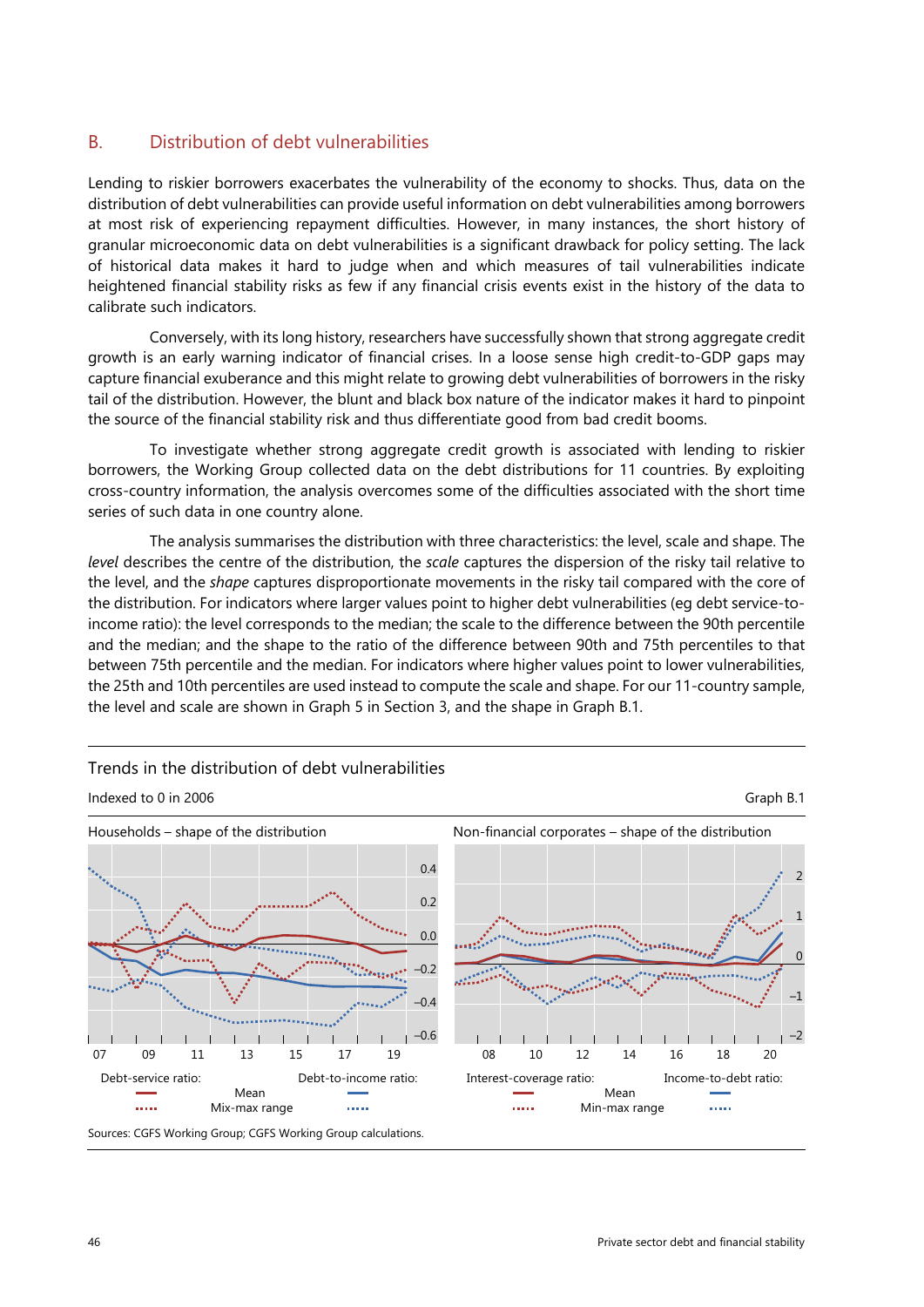## B. Distribution of debt vulnerabilities

Lending to riskier borrowers exacerbates the vulnerability of the economy to shocks. Thus, data on the distribution of debt vulnerabilities can provide useful information on debt vulnerabilities among borrowers at most risk of experiencing repayment difficulties. However, in many instances, the short history of granular microeconomic data on debt vulnerabilities is a significant drawback for policy setting. The lack of historical data makes it hard to judge when and which measures of tail vulnerabilities indicate heightened financial stability risks as few if any financial crisis events exist in the history of the data to calibrate such indicators.

Conversely, with its long history, researchers have successfully shown that strong aggregate credit growth is an early warning indicator of financial crises. In a loose sense high credit-to-GDP gaps may capture financial exuberance and this might relate to growing debt vulnerabilities of borrowers in the risky tail of the distribution. However, the blunt and black box nature of the indicator makes it hard to pinpoint the source of the financial stability risk and thus differentiate good from bad credit booms.

To investigate whether strong aggregate credit growth is associated with lending to riskier borrowers, the Working Group collected data on the debt distributions for 11 countries. By exploiting cross-country information, the analysis overcomes some of the difficulties associated with the short time series of such data in one country alone.

The analysis summarises the distribution with three characteristics: the level, scale and shape. The *level* describes the centre of the distribution, the *scale* captures the dispersion of the risky tail relative to the level, and the *shape* captures disproportionate movements in the risky tail compared with the core of the distribution. For indicators where larger values point to higher debt vulnerabilities (eg debt service-to-income ratio): the level corresponds to the median; the scale to the difference between the 90th percentile and the median; and the shape to the ratio of the difference between 90th and 75th percentiles to that between 75th percentile and the median. For indicators where higher values point to lower vulnerabilities, the 25th and 10th percentiles are used instead to compute the scale and shape. For our 11-country sample, the level and scale are shown in Graph 5 in Section 3, and the shape in Graph B.1.

Trends in the distribution of debt vulnerabilities

Indexed to 0 in 2006

Graph B.1

Households – shape of the distribution

0.4
0.2
0.0
–0.2
–0.4
–0.6

07 09 11 13 15 17 19

Debt-service ratio: Mean, Mix-max range
Debt-to-income ratio: Mean, Mix-max range

Non-financial corporates – shape of the distribution

2
1
0
–1
–2

08 10 12 14 16 18 20

Interest-coverage ratio: Mean, Min-max range
Income-to-debt ratio: Mean, Min-max range

Sources: CGFS Working Group; CGFS Working Group calculations.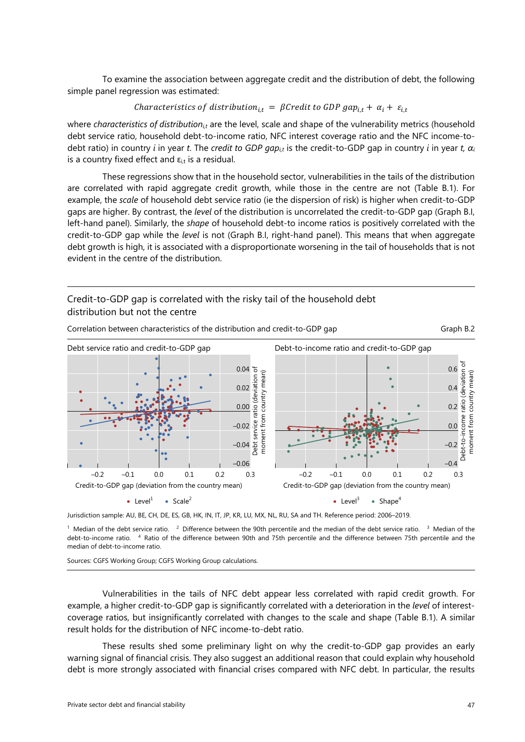To examine the association between aggregate credit and the distribution of debt, the following simple panel regression was estimated:

$$Characteristics\ of\ distribution_{i,t} = \beta Credit\ to\ GDP\ gap_{i,t} + \alpha_i + \varepsilon_{i,t}$$

where *characteristics of distribution*$_{i,t}$ are the level, scale and shape of the vulnerability metrics (household debt service ratio, household debt-to-income ratio, NFC interest coverage ratio and the NFC income-to-debt ratio) in country $i$ in year $t$. The *credit to GDP gap*$_{i,t}$ is the credit-to-GDP gap in country $i$ in year $t$, $\alpha_i$ is a country fixed effect and $\varepsilon_{i,t}$ is a residual.

These regressions show that in the household sector, vulnerabilities in the tails of the distribution are correlated with rapid aggregate credit growth, while those in the centre are not (Table B.1). For example, the *scale* of household debt service ratio (ie the dispersion of risk) is higher when credit-to-GDP gaps are higher. By contrast, the *level* of the distribution is uncorrelated the credit-to-GDP gap (Graph B.I, left-hand panel). Similarly, the *shape* of household debt-to income ratios is positively correlated with the credit-to-GDP gap while the *level* is not (Graph B.I, right-hand panel). This means that when aggregate debt growth is high, it is associated with a disproportionate worsening in the tail of households that is not evident in the centre of the distribution.

## Credit-to-GDP gap is correlated with the risky tail of the household debt distribution but not the centre

Correlation between characteristics of the distribution and credit-to-GDP gap

Graph B.2

Debt service ratio and credit-to-GDP gap

0.04
0.02
0.00
–0.02
–0.04
–0.06

Debt service ratio (deviation of moment from country mean)

–0.2 –0.1 0.0 0.1 0.2 0.3

Credit-to-GDP gap (deviation from the country mean)

● Level[1] ● Scale[2]

Debt-to-income ratio and credit-to-GDP gap

0.6
0.4
0.2
0.0
–0.2
–0.4

Debt-to-income ratio (deviation of moment from country mean)

–0.2 –0.1 0.0 0.1 0.2 0.3

Credit-to-GDP gap (deviation from the country mean)

● Level[3] ● Shape[4]

Jurisdiction sample: AU, BE, CH, DE, ES, GB, HK, IN, IT, JP, KR, LU, MX, NL, RU, SA and TH. Reference period: 2006–2019.

[1] Median of the debt service ratio. [2] Difference between the 90th percentile and the median of the debt service ratio. [3] Median of the debt-to-income ratio. [4] Ratio of the difference between 90th and 75th percentile and the difference between 75th percentile and the median of debt-to-income ratio.

Sources: CGFS Working Group; CGFS Working Group calculations.

Vulnerabilities in the tails of NFC debt appear less correlated with rapid credit growth. For example, a higher credit-to-GDP gap is significantly correlated with a deterioration in the *level* of interest-coverage ratios, but insignificantly correlated with changes to the scale and shape (Table B.1). A similar result holds for the distribution of NFC income-to-debt ratio.

These results shed some preliminary light on why the credit-to-GDP gap provides an early warning signal of financial crisis. They also suggest an additional reason that could explain why household debt is more strongly associated with financial crises compared with NFC debt. In particular, the results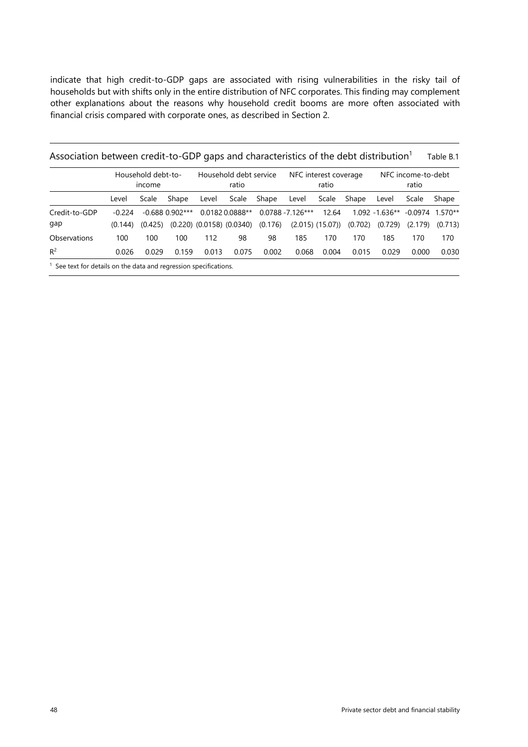indicate that high credit-to-GDP gaps are associated with rising vulnerabilities in the risky tail of households but with shifts only in the entire distribution of NFC corporates. This finding may complement other explanations about the reasons why household credit booms are more often associated with financial crisis compared with corporate ones, as described in Section 2.

Association between credit-to-GDP gaps and characteristics of the debt distribution[1] Table B.1

| | Household debt-to-income | | | Household debt service ratio | | | NFC interest coverage ratio | | | NFC income-to-debt ratio | | |
|---|---|---|---|---|---|---|---|---|---|---|---|---|
| | Level | Scale | Shape | Level | Scale | Shape | Level | Scale | Shape | Level | Scale | Shape |
| Credit-to-GDP gap | -0.224 | -0.688 | 0.902*** | 0.0182 | 0.0888** | 0.0788 | -7.126*** | 12.64 | 1.092 | -1.636** | -0.0974 | 1.570** |
| | (0.144) | (0.425) | (0.220) | (0.0158) | (0.0340) | (0.176) | (2.015) | (15.07)) | (0.702) | (0.729) | (2.179) | (0.713) |
| Observations | 100 | 100 | 100 | 112 | 98 | 98 | 185 | 170 | 170 | 185 | 170 | 170 |
| $R^2$ | 0.026 | 0.029 | 0.159 | 0.013 | 0.075 | 0.002 | 0.068 | 0.004 | 0.015 | 0.029 | 0.000 | 0.030 |

[1] See text for details on the data and regression specifications.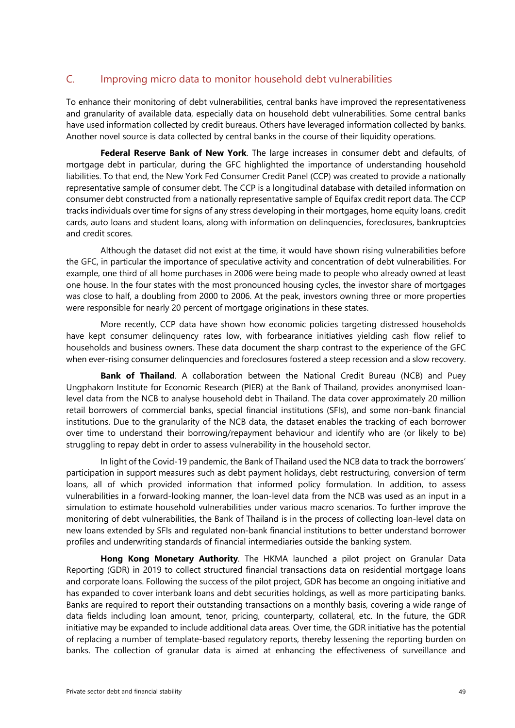## C. Improving micro data to monitor household debt vulnerabilities

To enhance their monitoring of debt vulnerabilities, central banks have improved the representativeness and granularity of available data, especially data on household debt vulnerabilities. Some central banks have used information collected by credit bureaus. Others have leveraged information collected by banks. Another novel source is data collected by central banks in the course of their liquidity operations.

**Federal Reserve Bank of New York**. The large increases in consumer debt and defaults, of mortgage debt in particular, during the GFC highlighted the importance of understanding household liabilities. To that end, the New York Fed Consumer Credit Panel (CCP) was created to provide a nationally representative sample of consumer debt. The CCP is a longitudinal database with detailed information on consumer debt constructed from a nationally representative sample of Equifax credit report data. The CCP tracks individuals over time for signs of any stress developing in their mortgages, home equity loans, credit cards, auto loans and student loans, along with information on delinquencies, foreclosures, bankruptcies and credit scores.

Although the dataset did not exist at the time, it would have shown rising vulnerabilities before the GFC, in particular the importance of speculative activity and concentration of debt vulnerabilities. For example, one third of all home purchases in 2006 were being made to people who already owned at least one house. In the four states with the most pronounced housing cycles, the investor share of mortgages was close to half, a doubling from 2000 to 2006. At the peak, investors owning three or more properties were responsible for nearly 20 percent of mortgage originations in these states.

More recently, CCP data have shown how economic policies targeting distressed households have kept consumer delinquency rates low, with forbearance initiatives yielding cash flow relief to households and business owners. These data document the sharp contrast to the experience of the GFC when ever-rising consumer delinquencies and foreclosures fostered a steep recession and a slow recovery.

**Bank of Thailand**. A collaboration between the National Credit Bureau (NCB) and Puey Ungphakorn Institute for Economic Research (PIER) at the Bank of Thailand, provides anonymised loan-level data from the NCB to analyse household debt in Thailand. The data cover approximately 20 million retail borrowers of commercial banks, special financial institutions (SFIs), and some non-bank financial institutions. Due to the granularity of the NCB data, the dataset enables the tracking of each borrower over time to understand their borrowing/repayment behaviour and identify who are (or likely to be) struggling to repay debt in order to assess vulnerability in the household sector.

In light of the Covid-19 pandemic, the Bank of Thailand used the NCB data to track the borrowers' participation in support measures such as debt payment holidays, debt restructuring, conversion of term loans, all of which provided information that informed policy formulation. In addition, to assess vulnerabilities in a forward-looking manner, the loan-level data from the NCB was used as an input in a simulation to estimate household vulnerabilities under various macro scenarios. To further improve the monitoring of debt vulnerabilities, the Bank of Thailand is in the process of collecting loan-level data on new loans extended by SFIs and regulated non-bank financial institutions to better understand borrower profiles and underwriting standards of financial intermediaries outside the banking system.

**Hong Kong Monetary Authority**. The HKMA launched a pilot project on Granular Data Reporting (GDR) in 2019 to collect structured financial transactions data on residential mortgage loans and corporate loans. Following the success of the pilot project, GDR has become an ongoing initiative and has expanded to cover interbank loans and debt securities holdings, as well as more participating banks. Banks are required to report their outstanding transactions on a monthly basis, covering a wide range of data fields including loan amount, tenor, pricing, counterparty, collateral, etc. In the future, the GDR initiative may be expanded to include additional data areas. Over time, the GDR initiative has the potential of replacing a number of template-based regulatory reports, thereby lessening the reporting burden on banks. The collection of granular data is aimed at enhancing the effectiveness of surveillance and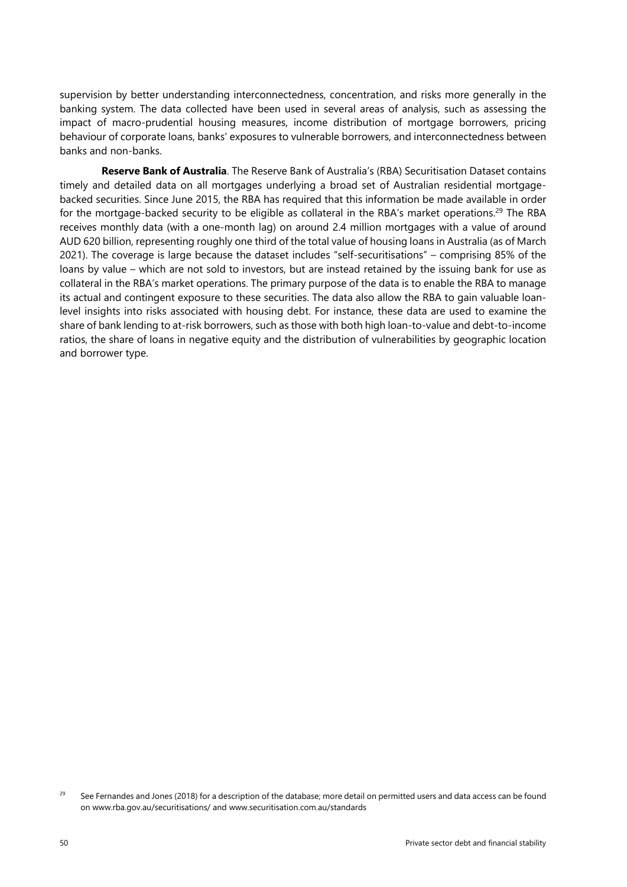supervision by better understanding interconnectedness, concentration, and risks more generally in the banking system. The data collected have been used in several areas of analysis, such as assessing the impact of macro-prudential housing measures, income distribution of mortgage borrowers, pricing behaviour of corporate loans, banks' exposures to vulnerable borrowers, and interconnectedness between banks and non-banks.

**Reserve Bank of Australia**. The Reserve Bank of Australia's (RBA) Securitisation Dataset contains timely and detailed data on all mortgages underlying a broad set of Australian residential mortgage-backed securities. Since June 2015, the RBA has required that this information be made available in order for the mortgage-backed security to be eligible as collateral in the RBA's market operations.[29] The RBA receives monthly data (with a one-month lag) on around 2.4 million mortgages with a value of around AUD 620 billion, representing roughly one third of the total value of housing loans in Australia (as of March 2021). The coverage is large because the dataset includes "self-securitisations" – comprising 85% of the loans by value – which are not sold to investors, but are instead retained by the issuing bank for use as collateral in the RBA's market operations. The primary purpose of the data is to enable the RBA to manage its actual and contingent exposure to these securities. The data also allow the RBA to gain valuable loan-level insights into risks associated with housing debt. For instance, these data are used to examine the share of bank lending to at-risk borrowers, such as those with both high loan-to-value and debt-to-income ratios, the share of loans in negative equity and the distribution of vulnerabilities by geographic location and borrower type.

[29] See Fernandes and Jones (2018) for a description of the database; more detail on permitted users and data access can be found on www.rba.gov.au/securitisations/ and www.securitisation.com.au/standards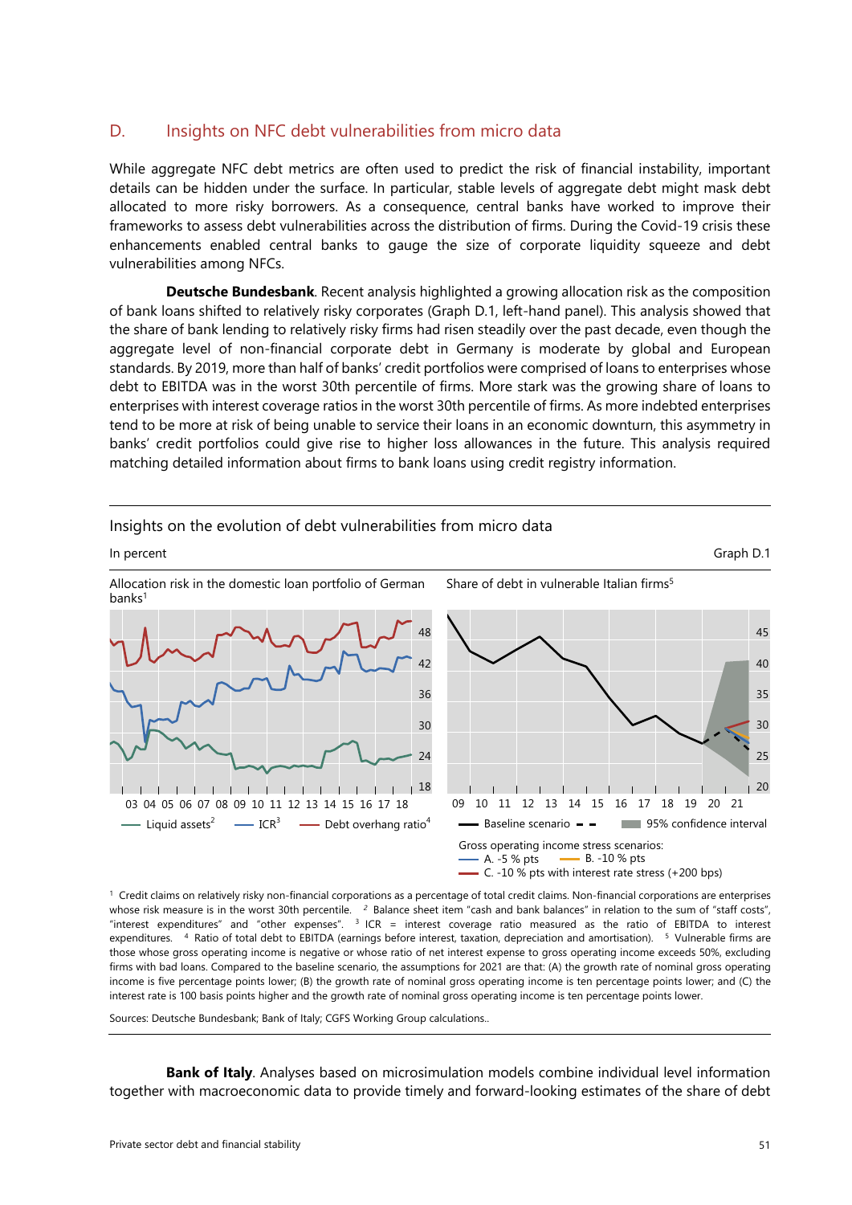## D. Insights on NFC debt vulnerabilities from micro data

While aggregate NFC debt metrics are often used to predict the risk of financial instability, important details can be hidden under the surface. In particular, stable levels of aggregate debt might mask debt allocated to more risky borrowers. As a consequence, central banks have worked to improve their frameworks to assess debt vulnerabilities across the distribution of firms. During the Covid-19 crisis these enhancements enabled central banks to gauge the size of corporate liquidity squeeze and debt vulnerabilities among NFCs.

**Deutsche Bundesbank**. Recent analysis highlighted a growing allocation risk as the composition of bank loans shifted to relatively risky corporates (Graph D.1, left-hand panel). This analysis showed that the share of bank lending to relatively risky firms had risen steadily over the past decade, even though the aggregate level of non-financial corporate debt in Germany is moderate by global and European standards. By 2019, more than half of banks' credit portfolios were comprised of loans to enterprises whose debt to EBITDA was in the worst 30th percentile of firms. More stark was the growing share of loans to enterprises with interest coverage ratios in the worst 30th percentile of firms. As more indebted enterprises tend to be more at risk of being unable to service their loans in an economic downturn, this asymmetry in banks' credit portfolios could give rise to higher loss allowances in the future. This analysis required matching detailed information about firms to bank loans using credit registry information.

Insights on the evolution of debt vulnerabilities from micro data

In percent

Graph D.1

Allocation risk in the domestic loan portfolio of German banks[1]

48
42
36
30
24
18

03 04 05 06 07 08 09 10 11 12 13 14 15 16 17 18

Liquid assets[2] — ICR[3] — Debt overhang ratio[4]

Share of debt in vulnerable Italian firms[5]

45
40
35
30
25
20

09 10 11 12 13 14 15 16 17 18 19 20 21

Baseline scenario — 95% confidence interval

Gross operating income stress scenarios:
A. -5 % pts — B. -10 % pts
C. -10 % pts with interest rate stress (+200 bps)

[1] Credit claims on relatively risky non-financial corporations as a percentage of total credit claims. Non-financial corporations are enterprises whose risk measure is in the worst 30th percentile. [2] Balance sheet item "cash and bank balances" in relation to the sum of "staff costs", "interest expenditures" and "other expenses". [3] ICR = interest coverage ratio measured as the ratio of EBITDA to interest expenditures. [4] Ratio of total debt to EBITDA (earnings before interest, taxation, depreciation and amortisation). [5] Vulnerable firms are those whose gross operating income is negative or whose ratio of net interest expense to gross operating income exceeds 50%, excluding firms with bad loans. Compared to the baseline scenario, the assumptions for 2021 are that: (A) the growth rate of nominal gross operating income is five percentage points lower; (B) the growth rate of nominal gross operating income is ten percentage points lower; and (C) the interest rate is 100 basis points higher and the growth rate of nominal gross operating income is ten percentage points lower.

Sources: Deutsche Bundesbank; Bank of Italy; CGFS Working Group calculations..

**Bank of Italy**. Analyses based on microsimulation models combine individual level information together with macroeconomic data to provide timely and forward-looking estimates of the share of debt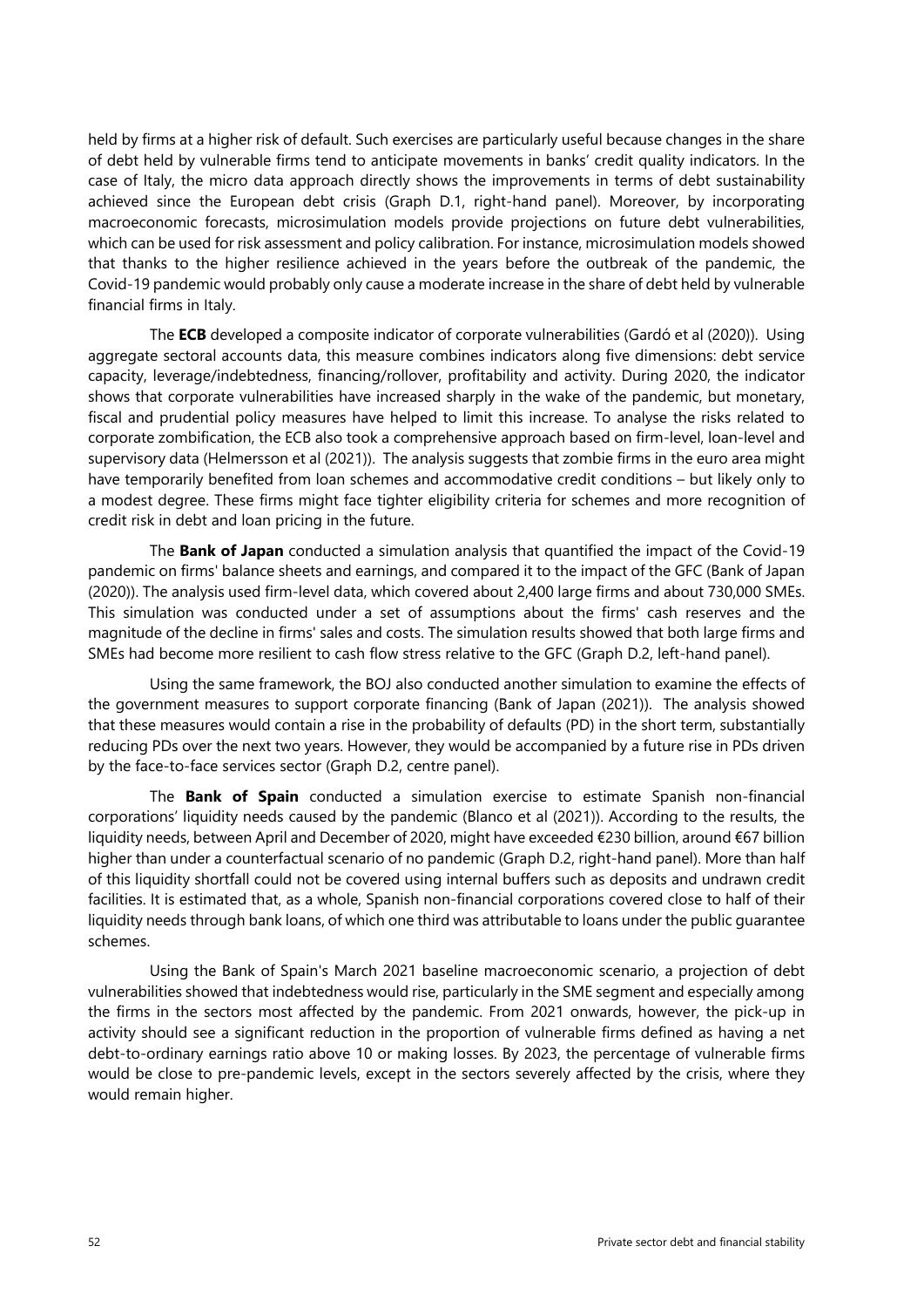held by firms at a higher risk of default. Such exercises are particularly useful because changes in the share of debt held by vulnerable firms tend to anticipate movements in banks' credit quality indicators. In the case of Italy, the micro data approach directly shows the improvements in terms of debt sustainability achieved since the European debt crisis (Graph D.1, right-hand panel). Moreover, by incorporating macroeconomic forecasts, microsimulation models provide projections on future debt vulnerabilities, which can be used for risk assessment and policy calibration. For instance, microsimulation models showed that thanks to the higher resilience achieved in the years before the outbreak of the pandemic, the Covid-19 pandemic would probably only cause a moderate increase in the share of debt held by vulnerable financial firms in Italy.

The **ECB** developed a composite indicator of corporate vulnerabilities (Gardó et al (2020)). Using aggregate sectoral accounts data, this measure combines indicators along five dimensions: debt service capacity, leverage/indebtedness, financing/rollover, profitability and activity. During 2020, the indicator shows that corporate vulnerabilities have increased sharply in the wake of the pandemic, but monetary, fiscal and prudential policy measures have helped to limit this increase. To analyse the risks related to corporate zombification, the ECB also took a comprehensive approach based on firm-level, loan-level and supervisory data (Helmersson et al (2021)). The analysis suggests that zombie firms in the euro area might have temporarily benefited from loan schemes and accommodative credit conditions – but likely only to a modest degree. These firms might face tighter eligibility criteria for schemes and more recognition of credit risk in debt and loan pricing in the future.

The **Bank of Japan** conducted a simulation analysis that quantified the impact of the Covid-19 pandemic on firms' balance sheets and earnings, and compared it to the impact of the GFC (Bank of Japan (2020)). The analysis used firm-level data, which covered about 2,400 large firms and about 730,000 SMEs. This simulation was conducted under a set of assumptions about the firms' cash reserves and the magnitude of the decline in firms' sales and costs. The simulation results showed that both large firms and SMEs had become more resilient to cash flow stress relative to the GFC (Graph D.2, left-hand panel).

Using the same framework, the BOJ also conducted another simulation to examine the effects of the government measures to support corporate financing (Bank of Japan (2021)). The analysis showed that these measures would contain a rise in the probability of defaults (PD) in the short term, substantially reducing PDs over the next two years. However, they would be accompanied by a future rise in PDs driven by the face-to-face services sector (Graph D.2, centre panel).

The **Bank of Spain** conducted a simulation exercise to estimate Spanish non-financial corporations' liquidity needs caused by the pandemic (Blanco et al (2021)). According to the results, the liquidity needs, between April and December of 2020, might have exceeded €230 billion, around €67 billion higher than under a counterfactual scenario of no pandemic (Graph D.2, right-hand panel). More than half of this liquidity shortfall could not be covered using internal buffers such as deposits and undrawn credit facilities. It is estimated that, as a whole, Spanish non-financial corporations covered close to half of their liquidity needs through bank loans, of which one third was attributable to loans under the public guarantee schemes.

Using the Bank of Spain's March 2021 baseline macroeconomic scenario, a projection of debt vulnerabilities showed that indebtedness would rise, particularly in the SME segment and especially among the firms in the sectors most affected by the pandemic. From 2021 onwards, however, the pick-up in activity should see a significant reduction in the proportion of vulnerable firms defined as having a net debt-to-ordinary earnings ratio above 10 or making losses. By 2023, the percentage of vulnerable firms would be close to pre-pandemic levels, except in the sectors severely affected by the crisis, where they would remain higher.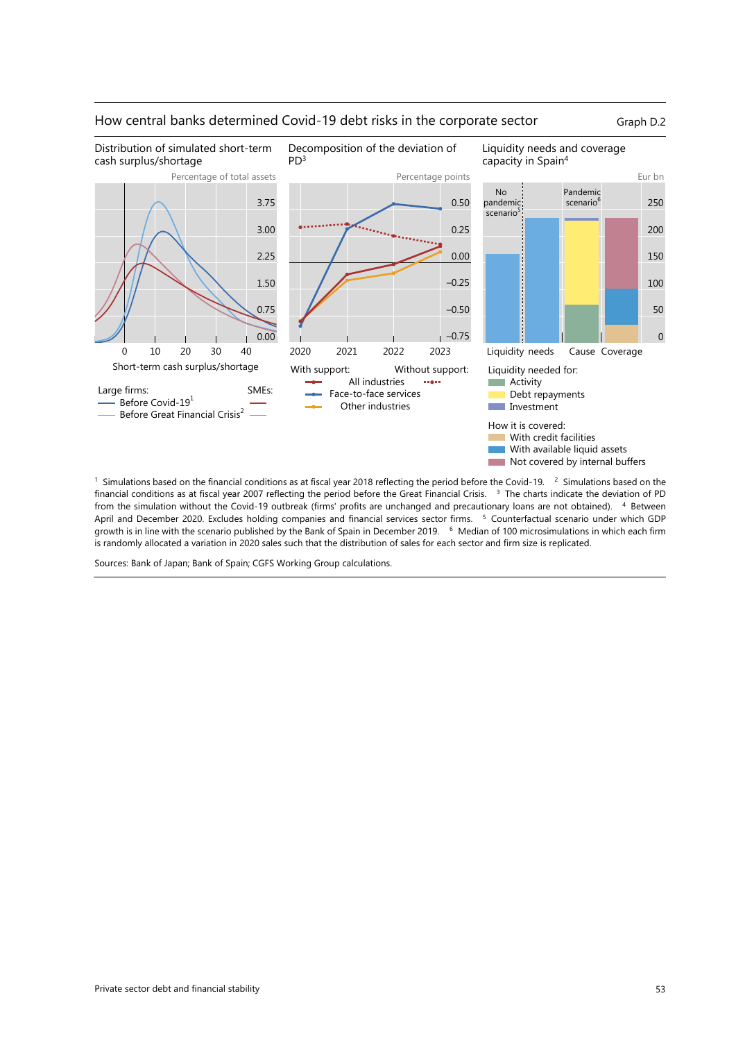## How central banks determined Covid-19 debt risks in the corporate sector

Graph D.2

Distribution of simulated short-term cash surplus/shortage

Percentage of total assets

3.75
3.00
2.25
1.50
0.75
0.00

0 10 20 30 40

Short-term cash surplus/shortage

Large firms: SMEs:
Before Covid-19[1]
Before Great Financial Crisis[2]

Decomposition of the deviation of PD[3]

Percentage points

0.50
0.25
0.00
–0.25
–0.50
–0.75

2020 2021 2022 2023

With support: Without support:
All industries
Face-to-face services
Other industries

Liquidity needs and coverage capacity in Spain[4]

Eur bn

No pandemic scenario[5]

Pandemic scenario[6]

250
200
150
100
50
0

Liquidity needs Cause Coverage

Liquidity needed for:
Activity
Debt repayments
Investment

How it is covered:
With credit facilities
With available liquid assets
Not covered by internal buffers

[1] Simulations based on the financial conditions as at fiscal year 2018 reflecting the period before the Covid-19. [2] Simulations based on the financial conditions as at fiscal year 2007 reflecting the period before the Great Financial Crisis. [3] The charts indicate the deviation of PD from the simulation without the Covid-19 outbreak (firms' profits are unchanged and precautionary loans are not obtained). [4] Between April and December 2020. Excludes holding companies and financial services sector firms. [5] Counterfactual scenario under which GDP growth is in line with the scenario published by the Bank of Spain in December 2019. [6] Median of 100 microsimulations in which each firm is randomly allocated a variation in 2020 sales such that the distribution of sales for each sector and firm size is replicated.

Sources: Bank of Japan; Bank of Spain; CGFS Working Group calculations.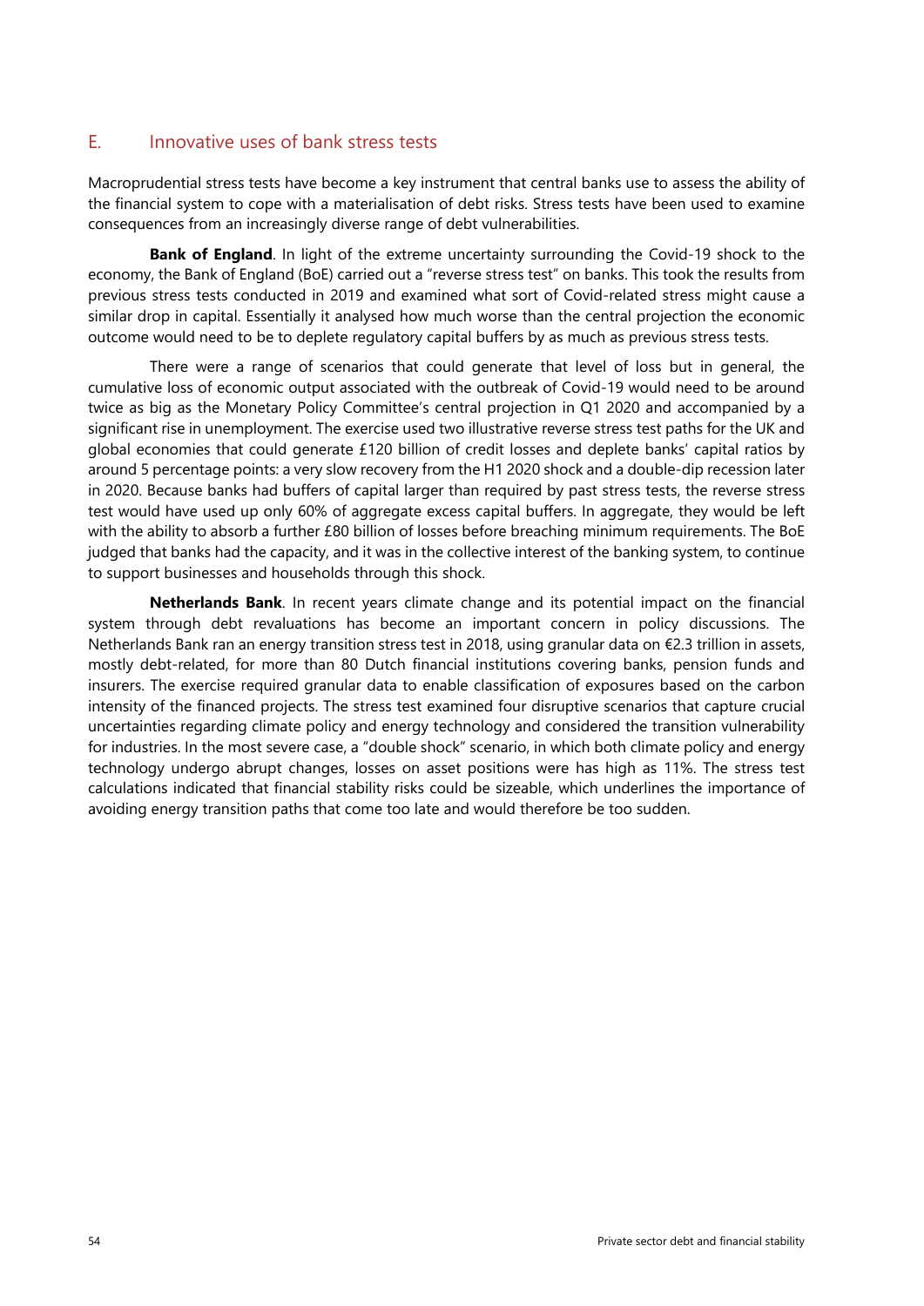## E. Innovative uses of bank stress tests

Macroprudential stress tests have become a key instrument that central banks use to assess the ability of the financial system to cope with a materialisation of debt risks. Stress tests have been used to examine consequences from an increasingly diverse range of debt vulnerabilities.

**Bank of England**. In light of the extreme uncertainty surrounding the Covid-19 shock to the economy, the Bank of England (BoE) carried out a "reverse stress test" on banks. This took the results from previous stress tests conducted in 2019 and examined what sort of Covid-related stress might cause a similar drop in capital. Essentially it analysed how much worse than the central projection the economic outcome would need to be to deplete regulatory capital buffers by as much as previous stress tests.

There were a range of scenarios that could generate that level of loss but in general, the cumulative loss of economic output associated with the outbreak of Covid-19 would need to be around twice as big as the Monetary Policy Committee's central projection in Q1 2020 and accompanied by a significant rise in unemployment. The exercise used two illustrative reverse stress test paths for the UK and global economies that could generate £120 billion of credit losses and deplete banks' capital ratios by around 5 percentage points: a very slow recovery from the H1 2020 shock and a double-dip recession later in 2020. Because banks had buffers of capital larger than required by past stress tests, the reverse stress test would have used up only 60% of aggregate excess capital buffers. In aggregate, they would be left with the ability to absorb a further £80 billion of losses before breaching minimum requirements. The BoE judged that banks had the capacity, and it was in the collective interest of the banking system, to continue to support businesses and households through this shock.

**Netherlands Bank**. In recent years climate change and its potential impact on the financial system through debt revaluations has become an important concern in policy discussions. The Netherlands Bank ran an energy transition stress test in 2018, using granular data on €2.3 trillion in assets, mostly debt-related, for more than 80 Dutch financial institutions covering banks, pension funds and insurers. The exercise required granular data to enable classification of exposures based on the carbon intensity of the financed projects. The stress test examined four disruptive scenarios that capture crucial uncertainties regarding climate policy and energy technology and considered the transition vulnerability for industries. In the most severe case, a "double shock" scenario, in which both climate policy and energy technology undergo abrupt changes, losses on asset positions were has high as 11%. The stress test calculations indicated that financial stability risks could be sizeable, which underlines the importance of avoiding energy transition paths that come too late and would therefore be too sudden.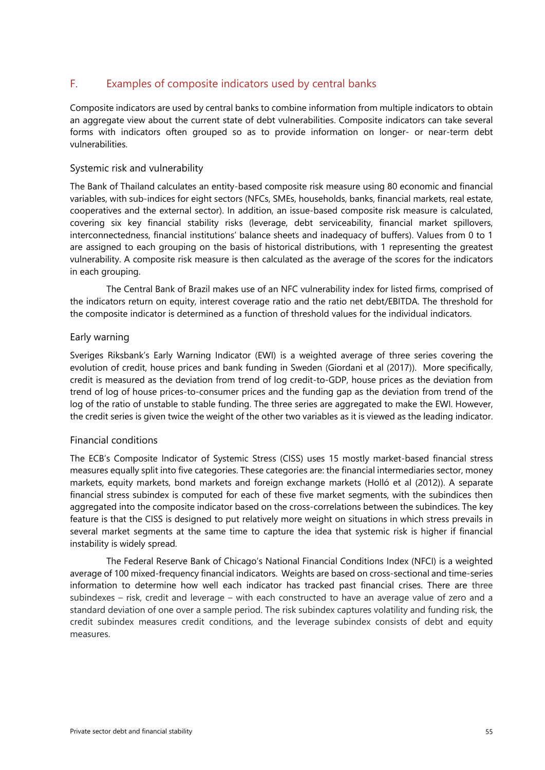## F. Examples of composite indicators used by central banks

Composite indicators are used by central banks to combine information from multiple indicators to obtain an aggregate view about the current state of debt vulnerabilities. Composite indicators can take several forms with indicators often grouped so as to provide information on longer- or near-term debt vulnerabilities.

### Systemic risk and vulnerability

The Bank of Thailand calculates an entity-based composite risk measure using 80 economic and financial variables, with sub-indices for eight sectors (NFCs, SMEs, households, banks, financial markets, real estate, cooperatives and the external sector). In addition, an issue-based composite risk measure is calculated, covering six key financial stability risks (leverage, debt serviceability, financial market spillovers, interconnectedness, financial institutions' balance sheets and inadequacy of buffers). Values from 0 to 1 are assigned to each grouping on the basis of historical distributions, with 1 representing the greatest vulnerability. A composite risk measure is then calculated as the average of the scores for the indicators in each grouping.

The Central Bank of Brazil makes use of an NFC vulnerability index for listed firms, comprised of the indicators return on equity, interest coverage ratio and the ratio net debt/EBITDA. The threshold for the composite indicator is determined as a function of threshold values for the individual indicators.

### Early warning

Sveriges Riksbank's Early Warning Indicator (EWI) is a weighted average of three series covering the evolution of credit, house prices and bank funding in Sweden (Giordani et al (2017)). More specifically, credit is measured as the deviation from trend of log credit-to-GDP, house prices as the deviation from trend of log of house prices-to-consumer prices and the funding gap as the deviation from trend of the log of the ratio of unstable to stable funding. The three series are aggregated to make the EWI. However, the credit series is given twice the weight of the other two variables as it is viewed as the leading indicator.

### Financial conditions

The ECB's Composite Indicator of Systemic Stress (CISS) uses 15 mostly market-based financial stress measures equally split into five categories. These categories are: the financial intermediaries sector, money markets, equity markets, bond markets and foreign exchange markets (Holló et al (2012)). A separate financial stress subindex is computed for each of these five market segments, with the subindices then aggregated into the composite indicator based on the cross-correlations between the subindices. The key feature is that the CISS is designed to put relatively more weight on situations in which stress prevails in several market segments at the same time to capture the idea that systemic risk is higher if financial instability is widely spread.

The Federal Reserve Bank of Chicago's National Financial Conditions Index (NFCI) is a weighted average of 100 mixed-frequency financial indicators. Weights are based on cross-sectional and time-series information to determine how well each indicator has tracked past financial crises. There are three subindexes – risk, credit and leverage – with each constructed to have an average value of zero and a standard deviation of one over a sample period. The risk subindex captures volatility and funding risk, the credit subindex measures credit conditions, and the leverage subindex consists of debt and equity measures.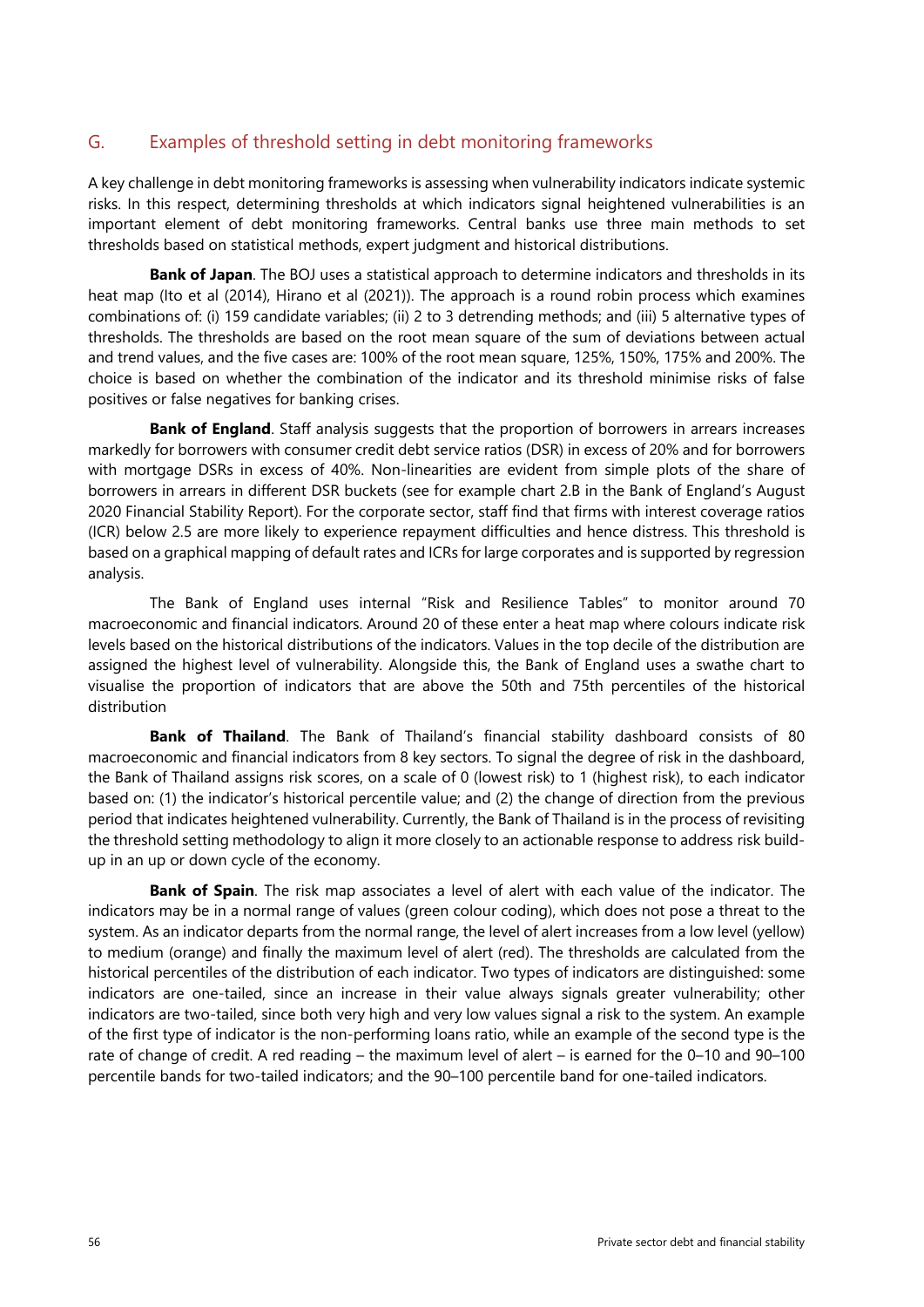## G. Examples of threshold setting in debt monitoring frameworks

A key challenge in debt monitoring frameworks is assessing when vulnerability indicators indicate systemic risks. In this respect, determining thresholds at which indicators signal heightened vulnerabilities is an important element of debt monitoring frameworks. Central banks use three main methods to set thresholds based on statistical methods, expert judgment and historical distributions.

**Bank of Japan**. The BOJ uses a statistical approach to determine indicators and thresholds in its heat map (Ito et al (2014), Hirano et al (2021)). The approach is a round robin process which examines combinations of: (i) 159 candidate variables; (ii) 2 to 3 detrending methods; and (iii) 5 alternative types of thresholds. The thresholds are based on the root mean square of the sum of deviations between actual and trend values, and the five cases are: 100% of the root mean square, 125%, 150%, 175% and 200%. The choice is based on whether the combination of the indicator and its threshold minimise risks of false positives or false negatives for banking crises.

**Bank of England**. Staff analysis suggests that the proportion of borrowers in arrears increases markedly for borrowers with consumer credit debt service ratios (DSR) in excess of 20% and for borrowers with mortgage DSRs in excess of 40%. Non-linearities are evident from simple plots of the share of borrowers in arrears in different DSR buckets (see for example chart 2.B in the Bank of England's August 2020 Financial Stability Report). For the corporate sector, staff find that firms with interest coverage ratios (ICR) below 2.5 are more likely to experience repayment difficulties and hence distress. This threshold is based on a graphical mapping of default rates and ICRs for large corporates and is supported by regression analysis.

The Bank of England uses internal "Risk and Resilience Tables" to monitor around 70 macroeconomic and financial indicators. Around 20 of these enter a heat map where colours indicate risk levels based on the historical distributions of the indicators. Values in the top decile of the distribution are assigned the highest level of vulnerability. Alongside this, the Bank of England uses a swathe chart to visualise the proportion of indicators that are above the 50th and 75th percentiles of the historical distribution

**Bank of Thailand**. The Bank of Thailand's financial stability dashboard consists of 80 macroeconomic and financial indicators from 8 key sectors. To signal the degree of risk in the dashboard, the Bank of Thailand assigns risk scores, on a scale of 0 (lowest risk) to 1 (highest risk), to each indicator based on: (1) the indicator's historical percentile value; and (2) the change of direction from the previous period that indicates heightened vulnerability. Currently, the Bank of Thailand is in the process of revisiting the threshold setting methodology to align it more closely to an actionable response to address risk build-up in an up or down cycle of the economy.

**Bank of Spain**. The risk map associates a level of alert with each value of the indicator. The indicators may be in a normal range of values (green colour coding), which does not pose a threat to the system. As an indicator departs from the normal range, the level of alert increases from a low level (yellow) to medium (orange) and finally the maximum level of alert (red). The thresholds are calculated from the historical percentiles of the distribution of each indicator. Two types of indicators are distinguished: some indicators are one-tailed, since an increase in their value always signals greater vulnerability; other indicators are two-tailed, since both very high and very low values signal a risk to the system. An example of the first type of indicator is the non-performing loans ratio, while an example of the second type is the rate of change of credit. A red reading – the maximum level of alert – is earned for the 0–10 and 90–100 percentile bands for two-tailed indicators; and the 90–100 percentile band for one-tailed indicators.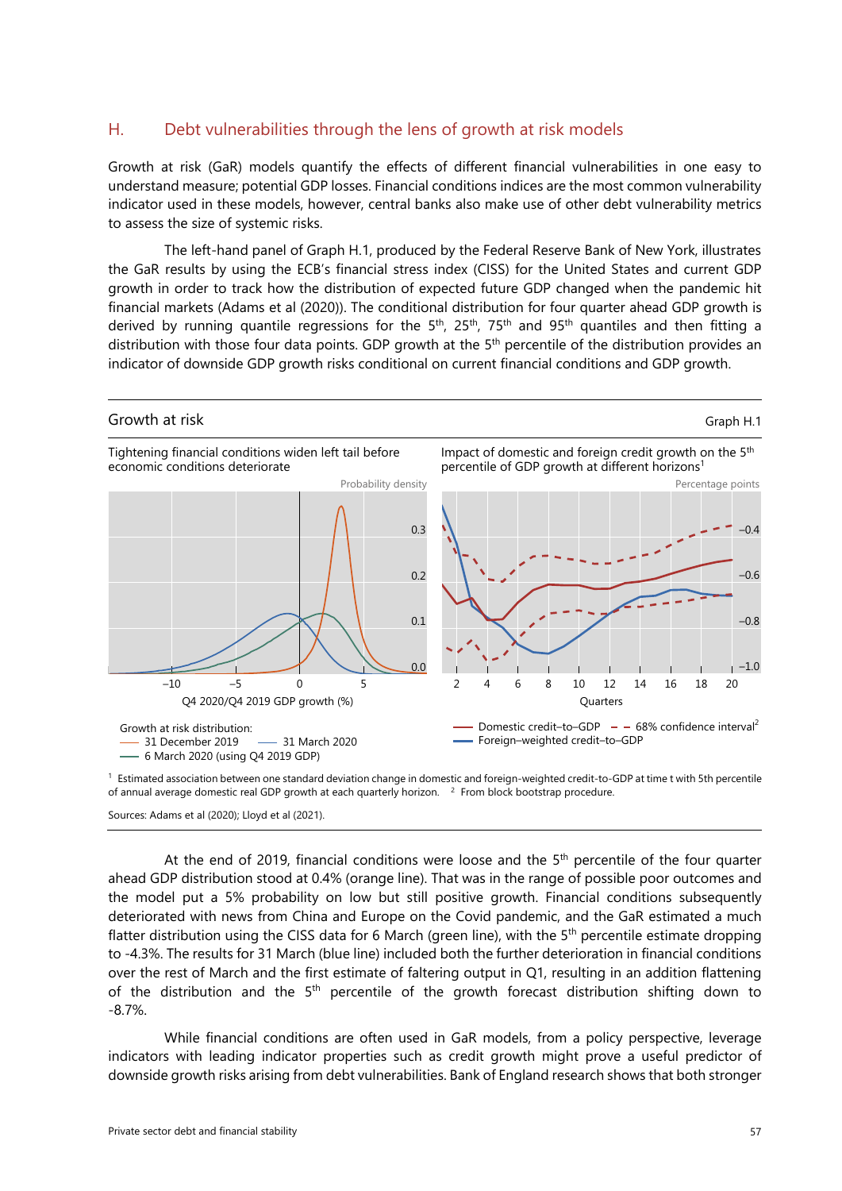## H. Debt vulnerabilities through the lens of growth at risk models

Growth at risk (GaR) models quantify the effects of different financial vulnerabilities in one easy to understand measure; potential GDP losses. Financial conditions indices are the most common vulnerability indicator used in these models, however, central banks also make use of other debt vulnerability metrics to assess the size of systemic risks.

The left-hand panel of Graph H.1, produced by the Federal Reserve Bank of New York, illustrates the GaR results by using the ECB's financial stress index (CISS) for the United States and current GDP growth in order to track how the distribution of expected future GDP changed when the pandemic hit financial markets (Adams et al (2020)). The conditional distribution for four quarter ahead GDP growth is derived by running quantile regressions for the 5th, 25th, 75th and 95th quantiles and then fitting a distribution with those four data points. GDP growth at the 5th percentile of the distribution provides an indicator of downside GDP growth risks conditional on current financial conditions and GDP growth.

Growth at risk

Graph H.1

Tightening financial conditions widen left tail before economic conditions deteriorate

Probability density

0.3
0.2
0.1
0.0

–10 –5 0 5

Q4 2020/Q4 2019 GDP growth (%)

Growth at risk distribution:
31 December 2019
31 March 2020
6 March 2020 (using Q4 2019 GDP)

Impact of domestic and foreign credit growth on the 5th percentile of GDP growth at different horizons[1]

Percentage points

–0.4
–0.6
–0.8
–1.0

2 4 6 8 10 12 14 16 18 20

Quarters

Domestic credit-to-GDP
68% confidence interval[2]
Foreign-weighted credit-to-GDP

[1] Estimated association between one standard deviation change in domestic and foreign-weighted credit-to-GDP at time t with 5th percentile of annual average domestic real GDP growth at each quarterly horizon. [2] From block bootstrap procedure.

Sources: Adams et al (2020); Lloyd et al (2021).

At the end of 2019, financial conditions were loose and the 5th percentile of the four quarter ahead GDP distribution stood at 0.4% (orange line). That was in the range of possible poor outcomes and the model put a 5% probability on low but still positive growth. Financial conditions subsequently deteriorated with news from China and Europe on the Covid pandemic, and the GaR estimated a much flatter distribution using the CISS data for 6 March (green line), with the 5th percentile estimate dropping to -4.3%. The results for 31 March (blue line) included both the further deterioration in financial conditions over the rest of March and the first estimate of faltering output in Q1, resulting in an addition flattening of the distribution and the 5th percentile of the growth forecast distribution shifting down to -8.7%.

While financial conditions are often used in GaR models, from a policy perspective, leverage indicators with leading indicator properties such as credit growth might prove a useful predictor of downside growth risks arising from debt vulnerabilities. Bank of England research shows that both stronger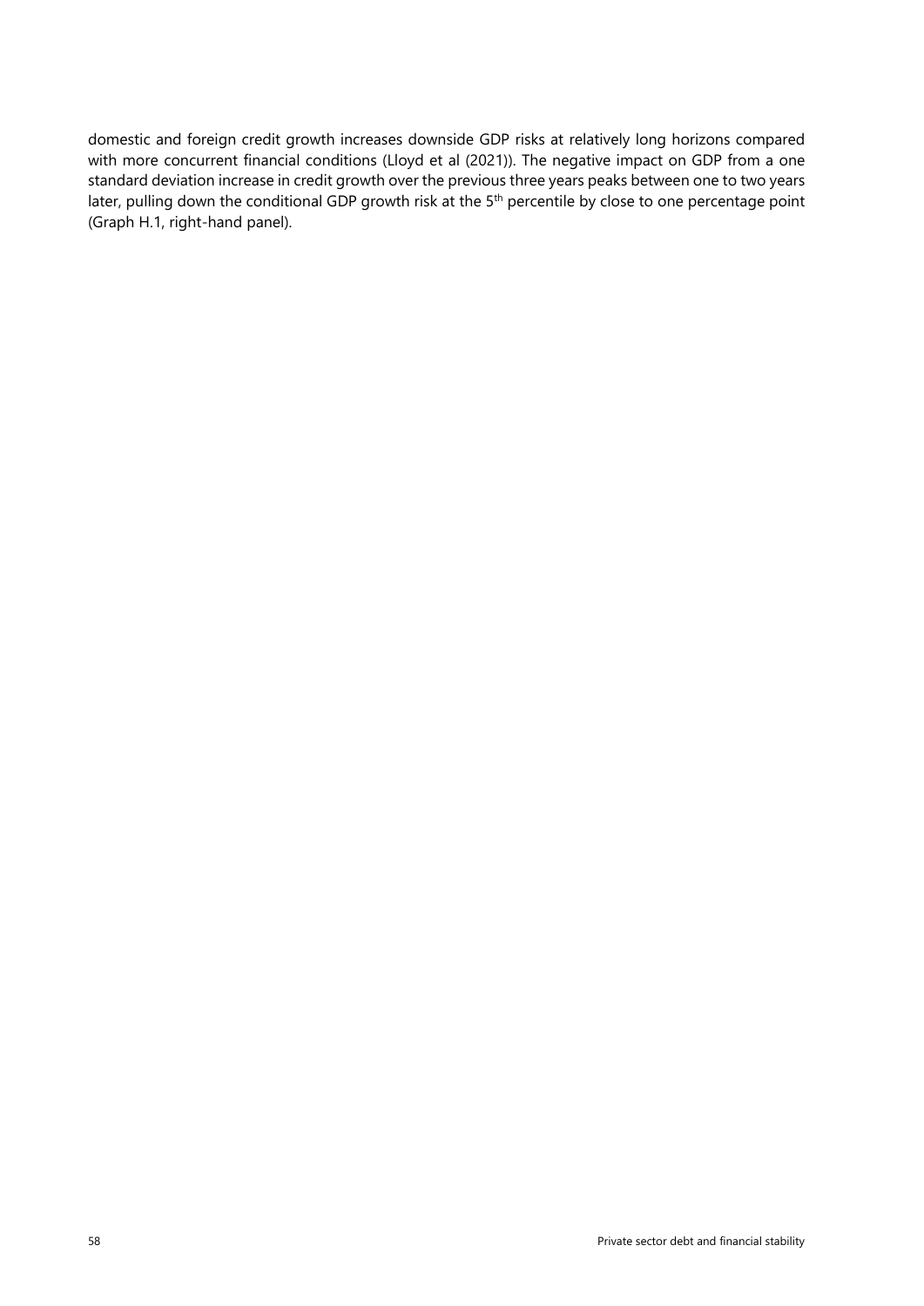domestic and foreign credit growth increases downside GDP risks at relatively long horizons compared with more concurrent financial conditions (Lloyd et al (2021)). The negative impact on GDP from a one standard deviation increase in credit growth over the previous three years peaks between one to two years later, pulling down the conditional GDP growth risk at the 5th percentile by close to one percentage point (Graph H.1, right-hand panel).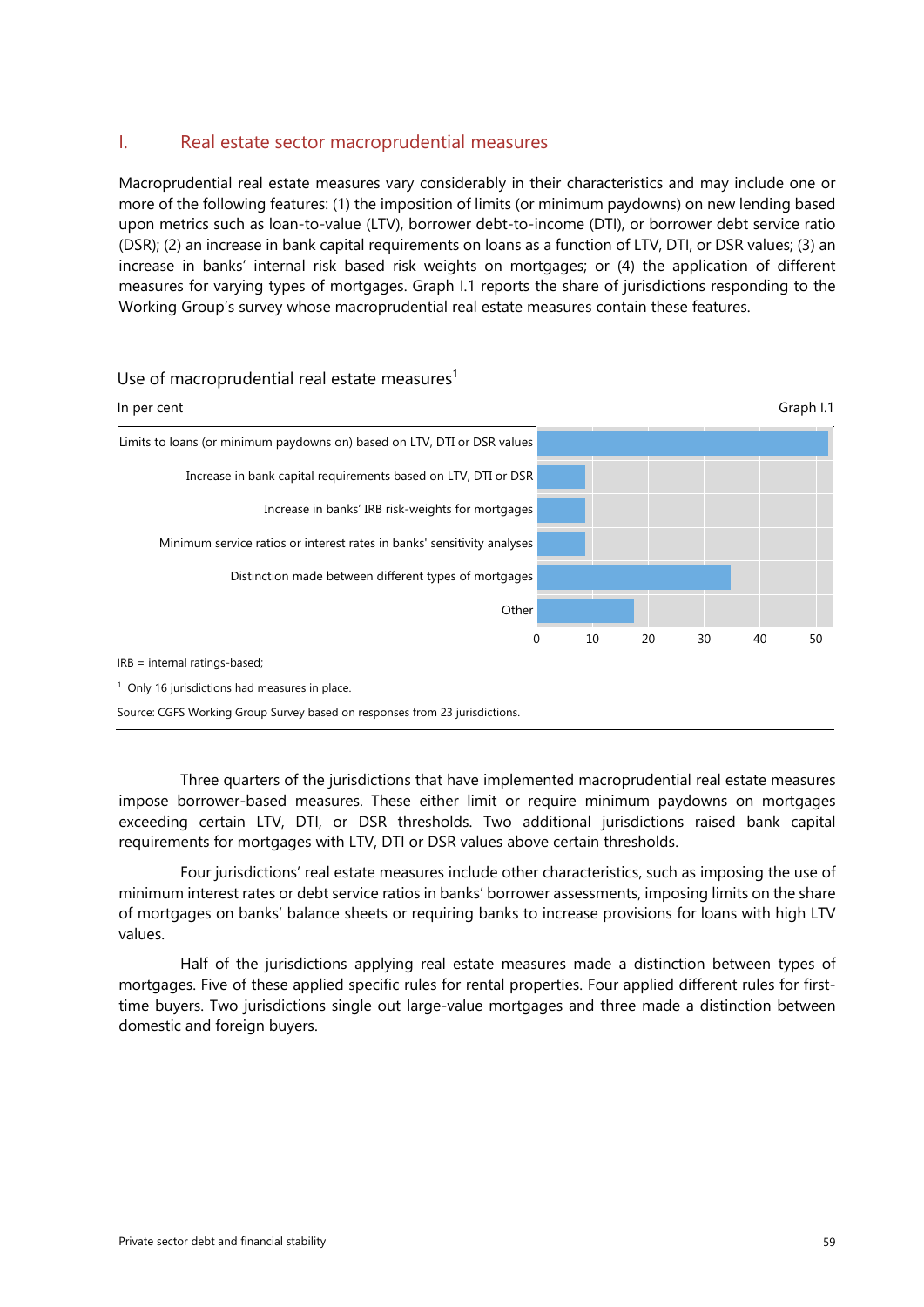## I. Real estate sector macroprudential measures

Macroprudential real estate measures vary considerably in their characteristics and may include one or more of the following features: (1) the imposition of limits (or minimum paydowns) on new lending based upon metrics such as loan-to-value (LTV), borrower debt-to-income (DTI), or borrower debt service ratio (DSR); (2) an increase in bank capital requirements on loans as a function of LTV, DTI, or DSR values; (3) an increase in banks' internal risk based risk weights on mortgages; or (4) the application of different measures for varying types of mortgages. Graph I.1 reports the share of jurisdictions responding to the Working Group's survey whose macroprudential real estate measures contain these features.

Use of macroprudential real estate measures[1]

In per cent

Graph I.1

Limits to loans (or minimum paydowns on) based on LTV, DTI or DSR values

Increase in bank capital requirements based on LTV, DTI or DSR

Increase in banks' IRB risk-weights for mortgages

Minimum service ratios or interest rates in banks' sensitivity analyses

Distinction made between different types of mortgages

Other

0 10 20 30 40 50

IRB = internal ratings-based;

[1] Only 16 jurisdictions had measures in place.

Source: CGFS Working Group Survey based on responses from 23 jurisdictions.

Three quarters of the jurisdictions that have implemented macroprudential real estate measures impose borrower-based measures. These either limit or require minimum paydowns on mortgages exceeding certain LTV, DTI, or DSR thresholds. Two additional jurisdictions raised bank capital requirements for mortgages with LTV, DTI or DSR values above certain thresholds.

Four jurisdictions' real estate measures include other characteristics, such as imposing the use of minimum interest rates or debt service ratios in banks' borrower assessments, imposing limits on the share of mortgages on banks' balance sheets or requiring banks to increase provisions for loans with high LTV values.

Half of the jurisdictions applying real estate measures made a distinction between types of mortgages. Five of these applied specific rules for rental properties. Four applied different rules for first-time buyers. Two jurisdictions single out large-value mortgages and three made a distinction between domestic and foreign buyers.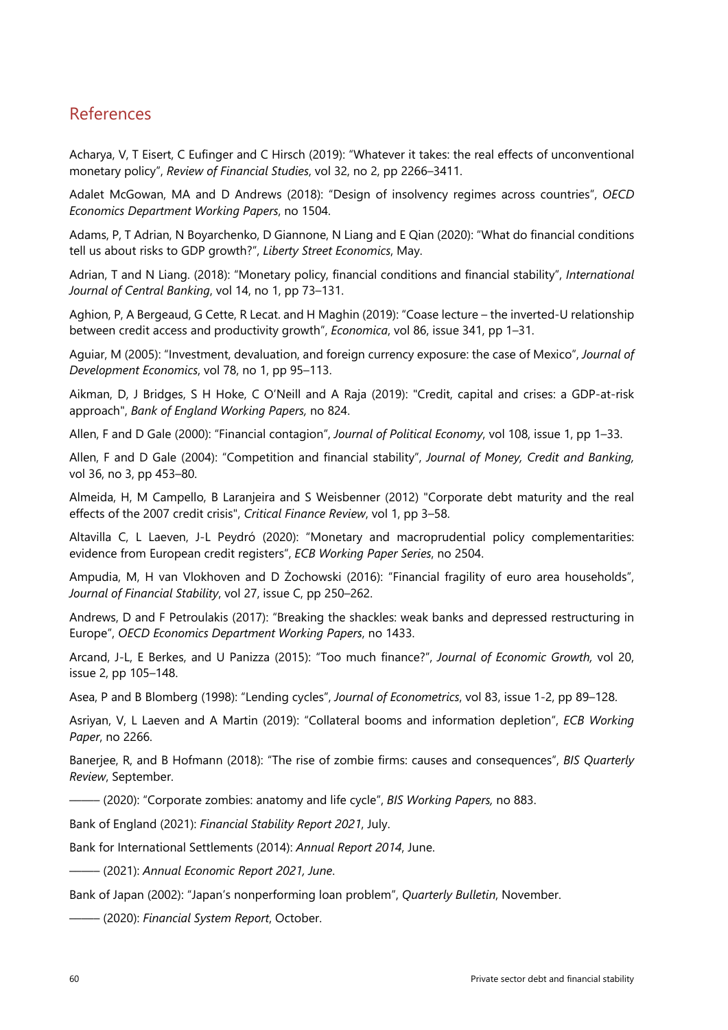## References

Acharya, V, T Eisert, C Eufinger and C Hirsch (2019): "Whatever it takes: the real effects of unconventional monetary policy", *Review of Financial Studies*, vol 32, no 2, pp 2266–3411.

Adalet McGowan, MA and D Andrews (2018): "Design of insolvency regimes across countries", *OECD Economics Department Working Papers*, no 1504.

Adams, P, T Adrian, N Boyarchenko, D Giannone, N Liang and E Qian (2020): "What do financial conditions tell us about risks to GDP growth?", *Liberty Street Economics*, May.

Adrian, T and N Liang. (2018): "Monetary policy, financial conditions and financial stability", *International Journal of Central Banking*, vol 14, no 1, pp 73–131.

Aghion, P, A Bergeaud, G Cette, R Lecat. and H Maghin (2019): "Coase lecture – the inverted-U relationship between credit access and productivity growth", *Economica*, vol 86, issue 341, pp 1–31.

Aguiar, M (2005): "Investment, devaluation, and foreign currency exposure: the case of Mexico", *Journal of Development Economics*, vol 78, no 1, pp 95–113.

Aikman, D, J Bridges, S H Hoke, C O'Neill and A Raja (2019): "Credit, capital and crises: a GDP-at-risk approach", *Bank of England Working Papers,* no 824.

Allen, F and D Gale (2000): "Financial contagion", *Journal of Political Economy*, vol 108, issue 1, pp 1–33.

Allen, F and D Gale (2004): "Competition and financial stability", *Journal of Money, Credit and Banking,* vol 36, no 3, pp 453–80.

Almeida, H, M Campello, B Laranjeira and S Weisbenner (2012) "Corporate debt maturity and the real effects of the 2007 credit crisis", *Critical Finance Review*, vol 1, pp 3–58.

Altavilla C, L Laeven, J-L Peydró (2020): "Monetary and macroprudential policy complementarities: evidence from European credit registers", *ECB Working Paper Series*, no 2504.

Ampudia, M, H van Vlokhoven and D Żochowski (2016): "Financial fragility of euro area households", *Journal of Financial Stability*, vol 27, issue C, pp 250–262.

Andrews, D and F Petroulakis (2017): "Breaking the shackles: weak banks and depressed restructuring in Europe", *OECD Economics Department Working Papers*, no 1433.

Arcand, J-L, E Berkes, and U Panizza (2015): "Too much finance?", *Journal of Economic Growth,* vol 20, issue 2, pp 105–148.

Asea, P and B Blomberg (1998): "Lending cycles", *Journal of Econometrics*, vol 83, issue 1-2, pp 89–128.

Asriyan, V, L Laeven and A Martin (2019): "Collateral booms and information depletion", *ECB Working Paper*, no 2266.

Banerjee, R, and B Hofmann (2018): "The rise of zombie firms: causes and consequences", *BIS Quarterly Review*, September.

——— (2020): "Corporate zombies: anatomy and life cycle", *BIS Working Papers,* no 883.

Bank of England (2021): *Financial Stability Report 2021*, July.

Bank for International Settlements (2014): *Annual Report 2014*, June.

——— (2021): *Annual Economic Report 2021, June*.

Bank of Japan (2002): "Japan's nonperforming loan problem", *Quarterly Bulletin*, November.

——— (2020): *Financial System Report*, October.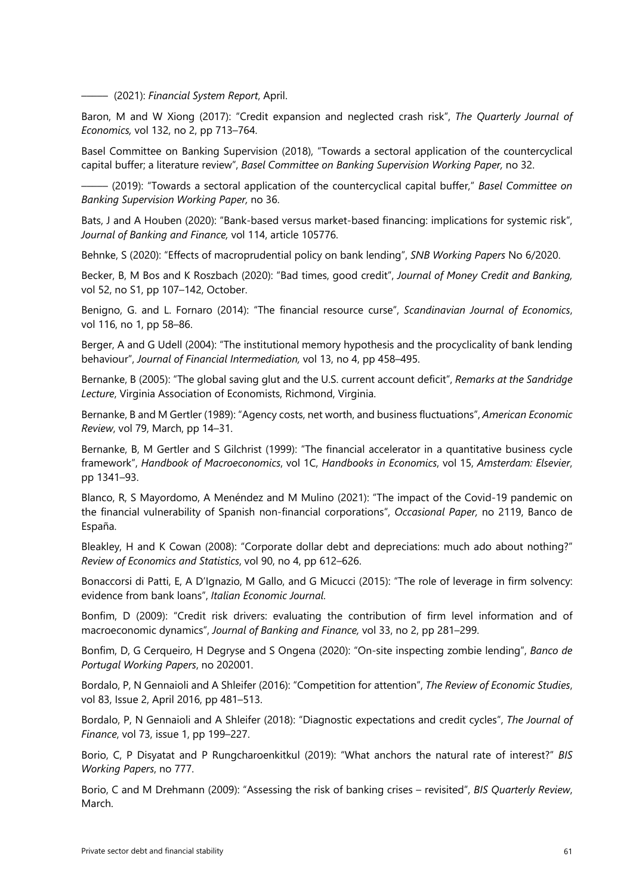——— (2021): *Financial System Report*, April.

Baron, M and W Xiong (2017): "Credit expansion and neglected crash risk", *The Quarterly Journal of Economics,* vol 132, no 2, pp 713–764.

Basel Committee on Banking Supervision (2018), "Towards a sectoral application of the countercyclical capital buffer; a literature review", *Basel Committee on Banking Supervision Working Paper,* no 32.

——— (2019): "Towards a sectoral application of the countercyclical capital buffer," *Basel Committee on Banking Supervision Working Paper,* no 36.

Bats, J and A Houben (2020): "Bank-based versus market-based financing: implications for systemic risk", *Journal of Banking and Finance,* vol 114, article 105776.

Behnke, S (2020): "Effects of macroprudential policy on bank lending", *SNB Working Papers* No 6/2020.

Becker, B, M Bos and K Roszbach (2020): "Bad times, good credit", *Journal of Money Credit and Banking,* vol 52, no S1, pp 107–142, October.

Benigno, G. and L. Fornaro (2014): "The financial resource curse", *Scandinavian Journal of Economics*, vol 116, no 1, pp 58–86.

Berger, A and G Udell (2004): "The institutional memory hypothesis and the procyclicality of bank lending behaviour", *Journal of Financial Intermediation,* vol 13, no 4, pp 458–495.

Bernanke, B (2005): "The global saving glut and the U.S. current account deficit", *Remarks at the Sandridge Lecture*, Virginia Association of Economists, Richmond, Virginia.

Bernanke, B and M Gertler (1989): "Agency costs, net worth, and business fluctuations", *American Economic Review*, vol 79, March, pp 14–31.

Bernanke, B, M Gertler and S Gilchrist (1999): "The financial accelerator in a quantitative business cycle framework", *Handbook of Macroeconomics*, vol 1C, *Handbooks in Economics*, vol 15, *Amsterdam: Elsevier*, pp 1341–93.

Blanco, R, S Mayordomo, A Menéndez and M Mulino (2021): "The impact of the Covid-19 pandemic on the financial vulnerability of Spanish non-financial corporations", *Occasional Paper,* no 2119, Banco de España.

Bleakley, H and K Cowan (2008): "Corporate dollar debt and depreciations: much ado about nothing?" *Review of Economics and Statistics*, vol 90, no 4, pp 612–626.

Bonaccorsi di Patti, E, A D'Ignazio, M Gallo, and G Micucci (2015): "The role of leverage in firm solvency: evidence from bank loans", *Italian Economic Journal*.

Bonfim, D (2009): "Credit risk drivers: evaluating the contribution of firm level information and of macroeconomic dynamics", *Journal of Banking and Finance,* vol 33, no 2, pp 281–299.

Bonfim, D, G Cerqueiro, H Degryse and S Ongena (2020): "On-site inspecting zombie lending", *Banco de Portugal Working Papers*, no 202001.

Bordalo, P, N Gennaioli and A Shleifer (2016): "Competition for attention", *The Review of Economic Studies*, vol 83, Issue 2, April 2016, pp 481–513.

Bordalo, P, N Gennaioli and A Shleifer (2018): "Diagnostic expectations and credit cycles", *The Journal of Finance*, vol 73, issue 1, pp 199–227.

Borio, C, P Disyatat and P Rungcharoenkitkul (2019): "What anchors the natural rate of interest?" *BIS Working Papers*, no 777.

Borio, C and M Drehmann (2009): "Assessing the risk of banking crises – revisited", *BIS Quarterly Review*, March.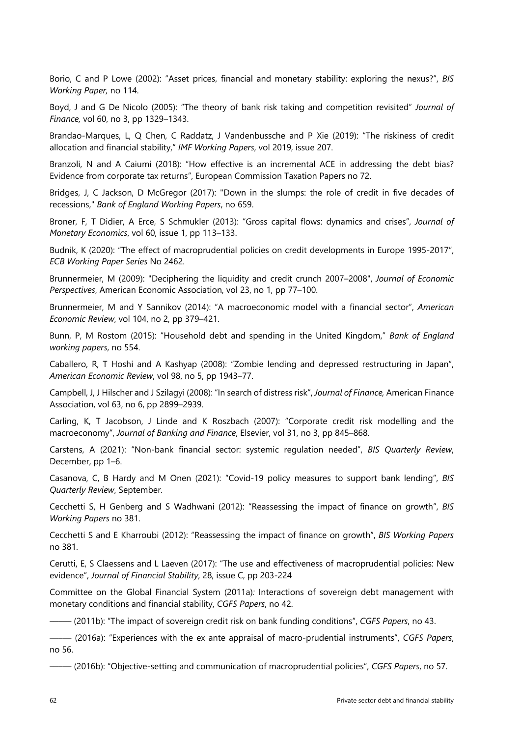Borio, C and P Lowe (2002): "Asset prices, financial and monetary stability: exploring the nexus?", *BIS Working Paper,* no 114.

Boyd, J and G De Nicolo (2005): "The theory of bank risk taking and competition revisited" *Journal of Finance,* vol 60, no 3, pp 1329–1343.

Brandao-Marques, L, Q Chen, C Raddatz, J Vandenbussche and P Xie (2019): "The riskiness of credit allocation and financial stability," *IMF Working Papers*, vol 2019, issue 207.

Branzoli, N and A Caiumi (2018): "How effective is an incremental ACE in addressing the debt bias? Evidence from corporate tax returns", European Commission Taxation Papers no 72.

Bridges, J, C Jackson, D McGregor (2017): "Down in the slumps: the role of credit in five decades of recessions," *Bank of England Working Papers*, no 659.

Broner, F, T Didier, A Erce, S Schmukler (2013): "Gross capital flows: dynamics and crises", *Journal of Monetary Economics*, vol 60, issue 1, pp 113–133.

Budnik, K (2020): "The effect of macroprudential policies on credit developments in Europe 1995-2017", *ECB Working Paper Series* No 2462.

Brunnermeier, M (2009): "Deciphering the liquidity and credit crunch 2007–2008", *Journal of Economic Perspectives*, American Economic Association, vol 23, no 1, pp 77–100.

Brunnermeier, M and Y Sannikov (2014): "A macroeconomic model with a financial sector", *American Economic Review*, vol 104, no 2, pp 379–421.

Bunn, P, M Rostom (2015): "Household debt and spending in the United Kingdom," *Bank of England working papers*, no 554.

Caballero, R, T Hoshi and A Kashyap (2008): "Zombie lending and depressed restructuring in Japan", *American Economic Review*, vol 98, no 5, pp 1943–77.

Campbell, J, J Hilscher and J Szilagyi (2008): "In search of distress risk", *Journal of Finance,* American Finance Association, vol 63, no 6, pp 2899–2939.

Carling, K, T Jacobson, J Linde and K Roszbach (2007): "Corporate credit risk modelling and the macroeconomy", *Journal of Banking and Finance*, Elsevier, vol 31, no 3, pp 845–868.

Carstens, A (2021): "Non-bank financial sector: systemic regulation needed", *BIS Quarterly Review*, December, pp 1–6.

Casanova, C, B Hardy and M Onen (2021): "Covid-19 policy measures to support bank lending", *BIS Quarterly Review*, September.

Cecchetti S, H Genberg and S Wadhwani (2012): "Reassessing the impact of finance on growth", *BIS Working Papers* no 381.

Cecchetti S and E Kharroubi (2012): "Reassessing the impact of finance on growth", *BIS Working Papers* no 381.

Cerutti, E, S Claessens and L Laeven (2017): "The use and effectiveness of macroprudential policies: New evidence", *Journal of Financial Stability*, 28, issue C, pp 203-224

Committee on the Global Financial System (2011a)*:* Interactions of sovereign debt management with monetary conditions and financial stability, *CGFS Papers*, no 42.

——— (2011b): "The impact of sovereign credit risk on bank funding conditions", *CGFS Papers*, no 43.

——— (2016a): "Experiences with the ex ante appraisal of macro-prudential instruments", *CGFS Papers*, no 56.

——— (2016b): "Objective-setting and communication of macroprudential policies", *CGFS Papers*, no 57.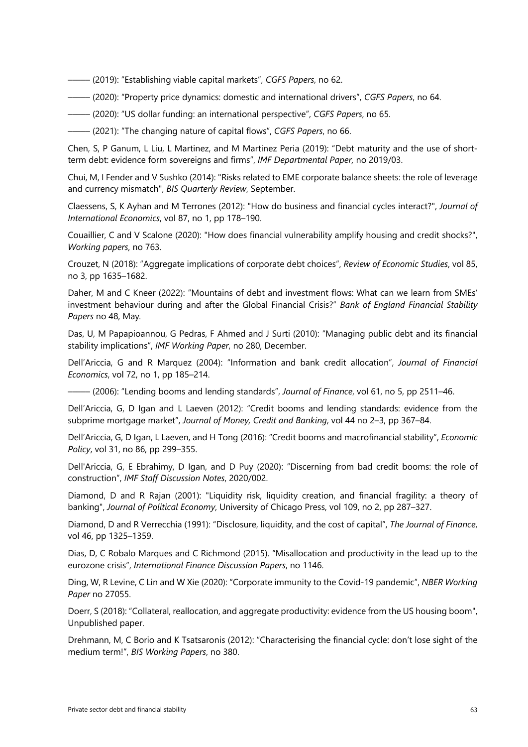——— (2019): “Establishing viable capital markets”, *CGFS Papers*, no 62.

——— (2020): “Property price dynamics: domestic and international drivers”, *CGFS Papers*, no 64.

——— (2020): “US dollar funding: an international perspective”, *CGFS Papers*, no 65.

——— (2021): “The changing nature of capital flows”, *CGFS Papers*, no 66.

Chen, S, P Ganum, L Liu, L Martinez, and M Martinez Peria (2019): “Debt maturity and the use of short-term debt: evidence form sovereigns and firms”, *IMF Departmental Paper,* no 2019/03.

Chui, M, I Fender and V Sushko (2014): "Risks related to EME corporate balance sheets: the role of leverage and currency mismatch", *BIS Quarterly Review*, September.

Claessens, S, K Ayhan and M Terrones (2012): "How do business and financial cycles interact?", *Journal of International Economics*, vol 87, no 1, pp 178–190.

Couaillier, C and V Scalone (2020): "How does financial vulnerability amplify housing and credit shocks?", *Working papers*, no 763.

Crouzet, N (2018): “Aggregate implications of corporate debt choices”, *Review of Economic Studies*, vol 85, no 3, pp 1635–1682.

Daher, M and C Kneer (2022): “Mountains of debt and investment flows: What can we learn from SMEs’ investment behaviour during and after the Global Financial Crisis?” *Bank of England Financial Stability Papers* no 48, May.

Das, U, M Papapioannou, G Pedras, F Ahmed and J Surti (2010): “Managing public debt and its financial stability implications”, *IMF Working Paper*, no 280, December.

Dell’Ariccia, G and R Marquez (2004): “Information and bank credit allocation”, *Journal of Financial Economics*, vol 72, no 1, pp 185–214.

——— (2006): “Lending booms and lending standards”, *Journal of Finance*, vol 61, no 5, pp 2511–46.

Dell’Ariccia, G, D Igan and L Laeven (2012): “Credit booms and lending standards: evidence from the subprime mortgage market”, *Journal of Money, Credit and Banking*, vol 44 no 2–3, pp 367–84.

Dell’Ariccia, G, D Igan, L Laeven, and H Tong (2016): “Credit booms and macrofinancial stability”, *Economic Policy*, vol 31, no 86, pp 299–355.

Dell'Ariccia, G, E Ebrahimy, D Igan, and D Puy (2020): “Discerning from bad credit booms: the role of construction”, *IMF Staff Discussion Notes*, 2020/002.

Diamond, D and R Rajan (2001): "Liquidity risk, liquidity creation, and financial fragility: a theory of banking", *Journal of Political Economy*, University of Chicago Press, vol 109, no 2, pp 287–327.

Diamond, D and R Verrecchia (1991): “Disclosure, liquidity, and the cost of capital”, *The Journal of Finance*, vol 46, pp 1325–1359.

Dias, D, C Robalo Marques and C Richmond (2015). “Misallocation and productivity in the lead up to the eurozone crisis”, *International Finance Discussion Papers*, no 1146.

Ding, W, R Levine, C Lin and W Xie (2020): “Corporate immunity to the Covid-19 pandemic”, *NBER Working Paper* no 27055.

Doerr, S (2018): “Collateral, reallocation, and aggregate productivity: evidence from the US housing boom", Unpublished paper.

Drehmann, M, C Borio and K Tsatsaronis (2012): “Characterising the financial cycle: don’t lose sight of the medium term!”, *BIS Working Papers*, no 380.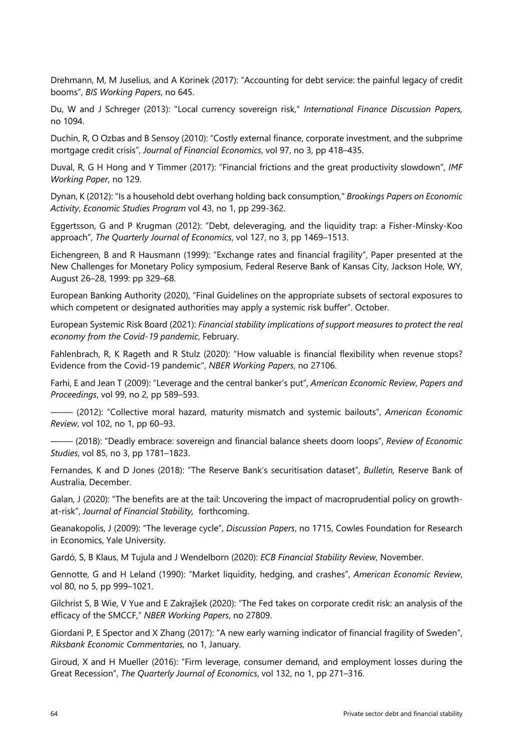Drehmann, M, M Juselius, and A Korinek (2017): "Accounting for debt service: the painful legacy of credit booms", *BIS Working Papers*, no 645.

Du, W and J Schreger (2013): "Local currency sovereign risk," *International Finance Discussion Papers,* no 1094.

Duchin, R, O Ozbas and B Sensoy (2010): "Costly external finance, corporate investment, and the subprime mortgage credit crisis", *Journal of Financial Economics*, vol 97, no 3, pp 418–435.

Duval, R, G H Hong and Y Timmer (2017): "Financial frictions and the great productivity slowdown", *IMF Working Paper*, no 129.

Dynan, K (2012): "Is a household debt overhang holding back consumption," *Brookings Papers on Economic Activity*, *Economic Studies Program* vol 43, no 1, pp 299-362.

Eggertsson, G and P Krugman (2012): "Debt, deleveraging, and the liquidity trap: a Fisher-Minsky-Koo approach", *The Quarterly Journal of Economics*, vol 127, no 3, pp 1469–1513.

Eichengreen, B and R Hausmann (1999): "Exchange rates and financial fragility", Paper presented at the New Challenges for Monetary Policy symposium, Federal Reserve Bank of Kansas City, Jackson Hole, WY, August 26–28, 1999: pp 329–68.

European Banking Authority (2020), "Final Guidelines on the appropriate subsets of sectoral exposures to which competent or designated authorities may apply a systemic risk buffer". October.

European Systemic Risk Board (2021): *Financial stability implications of support measures to protect the real economy from the Covid-19 pandemic*, February.

Fahlenbrach, R, K Rageth and R Stulz (2020): "How valuable is financial flexibility when revenue stops? Evidence from the Covid-19 pandemic", *NBER Working Papers*, no 27106.

Farhi, E and Jean T (2009): "Leverage and the central banker's put", *American Economic Review*, *Papers and Proceedings*, vol 99, no 2, pp 589–593.

——— (2012): "Collective moral hazard, maturity mismatch and systemic bailouts", *American Economic Review*, vol 102, no 1, pp 60–93.

——— (2018): "Deadly embrace: sovereign and financial balance sheets doom loops", *Review of Economic Studies*, vol 85, no 3, pp 1781–1823.

Fernandes, K and D Jones (2018): "The Reserve Bank's securitisation dataset", *Bulletin,* Reserve Bank of Australia, December.

Galan, J (2020): "The benefits are at the tail: Uncovering the impact of macroprudential policy on growth-at-risk", *Journal of Financial Stability,* forthcoming.

Geanakopolis, J (2009): "The leverage cycle", *Discussion Papers*, no 1715, Cowles Foundation for Research in Economics, Yale University.

Gardó, S, B Klaus, M Tujula and J Wendelborn (2020): *ECB Financial Stability Review*, November.

Gennotte, G and H Leland (1990): "Market liquidity, hedging, and crashes", *American Economic Review*, vol 80, no 5, pp 999–1021.

Gilchrist S, B Wie, V Yue and E Zakrajšek (2020): "The Fed takes on corporate credit risk: an analysis of the efficacy of the SMCCF," *NBER Working Papers*, no 27809.

Giordani P, E Spector and X Zhang (2017): "A new early warning indicator of financial fragility of Sweden", *Riksbank Economic Commentaries,* no 1, January.

Giroud, X and H Mueller (2016): "Firm leverage, consumer demand, and employment losses during the Great Recession", *The Quarterly Journal of Economics*, vol 132, no 1, pp 271–316.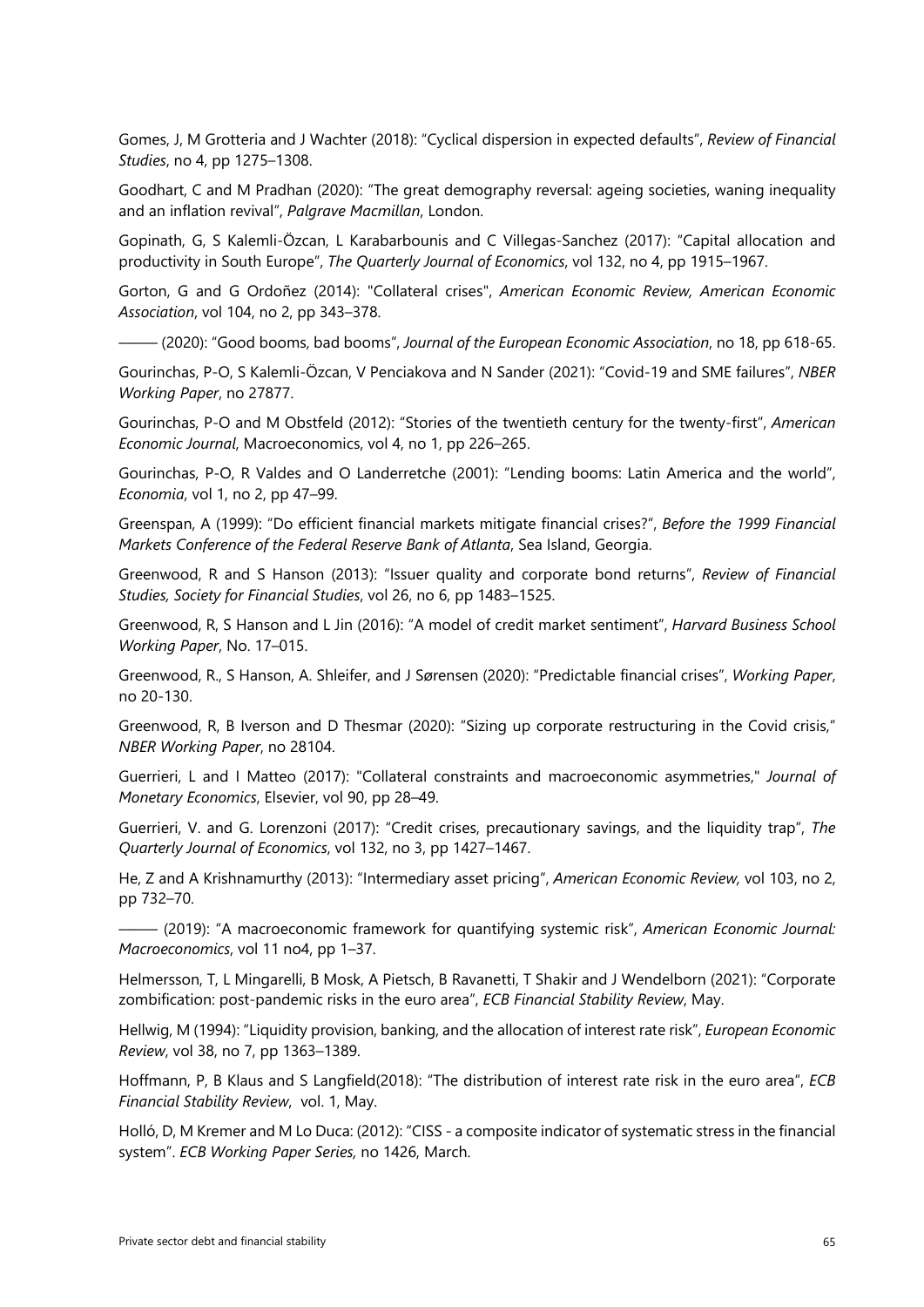Gomes, J, M Grotteria and J Wachter (2018): "Cyclical dispersion in expected defaults", *Review of Financial Studies*, no 4, pp 1275–1308.

Goodhart, C and M Pradhan (2020): "The great demography reversal: ageing societies, waning inequality and an inflation revival", *Palgrave Macmillan*, London.

Gopinath, G, S Kalemli-Özcan, L Karabarbounis and C Villegas-Sanchez (2017): "Capital allocation and productivity in South Europe", *The Quarterly Journal of Economics*, vol 132, no 4, pp 1915–1967.

Gorton, G and G Ordoñez (2014): "Collateral crises", *American Economic Review, American Economic Association*, vol 104, no 2, pp 343–378.

——— (2020): "Good booms, bad booms", *Journal of the European Economic Association*, no 18, pp 618-65.

Gourinchas, P-O, S Kalemli-Özcan, V Penciakova and N Sander (2021): "Covid-19 and SME failures", *NBER Working Paper*, no 27877.

Gourinchas, P-O and M Obstfeld (2012): "Stories of the twentieth century for the twenty-first", *American Economic Journal*, Macroeconomics, vol 4, no 1, pp 226–265.

Gourinchas, P-O, R Valdes and O Landerretche (2001): "Lending booms: Latin America and the world", *Economia*, vol 1, no 2, pp 47–99.

Greenspan, A (1999): "Do efficient financial markets mitigate financial crises?", *Before the 1999 Financial Markets Conference of the Federal Reserve Bank of Atlanta*, Sea Island, Georgia.

Greenwood, R and S Hanson (2013): "Issuer quality and corporate bond returns", *Review of Financial Studies, Society for Financial Studies*, vol 26, no 6, pp 1483–1525.

Greenwood, R, S Hanson and L Jin (2016): "A model of credit market sentiment", *Harvard Business School Working Paper*, No. 17–015.

Greenwood, R., S Hanson, A. Shleifer, and J Sørensen (2020): "Predictable financial crises", *Working Paper*, no 20-130.

Greenwood, R, B Iverson and D Thesmar (2020): "Sizing up corporate restructuring in the Covid crisis," *NBER Working Paper*, no 28104.

Guerrieri, L and I Matteo (2017): "Collateral constraints and macroeconomic asymmetries," *Journal of Monetary Economics*, Elsevier, vol 90, pp 28–49.

Guerrieri, V. and G. Lorenzoni (2017): "Credit crises, precautionary savings, and the liquidity trap", *The Quarterly Journal of Economics*, vol 132, no 3, pp 1427–1467.

He, Z and A Krishnamurthy (2013): "Intermediary asset pricing", *American Economic Review,* vol 103, no 2, pp 732–70.

——— (2019): "A macroeconomic framework for quantifying systemic risk", *American Economic Journal: Macroeconomics*, vol 11 no4, pp 1–37.

Helmersson, T, L Mingarelli, B Mosk, A Pietsch, B Ravanetti, T Shakir and J Wendelborn (2021): "Corporate zombification: post-pandemic risks in the euro area", *ECB Financial Stability Review*, May.

Hellwig, M (1994): "Liquidity provision, banking, and the allocation of interest rate risk", *European Economic Review*, vol 38, no 7, pp 1363–1389.

Hoffmann, P, B Klaus and S Langfield(2018): "The distribution of interest rate risk in the euro area", *ECB Financial Stability Review*, vol. 1, May.

Holló, D, M Kremer and M Lo Duca: (2012): "CISS - a composite indicator of systematic stress in the financial system". *ECB Working Paper Series,* no 1426, March.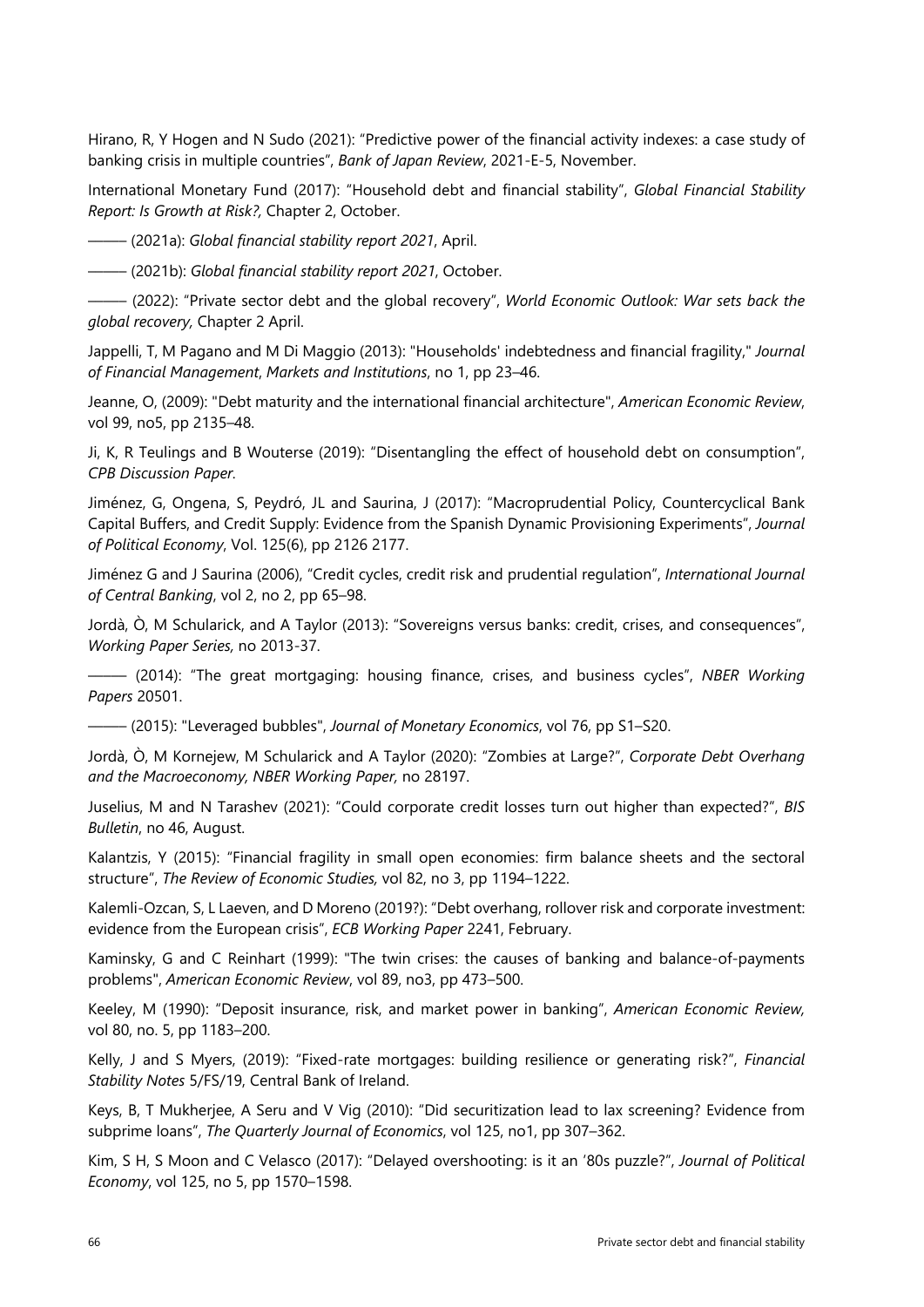Hirano, R, Y Hogen and N Sudo (2021): "Predictive power of the financial activity indexes: a case study of banking crisis in multiple countries", *Bank of Japan Review*, 2021-E-5, November.

International Monetary Fund (2017): "Household debt and financial stability", *Global Financial Stability Report: Is Growth at Risk?,* Chapter 2, October.

——— (2021a): *Global financial stability report 2021*, April.

——— (2021b): *Global financial stability report 2021*, October.

——— (2022): "Private sector debt and the global recovery", *World Economic Outlook: War sets back the global recovery,* Chapter 2 April.

Jappelli, T, M Pagano and M Di Maggio (2013): "Households' indebtedness and financial fragility," *Journal of Financial Management*, *Markets and Institutions*, no 1, pp 23–46.

Jeanne, O, (2009): "Debt maturity and the international financial architecture", *American Economic Review*, vol 99, no5, pp 2135–48.

Ji, K, R Teulings and B Wouterse (2019): "Disentangling the effect of household debt on consumption", *CPB Discussion Paper*.

Jiménez, G, Ongena, S, Peydró, JL and Saurina, J (2017): "Macroprudential Policy, Countercyclical Bank Capital Buffers, and Credit Supply: Evidence from the Spanish Dynamic Provisioning Experiments", *Journal of Political Economy*, Vol. 125(6), pp 2126 2177.

Jiménez G and J Saurina (2006), "Credit cycles, credit risk and prudential regulation", *International Journal of Central Banking*, vol 2, no 2, pp 65–98.

Jordà, Ò, M Schularick, and A Taylor (2013): "Sovereigns versus banks: credit, crises, and consequences", *Working Paper Series,* no 2013-37.

——— (2014): "The great mortgaging: housing finance, crises, and business cycles", *NBER Working Papers* 20501.

——— (2015): "Leveraged bubbles", *Journal of Monetary Economics*, vol 76, pp S1–S20.

Jordà, Ò, M Kornejew, M Schularick and A Taylor (2020): "Zombies at Large?", *Corporate Debt Overhang and the Macroeconomy, NBER Working Paper,* no 28197.

Juselius, M and N Tarashev (2021): "Could corporate credit losses turn out higher than expected?", *BIS Bulletin*, no 46, August.

Kalantzis, Y (2015): "Financial fragility in small open economies: firm balance sheets and the sectoral structure", *The Review of Economic Studies,* vol 82, no 3, pp 1194–1222.

Kalemli-Ozcan, S, L Laeven, and D Moreno (2019?): "Debt overhang, rollover risk and corporate investment: evidence from the European crisis", *ECB Working Paper* 2241, February.

Kaminsky, G and C Reinhart (1999): "The twin crises: the causes of banking and balance-of-payments problems", *American Economic Review*, vol 89, no3, pp 473–500.

Keeley, M (1990): "Deposit insurance, risk, and market power in banking", *American Economic Review,* vol 80, no. 5, pp 1183–200.

Kelly, J and S Myers, (2019): "Fixed-rate mortgages: building resilience or generating risk?", *Financial Stability Notes* 5/FS/19, Central Bank of Ireland.

Keys, B, T Mukherjee, A Seru and V Vig (2010): "Did securitization lead to lax screening? Evidence from subprime loans", *The Quarterly Journal of Economics*, vol 125, no1, pp 307–362.

Kim, S H, S Moon and C Velasco (2017): "Delayed overshooting: is it an '80s puzzle?", *Journal of Political Economy*, vol 125, no 5, pp 1570–1598.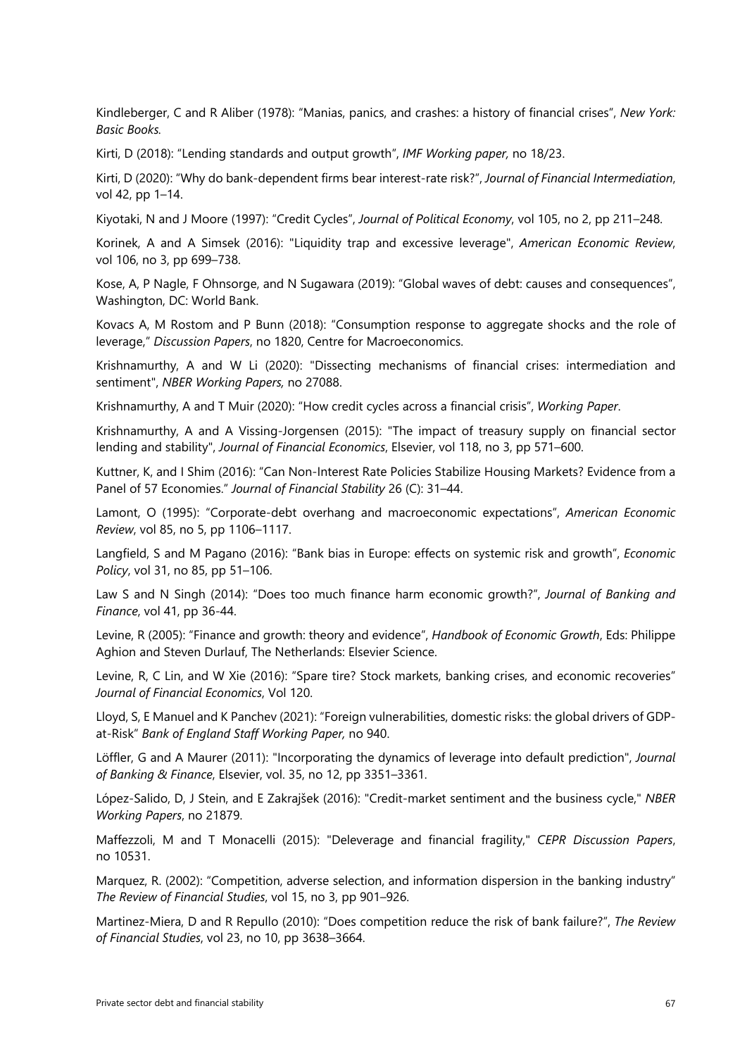Kindleberger, C and R Aliber (1978): "Manias, panics, and crashes: a history of financial crises", *New York: Basic Books.*

Kirti, D (2018): "Lending standards and output growth", *IMF Working paper,* no 18/23.

Kirti, D (2020): "Why do bank-dependent firms bear interest-rate risk?", *Journal of Financial Intermediation*, vol 42, pp 1–14.

Kiyotaki, N and J Moore (1997): "Credit Cycles", *Journal of Political Economy*, vol 105, no 2, pp 211–248.

Korinek, A and A Simsek (2016): "Liquidity trap and excessive leverage", *American Economic Review*, vol 106, no 3, pp 699–738.

Kose, A, P Nagle, F Ohnsorge, and N Sugawara (2019): "Global waves of debt: causes and consequences", Washington, DC: World Bank.

Kovacs A, M Rostom and P Bunn (2018): "Consumption response to aggregate shocks and the role of leverage," *Discussion Papers*, no 1820, Centre for Macroeconomics.

Krishnamurthy, A and W Li (2020): "Dissecting mechanisms of financial crises: intermediation and sentiment", *NBER Working Papers,* no 27088.

Krishnamurthy, A and T Muir (2020): "How credit cycles across a financial crisis", *Working Paper*.

Krishnamurthy, A and A Vissing-Jorgensen (2015): "The impact of treasury supply on financial sector lending and stability", *Journal of Financial Economics*, Elsevier, vol 118, no 3, pp 571–600.

Kuttner, K, and I Shim (2016): "Can Non-Interest Rate Policies Stabilize Housing Markets? Evidence from a Panel of 57 Economies." *Journal of Financial Stability* 26 (C): 31–44.

Lamont, O (1995): "Corporate-debt overhang and macroeconomic expectations", *American Economic Review*, vol 85, no 5, pp 1106–1117.

Langfield, S and M Pagano (2016): "Bank bias in Europe: effects on systemic risk and growth", *Economic Policy*, vol 31, no 85, pp 51–106.

Law S and N Singh (2014): "Does too much finance harm economic growth?", *Journal of Banking and Finance*, vol 41, pp 36-44.

Levine, R (2005): "Finance and growth: theory and evidence", *Handbook of Economic Growth*, Eds: Philippe Aghion and Steven Durlauf, The Netherlands: Elsevier Science.

Levine, R, C Lin, and W Xie (2016): "Spare tire? Stock markets, banking crises, and economic recoveries" *Journal of Financial Economics*, Vol 120.

Lloyd, S, E Manuel and K Panchev (2021): "Foreign vulnerabilities, domestic risks: the global drivers of GDP-at-Risk" *Bank of England Staff Working Paper,* no 940.

Löffler, G and A Maurer (2011): "Incorporating the dynamics of leverage into default prediction", *Journal of Banking & Finance*, Elsevier, vol. 35, no 12, pp 3351–3361.

López-Salido, D, J Stein, and E Zakrajšek (2016): "Credit-market sentiment and the business cycle," *NBER Working Papers*, no 21879.

Maffezzoli, M and T Monacelli (2015): "Deleverage and financial fragility," *CEPR Discussion Papers*, no 10531.

Marquez, R. (2002): "Competition, adverse selection, and information dispersion in the banking industry" *The Review of Financial Studies*, vol 15, no 3, pp 901–926.

Martinez-Miera, D and R Repullo (2010): "Does competition reduce the risk of bank failure?", *The Review of Financial Studies*, vol 23, no 10, pp 3638–3664.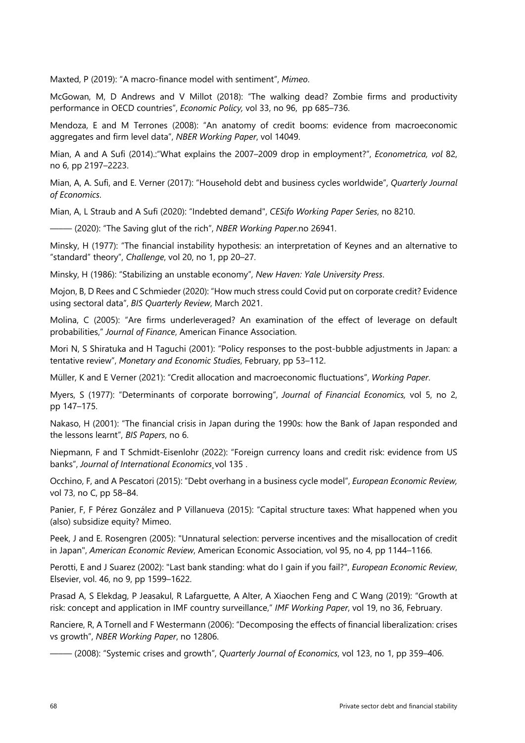Maxted, P (2019): "A macro-finance model with sentiment", *Mimeo*.

McGowan, M, D Andrews and V Millot (2018): "The walking dead? Zombie firms and productivity performance in OECD countries", *Economic Policy,* vol 33, no 96, pp 685–736.

Mendoza, E and M Terrones (2008): "An anatomy of credit booms: evidence from macroeconomic aggregates and firm level data", *NBER Working Paper*, vol 14049.

Mian, A and A Sufi (2014).:"What explains the 2007–2009 drop in employment?", *Econometrica, vol* 82, no 6, pp 2197–2223.

Mian, A, A. Sufi, and E. Verner (2017): "Household debt and business cycles worldwide", *Quarterly Journal of Economics*.

Mian, A, L Straub and A Sufi (2020): "Indebted demand", *CESifo Working Paper Series*, no 8210.

——— (2020): "The Saving glut of the rich", *NBER Working Paper*.no 26941.

Minsky, H (1977): "The financial instability hypothesis: an interpretation of Keynes and an alternative to "standard" theory", *Challenge*, vol 20, no 1, pp 20–27.

Minsky, H (1986): "Stabilizing an unstable economy", *New Haven: Yale University Press*.

Mojon, B, D Rees and C Schmieder (2020): "How much stress could Covid put on corporate credit? Evidence using sectoral data", *BIS Quarterly Review*, March 2021.

Molina, C (2005): "Are firms underleveraged? An examination of the effect of leverage on default probabilities," *Journal of Finance*, American Finance Association.

Mori N, S Shiratuka and H Taguchi (2001): "Policy responses to the post-bubble adjustments in Japan: a tentative review", *Monetary and Economic Studies*, February, pp 53–112.

Müller, K and E Verner (2021): "Credit allocation and macroeconomic fluctuations", *Working Paper*.

Myers, S (1977): "Determinants of corporate borrowing", *Journal of Financial Economics,* vol 5, no 2, pp 147–175.

Nakaso, H (2001): "The financial crisis in Japan during the 1990s: how the Bank of Japan responded and the lessons learnt", *BIS Papers*, no 6.

Niepmann, F and T Schmidt-Eisenlohr (2022): "Foreign currency loans and credit risk: evidence from US banks", *Journal of International Economics*¸vol 135 .

Occhino, F, and A Pescatori (2015): "Debt overhang in a business cycle model", *European Economic Review,* vol 73, no C, pp 58–84.

Panier, F, F Pérez González and P Villanueva (2015): "Capital structure taxes: What happened when you (also) subsidize equity? Mimeo.

Peek, J and E. Rosengren (2005): "Unnatural selection: perverse incentives and the misallocation of credit in Japan", *American Economic Review*, American Economic Association, vol 95, no 4, pp 1144–1166.

Perotti, E and J Suarez (2002): "Last bank standing: what do I gain if you fail?", *European Economic Review*, Elsevier, vol. 46, no 9, pp 1599–1622.

Prasad A, S Elekdag, P Jeasakul, R Lafarguette, A Alter, A Xiaochen Feng and C Wang (2019): "Growth at risk: concept and application in IMF country surveillance," *IMF Working Paper*, vol 19, no 36, February.

Ranciere, R, A Tornell and F Westermann (2006): "Decomposing the effects of financial liberalization: crises vs growth", *NBER Working Paper*, no 12806.

——— (2008): "Systemic crises and growth", *Quarterly Journal of Economics*, vol 123, no 1, pp 359–406.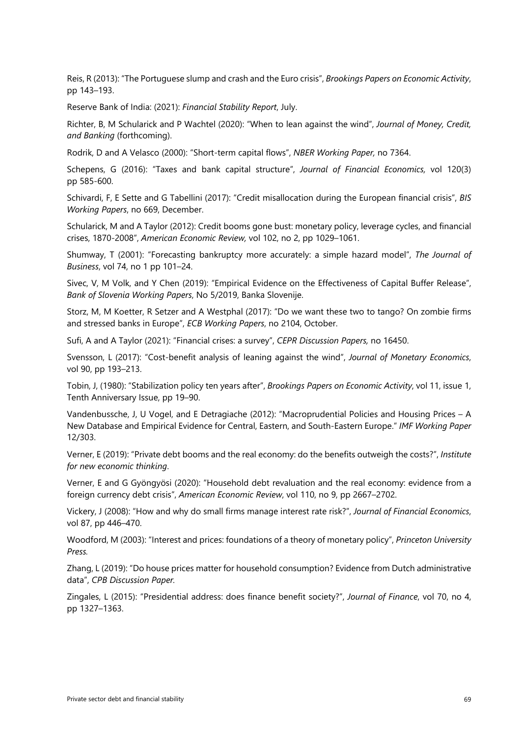Reis, R (2013): "The Portuguese slump and crash and the Euro crisis", *Brookings Papers on Economic Activity*, pp 143–193.

Reserve Bank of India: (2021): *Financial Stability Report*, July.

Richter, B, M Schularick and P Wachtel (2020): "When to lean against the wind", *Journal of Money, Credit, and Banking* (forthcoming).

Rodrik, D and A Velasco (2000): "Short-term capital flows", *NBER Working Paper,* no 7364.

Schepens, G (2016): "Taxes and bank capital structure", *Journal of Financial Economics,* vol 120(3) pp 585-600.

Schivardi, F, E Sette and G Tabellini (2017): "Credit misallocation during the European financial crisis", *BIS Working Papers*, no 669, December.

Schularick, M and A Taylor (2012): Credit booms gone bust: monetary policy, leverage cycles, and financial crises, 1870-2008", *American Economic Review,* vol 102, no 2, pp 1029–1061.

Shumway, T (2001): "Forecasting bankruptcy more accurately: a simple hazard model", *The Journal of Business*, vol 74, no 1 pp 101–24.

Sivec, V, M Volk, and Y Chen (2019): "Empirical Evidence on the Effectiveness of Capital Buffer Release", *Bank of Slovenia Working Papers*, No 5/2019, Banka Slovenije.

Storz, M, M Koetter, R Setzer and A Westphal (2017): "Do we want these two to tango? On zombie firms and stressed banks in Europe", *ECB Working Papers*, no 2104, October.

Sufi, A and A Taylor (2021): "Financial crises: a survey", *CEPR Discussion Papers,* no 16450.

Svensson, L (2017): "Cost-benefit analysis of leaning against the wind", *Journal of Monetary Economics*, vol 90, pp 193–213.

Tobin, J, (1980): "Stabilization policy ten years after", *Brookings Papers on Economic Activity*, vol 11, issue 1, Tenth Anniversary Issue, pp 19–90.

Vandenbussche, J, U Vogel, and E Detragiache (2012): "Macroprudential Policies and Housing Prices – A New Database and Empirical Evidence for Central, Eastern, and South-Eastern Europe." *IMF Working Paper* 12/303.

Verner, E (2019): "Private debt booms and the real economy: do the benefits outweigh the costs?", *Institute for new economic thinking*.

Verner, E and G Gyöngyösi (2020): "Household debt revaluation and the real economy: evidence from a foreign currency debt crisis", *American Economic Review*, vol 110, no 9, pp 2667–2702.

Vickery, J (2008): "How and why do small firms manage interest rate risk?", *Journal of Financial Economics*, vol 87, pp 446–470.

Woodford, M (2003): "Interest and prices: foundations of a theory of monetary policy", *Princeton University Press.*

Zhang, L (2019): "Do house prices matter for household consumption? Evidence from Dutch administrative data", *CPB Discussion Paper.*

Zingales, L (2015): "Presidential address: does finance benefit society?", *Journal of Finance*, vol 70, no 4, pp 1327–1363.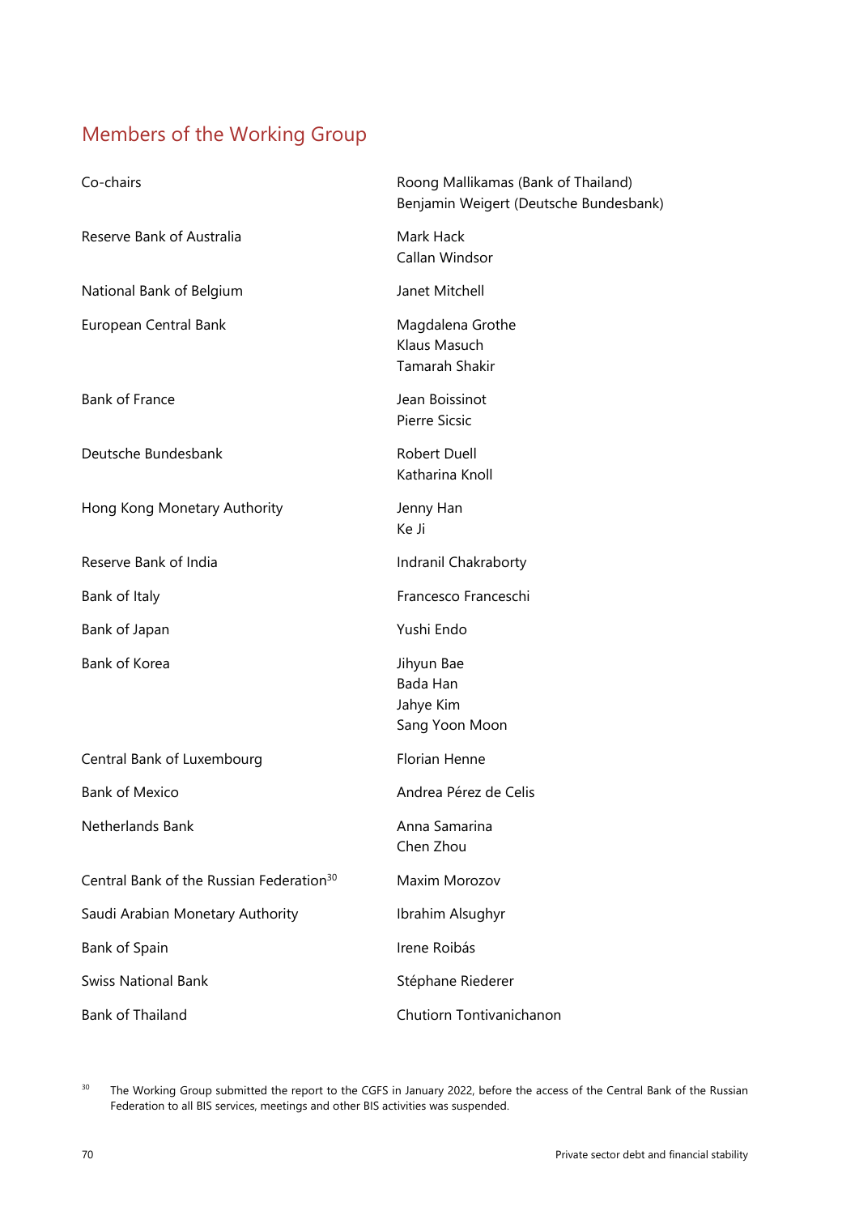## Members of the Working Group

| | |
|---|---|
| Co-chairs | Roong Mallikamas (Bank of Thailand)<br>Benjamin Weigert (Deutsche Bundesbank) |
| Reserve Bank of Australia | Mark Hack<br>Callan Windsor |
| National Bank of Belgium | Janet Mitchell |
| European Central Bank | Magdalena Grothe<br>Klaus Masuch<br>Tamarah Shakir |
| Bank of France | Jean Boissinot<br>Pierre Sicsic |
| Deutsche Bundesbank | Robert Duell<br>Katharina Knoll |
| Hong Kong Monetary Authority | Jenny Han<br>Ke Ji |
| Reserve Bank of India | Indranil Chakraborty |
| Bank of Italy | Francesco Franceschi |
| Bank of Japan | Yushi Endo |
| Bank of Korea | Jihyun Bae<br>Bada Han<br>Jahye Kim<br>Sang Yoon Moon |
| Central Bank of Luxembourg | Florian Henne |
| Bank of Mexico | Andrea Pérez de Celis |
| Netherlands Bank | Anna Samarina<br>Chen Zhou |
| Central Bank of the Russian Federation[30] | Maxim Morozov |
| Saudi Arabian Monetary Authority | Ibrahim Alsughyr |
| Bank of Spain | Irene Roibás |
| Swiss National Bank | Stéphane Riederer |
| Bank of Thailand | Chutiorn Tontivanichanon |

[30] The Working Group submitted the report to the CGFS in January 2022, before the access of the Central Bank of the Russian Federation to all BIS services, meetings and other BIS activities was suspended.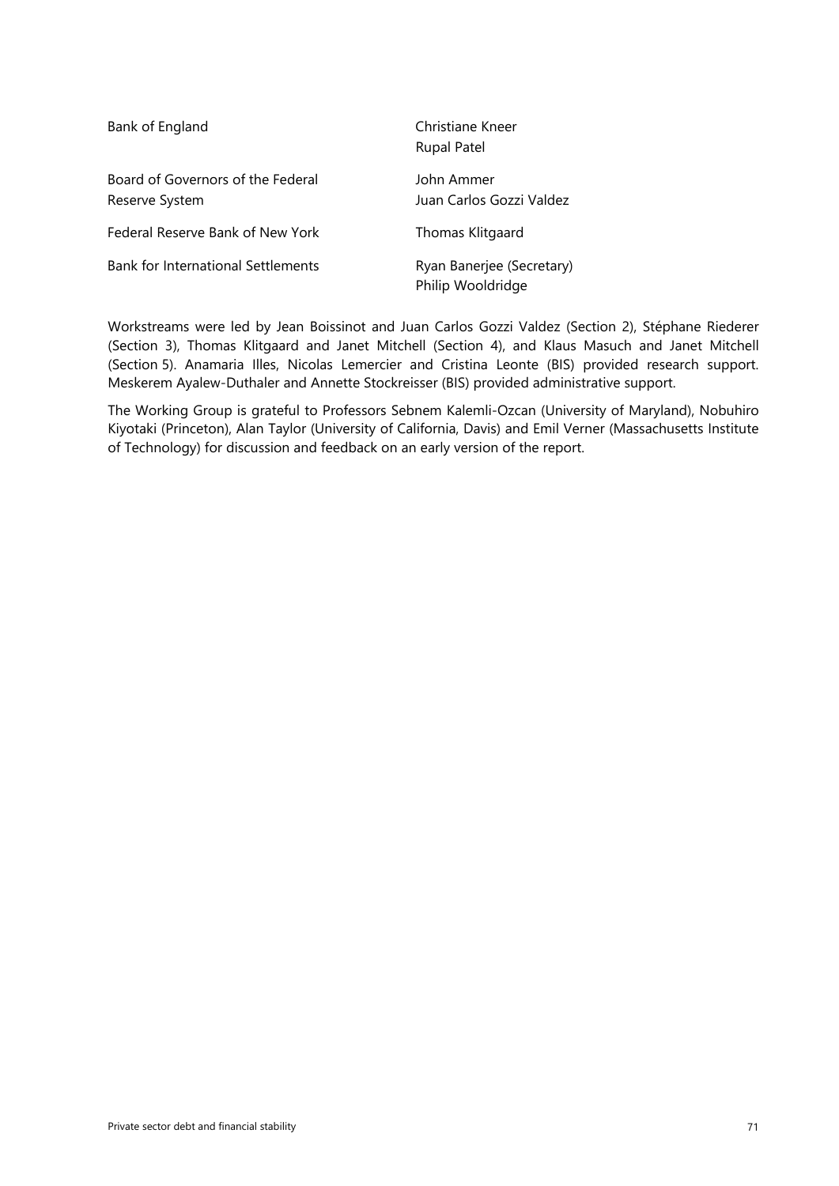| | |
|---|---|
| Bank of England | Christiane Kneer<br>Rupal Patel |
| Board of Governors of the Federal Reserve System | John Ammer<br>Juan Carlos Gozzi Valdez |
| Federal Reserve Bank of New York | Thomas Klitgaard |
| Bank for International Settlements | Ryan Banerjee (Secretary)<br>Philip Wooldridge |

Workstreams were led by Jean Boissinot and Juan Carlos Gozzi Valdez (Section 2), Stéphane Riederer (Section 3), Thomas Klitgaard and Janet Mitchell (Section 4), and Klaus Masuch and Janet Mitchell (Section 5). Anamaria Illes, Nicolas Lemercier and Cristina Leonte (BIS) provided research support. Meskerem Ayalew-Duthaler and Annette Stockreisser (BIS) provided administrative support.

The Working Group is grateful to Professors Sebnem Kalemli-Ozcan (University of Maryland), Nobuhiro Kiyotaki (Princeton), Alan Taylor (University of California, Davis) and Emil Verner (Massachusetts Institute of Technology) for discussion and feedback on an early version of the report.